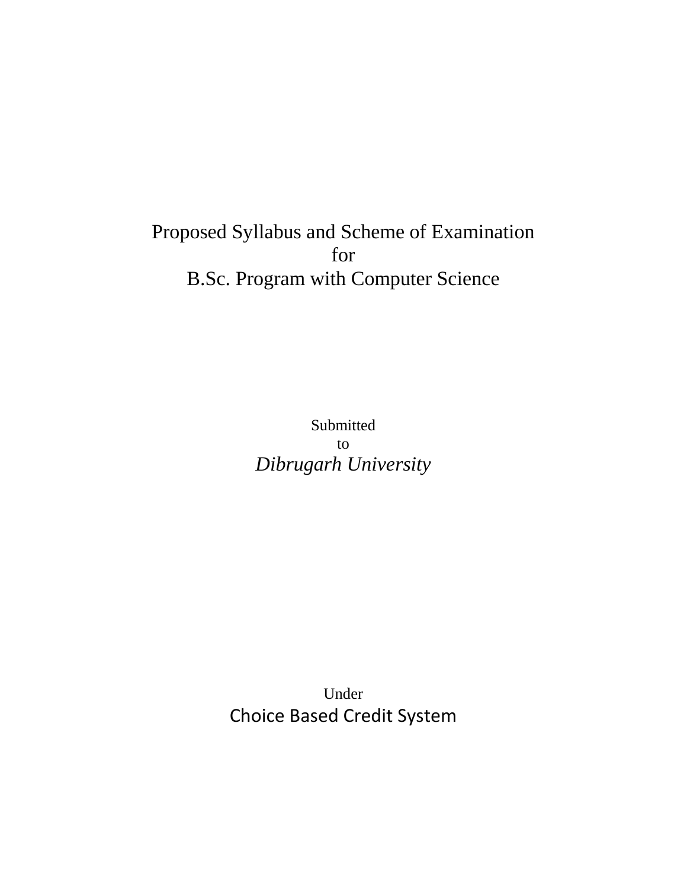# Proposed Syllabus and Scheme of Examination
# for
# B.Sc. Program with Computer Science

Submitted

to

*Dibrugarh University*

Under

Choice Based Credit System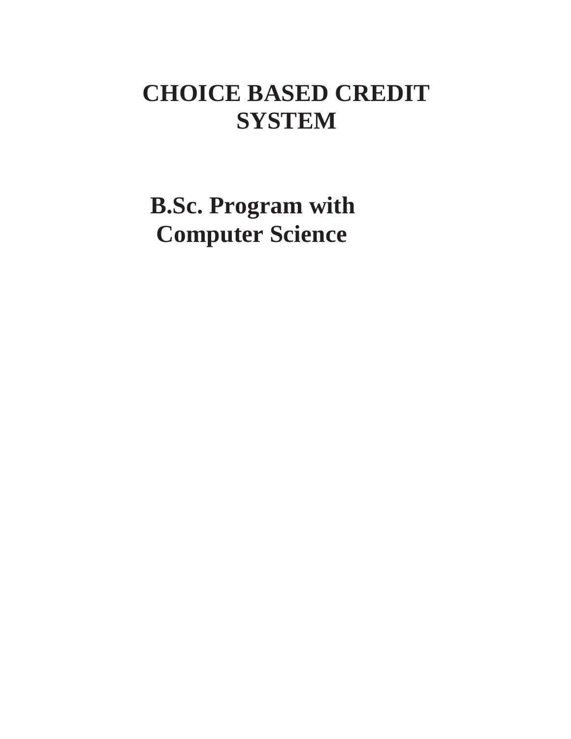# CHOICE BASED CREDIT SYSTEM

## B.Sc. Program with Computer Science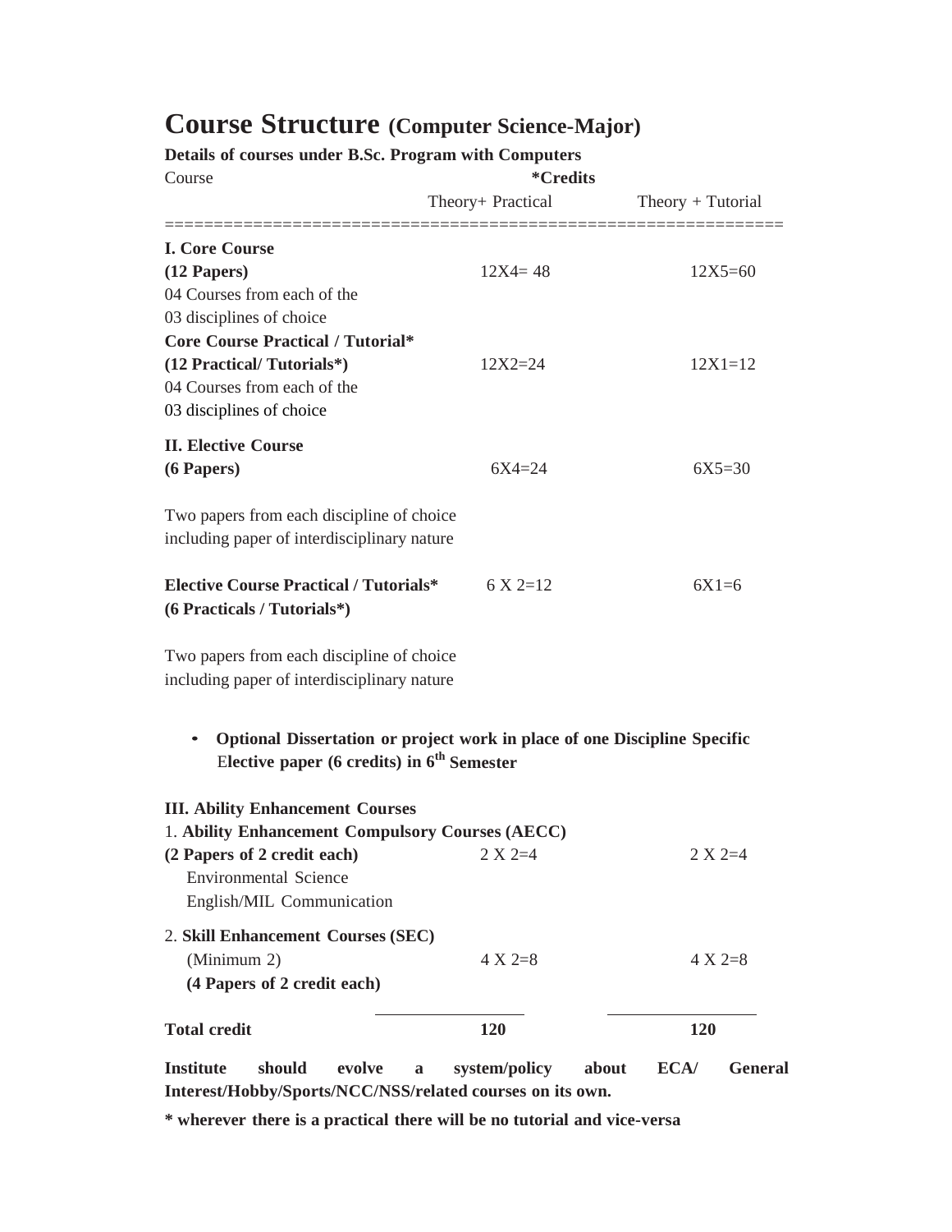# Course Structure (Computer Science-Major)

**Details of courses under B.Sc. Program with Computers**

| Course | *Credits | |
|---|---|---|
| | Theory+ Practical | Theory + Tutorial |
| **I. Core Course** | | |
| **(12 Papers)** | 12X4= 48 | 12X5=60 |
| 04 Courses from each of the 03 disciplines of choice | | |
| **Core Course Practical / Tutorial*** | | |
| **(12 Practical/ Tutorials*)** | 12X2=24 | 12X1=12 |
| 04 Courses from each of the 03 disciplines of choice | | |
| **II. Elective Course** | | |
| **(6 Papers)** | 6X4=24 | 6X5=30 |
| Two papers from each discipline of choice including paper of interdisciplinary nature | | |
| **Elective Course Practical / Tutorials*** **(6 Practicals / Tutorials*)** | 6 X 2=12 | 6X1=6 |
| Two papers from each discipline of choice including paper of interdisciplinary nature | | |

- **Optional Dissertation or project work in place of one Discipline Specific Elective paper (6 credits) in 6th Semester**

| | | |
|---|---|---|
| **III. Ability Enhancement Courses** | | |
| 1. **Ability Enhancement Compulsory Courses (AECC)** | | |
| **(2 Papers of 2 credit each)** | 2 X 2=4 | 2 X 2=4 |
| Environmental Science | | |
| English/MIL Communication | | |
| 2. **Skill Enhancement Courses (SEC)** | | |
| (Minimum 2) | 4 X 2=8 | 4 X 2=8 |
| **(4 Papers of 2 credit each)** | | |
| **Total credit** | **120** | **120** |

**Institute should evolve a system/policy about ECA/ General Interest/Hobby/Sports/NCC/NSS/related courses on its own.**

*** wherever there is a practical there will be no tutorial and vice-versa**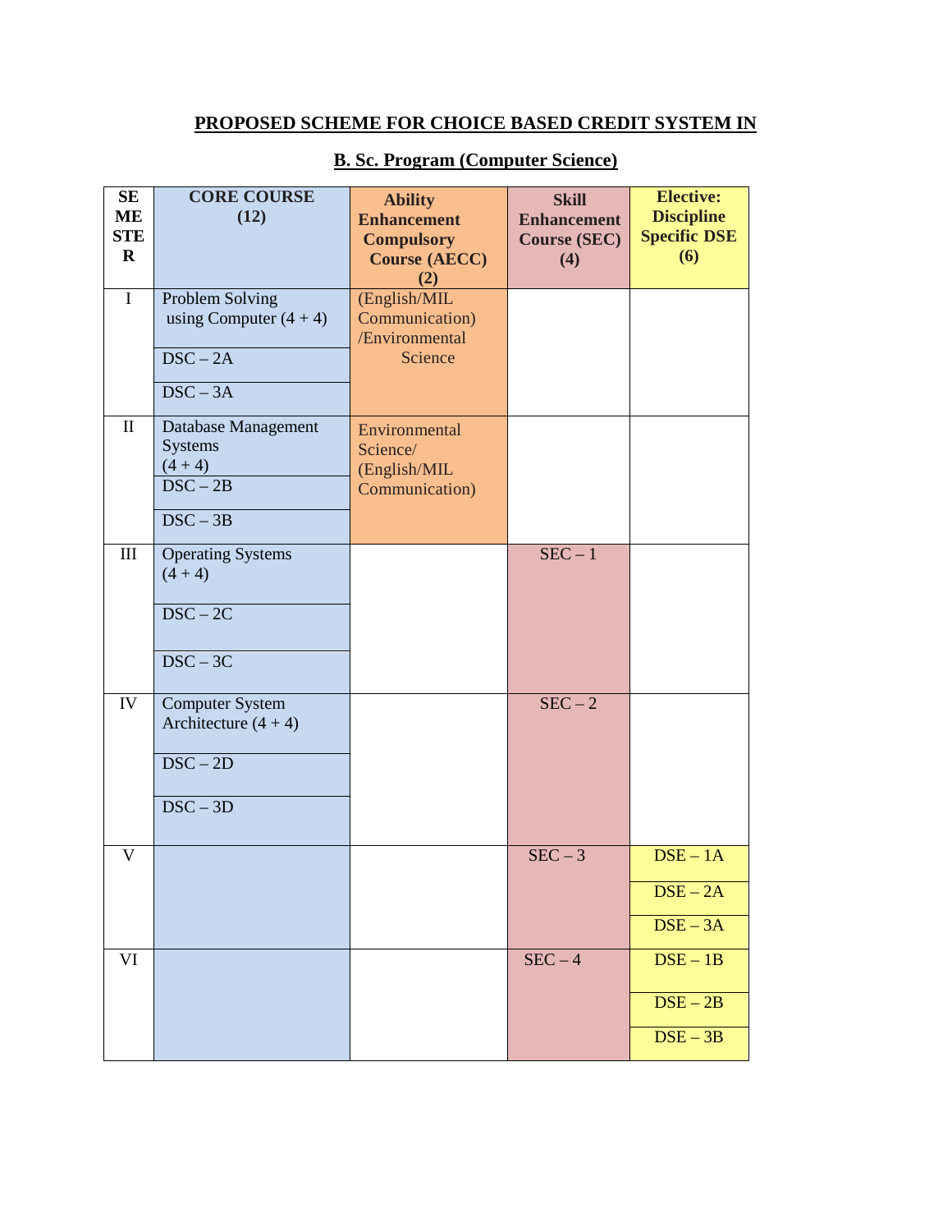**PROPOSED SCHEME FOR CHOICE BASED CREDIT SYSTEM IN**

**B. Sc. Program (Computer Science)**

| SEMESTER | CORE COURSE (12) | Ability Enhancement Compulsory Course (AECC) (2) | Skill Enhancement Course (SEC) (4) | Elective: Discipline Specific DSE (6) |
|---|---|---|---|---|
| I | Problem Solving using Computer (4 + 4) | (English/MIL Communication) /Environmental Science | | |
| | DSC – 2A | | | |
| | DSC – 3A | | | |
| II | Database Management Systems (4 + 4) | Environmental Science/ (English/MIL Communication) | | |
| | DSC – 2B | | | |
| | DSC – 3B | | | |
| III | Operating Systems (4 + 4) | | SEC – 1 | |
| | DSC – 2C | | | |
| | DSC – 3C | | | |
| IV | Computer System Architecture (4 + 4) | | SEC – 2 | |
| | DSC – 2D | | | |
| | DSC – 3D | | | |
| V | | | SEC – 3 | DSE – 1A |
| | | | | DSE – 2A |
| | | | | DSE – 3A |
| VI | | | SEC – 4 | DSE – 1B |
| | | | | DSE – 2B |
| | | | | DSE – 3B |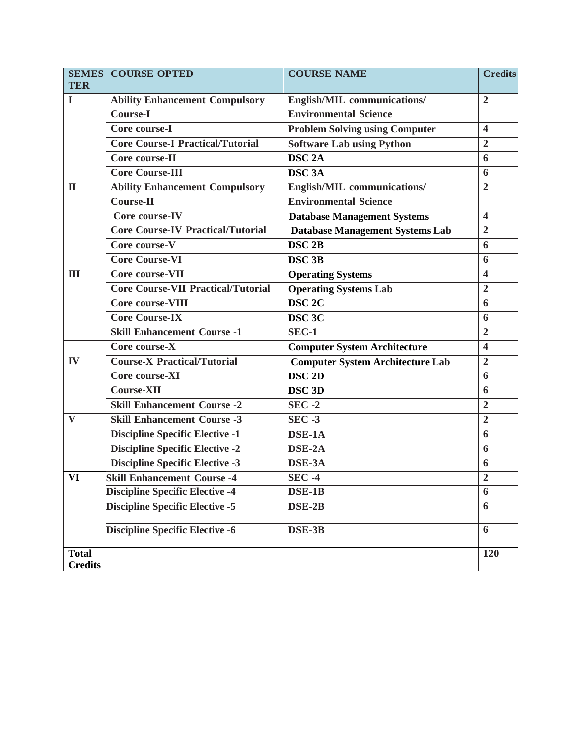| SEMESTER | COURSE OPTED | COURSE NAME | Credits |
|---|---|---|---|
| I | Ability Enhancement Compulsory Course-I | English/MIL communications/ Environmental Science | 2 |
| | Core course-I | Problem Solving using Computer | 4 |
| | Core Course-I Practical/Tutorial | Software Lab using Python | 2 |
| | Core course-II | DSC 2A | 6 |
| | Core Course-III | DSC 3A | 6 |
| II | Ability Enhancement Compulsory Course-II | English/MIL communications/ Environmental Science | 2 |
| | Core course-IV | Database Management Systems | 4 |
| | Core Course-IV Practical/Tutorial | Database Management Systems Lab | 2 |
| | Core course-V | DSC 2B | 6 |
| | Core Course-VI | DSC 3B | 6 |
| III | Core course-VII | Operating Systems | 4 |
| | Core Course-VII Practical/Tutorial | Operating Systems Lab | 2 |
| | Core course-VIII | DSC 2C | 6 |
| | Core Course-IX | DSC 3C | 6 |
| | Skill Enhancement Course -1 | SEC-1 | 2 |
| IV | Core course-X | Computer System Architecture | 4 |
| | Course-X Practical/Tutorial | Computer System Architecture Lab | 2 |
| | Core course-XI | DSC 2D | 6 |
| | Course-XII | DSC 3D | 6 |
| | Skill Enhancement Course -2 | SEC -2 | 2 |
| V | Skill Enhancement Course -3 | SEC -3 | 2 |
| | Discipline Specific Elective -1 | DSE-1A | 6 |
| | Discipline Specific Elective -2 | DSE-2A | 6 |
| | Discipline Specific Elective -3 | DSE-3A | 6 |
| VI | Skill Enhancement Course -4 | SEC -4 | 2 |
| | Discipline Specific Elective -4 | DSE-1B | 6 |
| | Discipline Specific Elective -5 | DSE-2B | 6 |
| | Discipline Specific Elective -6 | DSE-3B | 6 |
| Total Credits | | | 120 |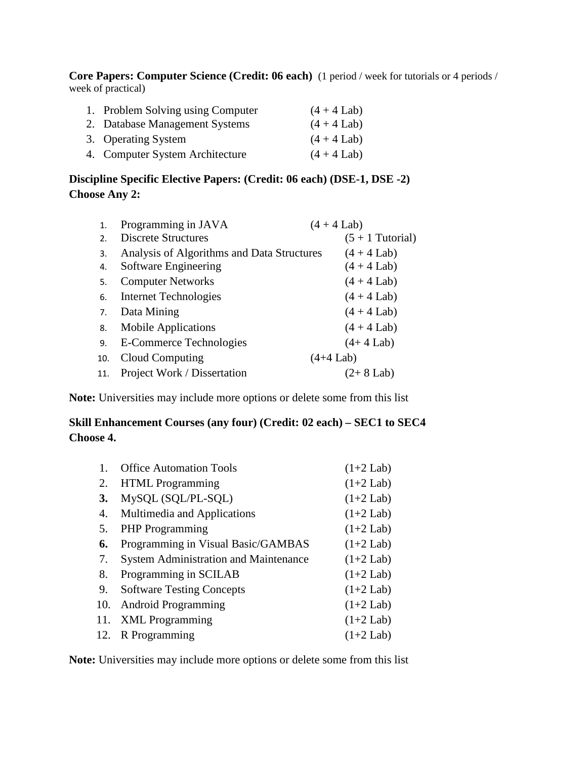**Core Papers: Computer Science (Credit: 06 each)** (1 period / week for tutorials or 4 periods / week of practical)

1. Problem Solving using Computer (4 + 4 Lab)
2. Database Management Systems (4 + 4 Lab)
3. Operating System (4 + 4 Lab)
4. Computer System Architecture (4 + 4 Lab)

**Discipline Specific Elective Papers: (Credit: 06 each) (DSE-1, DSE -2)**
**Choose Any 2:**

1. Programming in JAVA (4 + 4 Lab)
2. Discrete Structures (5 + 1 Tutorial)
3. Analysis of Algorithms and Data Structures (4 + 4 Lab)
4. Software Engineering (4 + 4 Lab)
5. Computer Networks (4 + 4 Lab)
6. Internet Technologies (4 + 4 Lab)
7. Data Mining (4 + 4 Lab)
8. Mobile Applications (4 + 4 Lab)
9. E-Commerce Technologies (4+ 4 Lab)
10. Cloud Computing (4+4 Lab)
11. Project Work / Dissertation (2+ 8 Lab)

**Note:** Universities may include more options or delete some from this list

**Skill Enhancement Courses (any four) (Credit: 02 each) – SEC1 to SEC4**
**Choose 4.**

1. Office Automation Tools (1+2 Lab)
2. HTML Programming (1+2 Lab)
3. MySQL (SQL/PL-SQL) (1+2 Lab)
4. Multimedia and Applications (1+2 Lab)
5. PHP Programming (1+2 Lab)
6. Programming in Visual Basic/GAMBAS (1+2 Lab)
7. System Administration and Maintenance (1+2 Lab)
8. Programming in SCILAB (1+2 Lab)
9. Software Testing Concepts (1+2 Lab)
10. Android Programming (1+2 Lab)
11. XML Programming (1+2 Lab)
12. R Programming (1+2 Lab)

**Note:** Universities may include more options or delete some from this list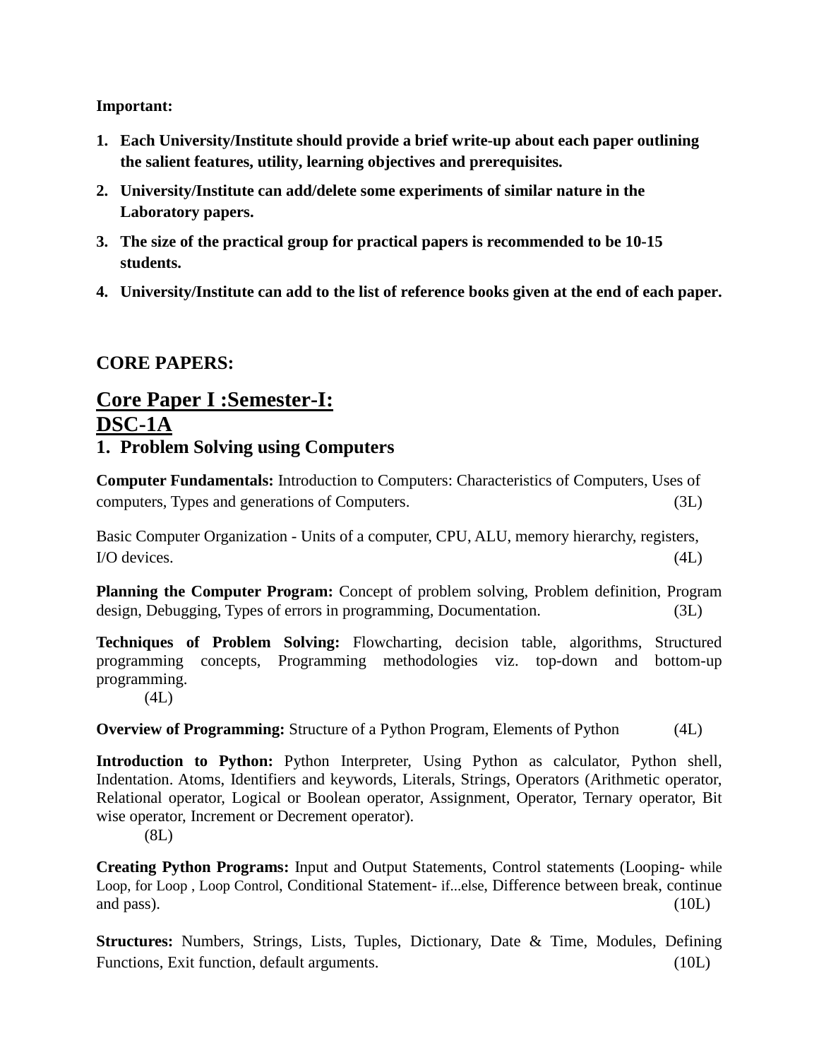**Important:**

1. **Each University/Institute should provide a brief write-up about each paper outlining the salient features, utility, learning objectives and prerequisites.**
2. **University/Institute can add/delete some experiments of similar nature in the Laboratory papers.**
3. **The size of the practical group for practical papers is recommended to be 10-15 students.**
4. **University/Institute can add to the list of reference books given at the end of each paper.**

## CORE PAPERS:

## Core Paper I :Semester-I:

## DSC-1A

### 1. Problem Solving using Computers

**Computer Fundamentals:** Introduction to Computers: Characteristics of Computers, Uses of computers, Types and generations of Computers. (3L)

Basic Computer Organization - Units of a computer, CPU, ALU, memory hierarchy, registers, I/O devices. (4L)

**Planning the Computer Program:** Concept of problem solving, Problem definition, Program design, Debugging, Types of errors in programming, Documentation. (3L)

**Techniques of Problem Solving:** Flowcharting, decision table, algorithms, Structured programming concepts, Programming methodologies viz. top-down and bottom-up programming. (4L)

**Overview of Programming:** Structure of a Python Program, Elements of Python (4L)

**Introduction to Python:** Python Interpreter, Using Python as calculator, Python shell, Indentation. Atoms, Identifiers and keywords, Literals, Strings, Operators (Arithmetic operator, Relational operator, Logical or Boolean operator, Assignment, Operator, Ternary operator, Bit wise operator, Increment or Decrement operator). (8L)

**Creating Python Programs:** Input and Output Statements, Control statements (Looping- while Loop, for Loop , Loop Control, Conditional Statement- if...else, Difference between break, continue and pass). (10L)

**Structures:** Numbers, Strings, Lists, Tuples, Dictionary, Date & Time, Modules, Defining Functions, Exit function, default arguments. (10L)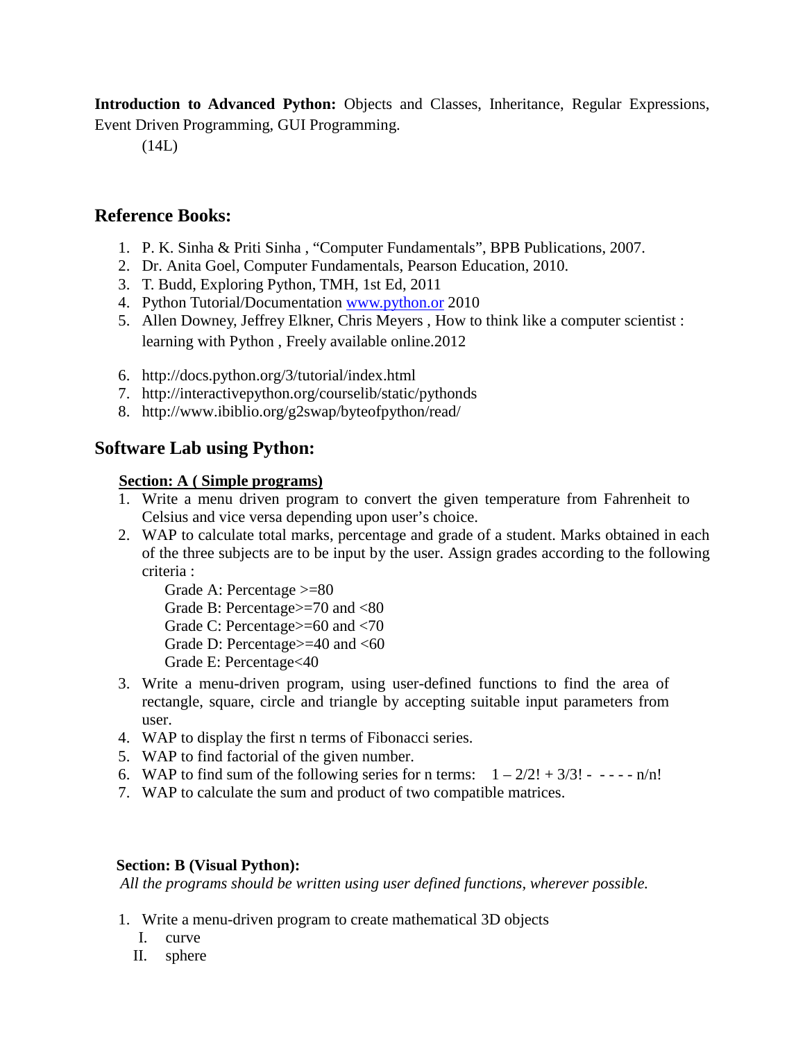**Introduction to Advanced Python:** Objects and Classes, Inheritance, Regular Expressions, Event Driven Programming, GUI Programming.

(14L)

## Reference Books:

1. P. K. Sinha & Priti Sinha , "Computer Fundamentals", BPB Publications, 2007.
2. Dr. Anita Goel, Computer Fundamentals, Pearson Education, 2010.
3. T. Budd, Exploring Python, TMH, 1st Ed, 2011
4. Python Tutorial/Documentation www.python.or 2010
5. Allen Downey, Jeffrey Elkner, Chris Meyers , How to think like a computer scientist : learning with Python , Freely available online.2012
6. http://docs.python.org/3/tutorial/index.html
7. http://interactivepython.org/courselib/static/pythonds
8. http://www.ibiblio.org/g2swap/byteofpython/read/

## Software Lab using Python:

**Section: A ( Simple programs)**

1. Write a menu driven program to convert the given temperature from Fahrenheit to Celsius and vice versa depending upon user's choice.
2. WAP to calculate total marks, percentage and grade of a student. Marks obtained in each of the three subjects are to be input by the user. Assign grades according to the following criteria :

   Grade A: Percentage >=80
   Grade B: Percentage>=70 and <80
   Grade C: Percentage>=60 and <70
   Grade D: Percentage>=40 and <60
   Grade E: Percentage<40
3. Write a menu-driven program, using user-defined functions to find the area of rectangle, square, circle and triangle by accepting suitable input parameters from user.
4. WAP to display the first n terms of Fibonacci series.
5. WAP to find factorial of the given number.
6. WAP to find sum of the following series for n terms: $1 - 2/2! + 3/3! - \cdots - n/n!$
7. WAP to calculate the sum and product of two compatible matrices.

**Section: B (Visual Python):**

*All the programs should be written using user defined functions, wherever possible.*

1. Write a menu-driven program to create mathematical 3D objects
   - I. curve
   - II. sphere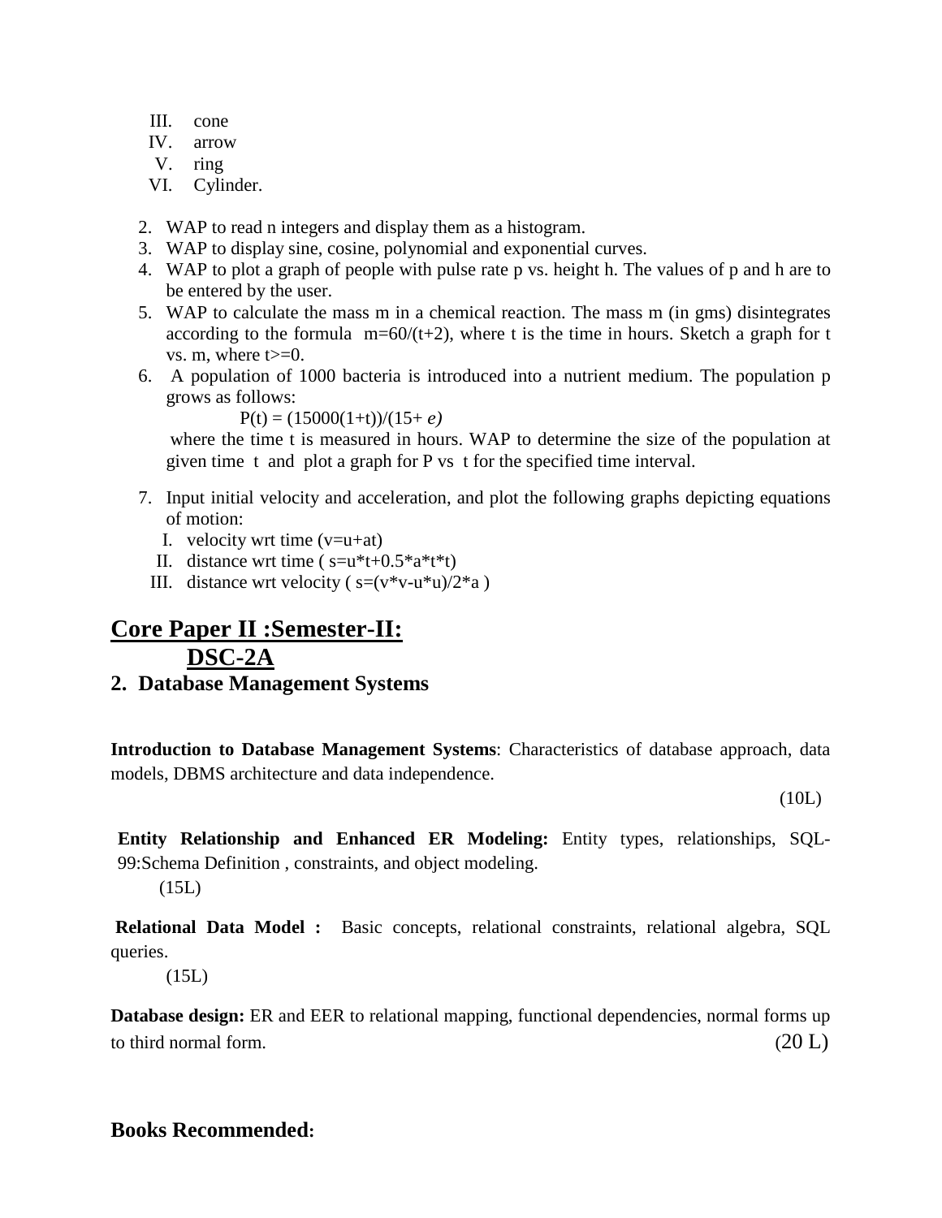III. cone
IV. arrow
V. ring
VI. Cylinder.

2. WAP to read n integers and display them as a histogram.
3. WAP to display sine, cosine, polynomial and exponential curves.
4. WAP to plot a graph of people with pulse rate p vs. height h. The values of p and h are to be entered by the user.
5. WAP to calculate the mass m in a chemical reaction. The mass m (in gms) disintegrates according to the formula m=60/(t+2), where t is the time in hours. Sketch a graph for t vs. m, where t>=0.
6. A population of 1000 bacteria is introduced into a nutrient medium. The population p grows as follows:

   P(t) = (15000(1+t))/(15+ *e)*

   where the time t is measured in hours. WAP to determine the size of the population at given time t and plot a graph for P vs t for the specified time interval.

7. Input initial velocity and acceleration, and plot the following graphs depicting equations of motion:
   I. velocity wrt time (v=u+at)
   II. distance wrt time ( s=u*t+0.5*a*t*t)
   III. distance wrt velocity ( s=(v*v-u*u)/2*a )

## Core Paper II :Semester-II: DSC-2A

## 2. Database Management Systems

**Introduction to Database Management Systems**: Characteristics of database approach, data models, DBMS architecture and data independence.

(10L)

**Entity Relationship and Enhanced ER Modeling:** Entity types, relationships, SQL-99:Schema Definition , constraints, and object modeling.

(15L)

**Relational Data Model :** Basic concepts, relational constraints, relational algebra, SQL queries.

(15L)

**Database design:** ER and EER to relational mapping, functional dependencies, normal forms up to third normal form. (20 L)

**Books Recommended:**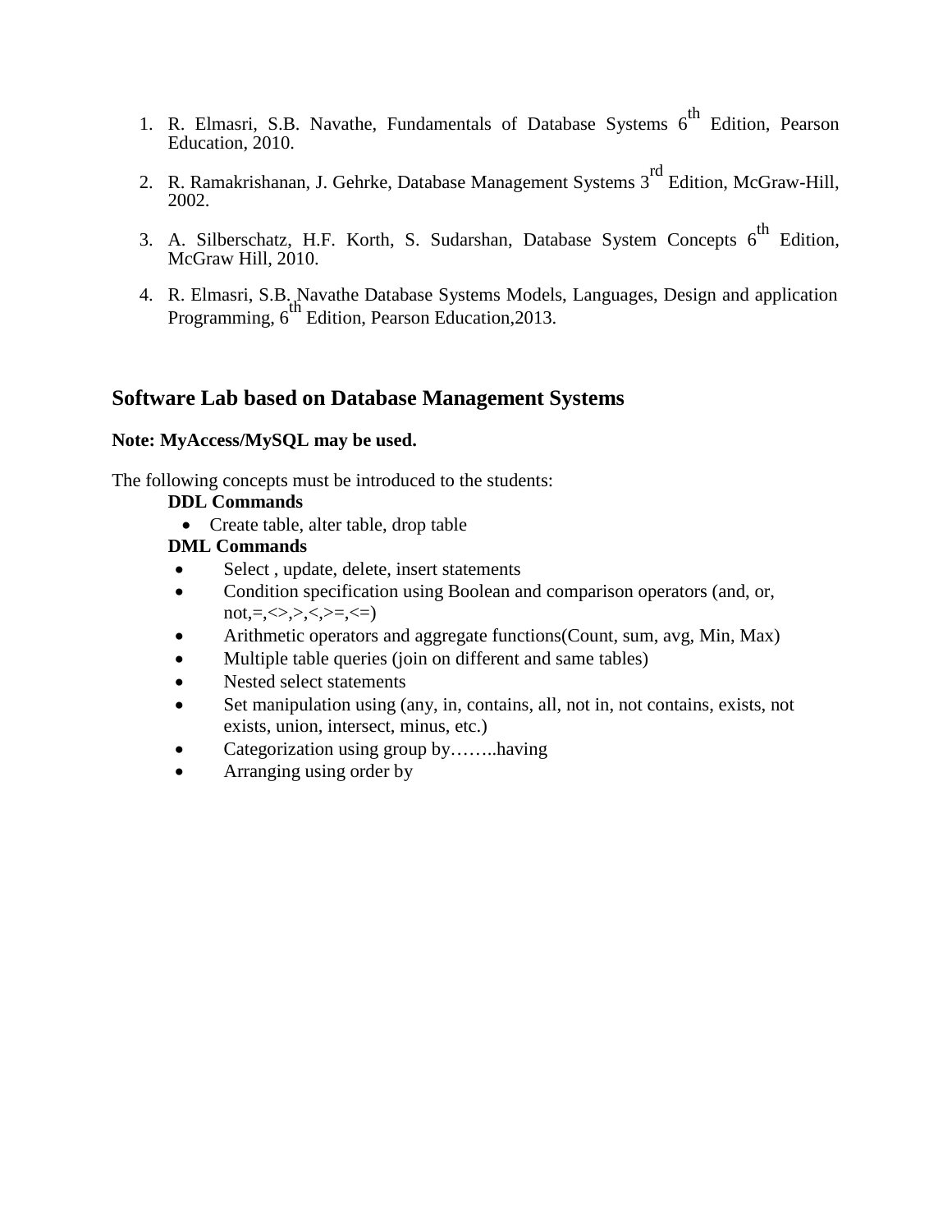1. R. Elmasri, S.B. Navathe, Fundamentals of Database Systems 6th Edition, Pearson Education, 2010.
2. R. Ramakrishanan, J. Gehrke, Database Management Systems 3rd Edition, McGraw-Hill, 2002.
3. A. Silberschatz, H.F. Korth, S. Sudarshan, Database System Concepts 6th Edition, McGraw Hill, 2010.
4. R. Elmasri, S.B. Navathe Database Systems Models, Languages, Design and application Programming, 6th Edition, Pearson Education,2013.

## Software Lab based on Database Management Systems

**Note: MyAccess/MySQL may be used.**

The following concepts must be introduced to the students:

**DDL Commands**

- Create table, alter table, drop table

**DML Commands**

- Select , update, delete, insert statements
- Condition specification using Boolean and comparison operators (and, or, not,=,<>,>,<,>=,<=)
- Arithmetic operators and aggregate functions(Count, sum, avg, Min, Max)
- Multiple table queries (join on different and same tables)
- Nested select statements
- Set manipulation using (any, in, contains, all, not in, not contains, exists, not exists, union, intersect, minus, etc.)
- Categorization using group by……..having
- Arranging using order by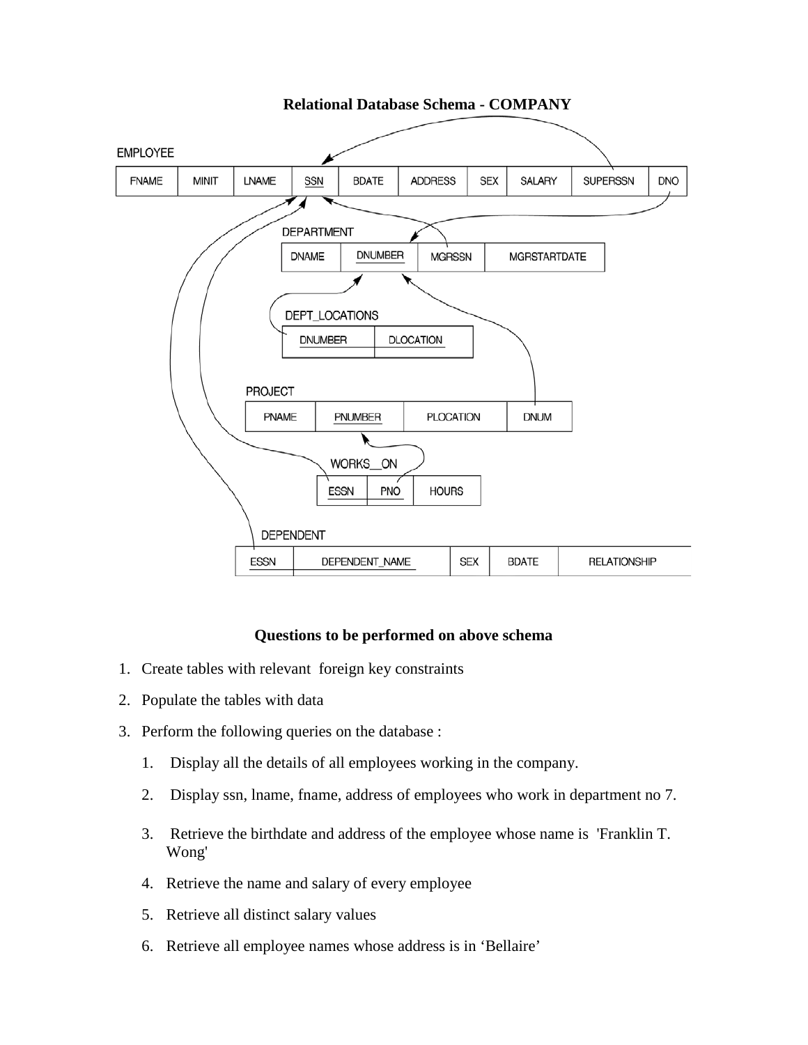**Relational Database Schema - COMPANY**

EMPLOYEE

| FNAME | MINIT | LNAME | SSN | BDATE | ADDRESS | SEX | SALARY | SUPERSSN | DNO |
|---|---|---|---|---|---|---|---|---|---|

DEPARTMENT

| DNAME | DNUMBER | MGRSSN | MGRSTARTDATE |
|---|---|---|---|

DEPT_LOCATIONS

| DNUMBER | DLOCATION |
|---|---|

PROJECT

| PNAME | PNUMBER | PLOCATION | DNUM |
|---|---|---|---|

WORKS__ON

| ESSN | PNO | HOURS |
|---|---|---|

DEPENDENT

| ESSN | DEPENDENT_NAME | SEX | BDATE | RELATIONSHIP |
|---|---|---|---|---|

**Questions to be performed on above schema**

1. Create tables with relevant foreign key constraints
2. Populate the tables with data
3. Perform the following queries on the database :
   1. Display all the details of all employees working in the company.
   2. Display ssn, lname, fname, address of employees who work in department no 7.
   3. Retrieve the birthdate and address of the employee whose name is 'Franklin T. Wong'
   4. Retrieve the name and salary of every employee
   5. Retrieve all distinct salary values
   6. Retrieve all employee names whose address is in 'Bellaire'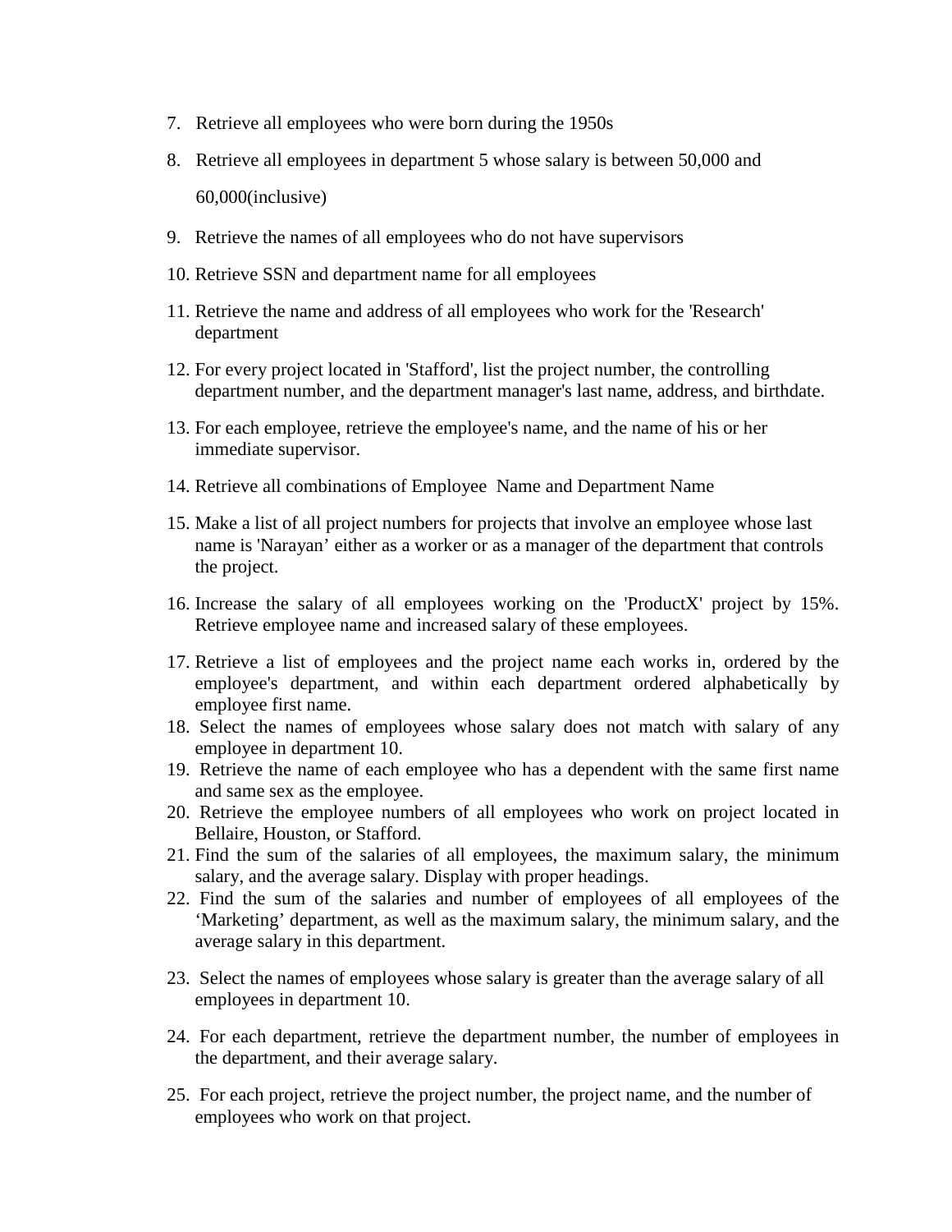7. Retrieve all employees who were born during the 1950s
8. Retrieve all employees in department 5 whose salary is between 50,000 and 60,000(inclusive)
9. Retrieve the names of all employees who do not have supervisors
10. Retrieve SSN and department name for all employees
11. Retrieve the name and address of all employees who work for the 'Research' department
12. For every project located in 'Stafford', list the project number, the controlling department number, and the department manager's last name, address, and birthdate.
13. For each employee, retrieve the employee's name, and the name of his or her immediate supervisor.
14. Retrieve all combinations of Employee Name and Department Name
15. Make a list of all project numbers for projects that involve an employee whose last name is 'Narayan' either as a worker or as a manager of the department that controls the project.
16. Increase the salary of all employees working on the 'ProductX' project by 15%. Retrieve employee name and increased salary of these employees.
17. Retrieve a list of employees and the project name each works in, ordered by the employee's department, and within each department ordered alphabetically by employee first name.
18. Select the names of employees whose salary does not match with salary of any employee in department 10.
19. Retrieve the name of each employee who has a dependent with the same first name and same sex as the employee.
20. Retrieve the employee numbers of all employees who work on project located in Bellaire, Houston, or Stafford.
21. Find the sum of the salaries of all employees, the maximum salary, the minimum salary, and the average salary. Display with proper headings.
22. Find the sum of the salaries and number of employees of all employees of the 'Marketing' department, as well as the maximum salary, the minimum salary, and the average salary in this department.
23. Select the names of employees whose salary is greater than the average salary of all employees in department 10.
24. For each department, retrieve the department number, the number of employees in the department, and their average salary.
25. For each project, retrieve the project number, the project name, and the number of employees who work on that project.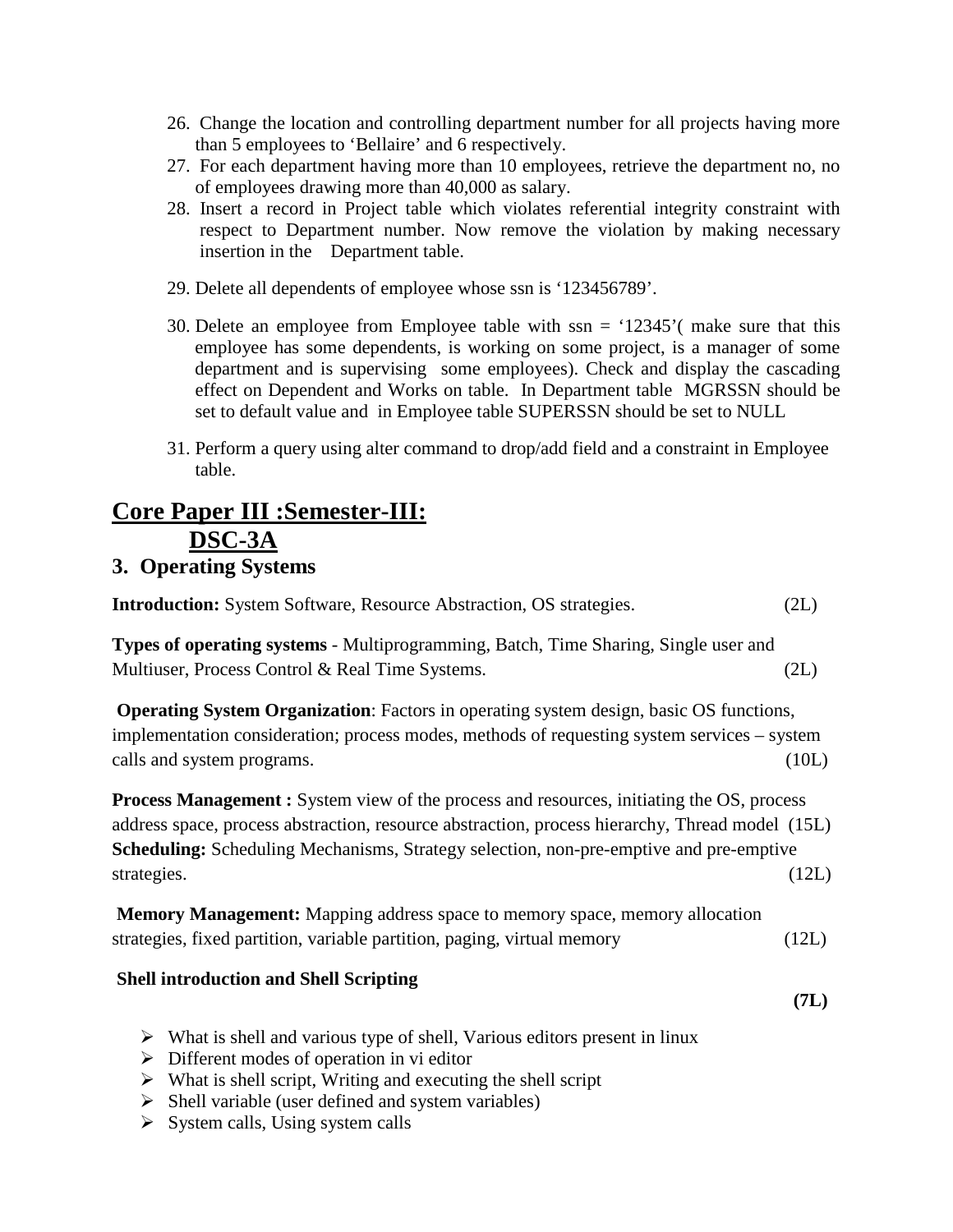26. Change the location and controlling department number for all projects having more than 5 employees to 'Bellaire' and 6 respectively.
27. For each department having more than 10 employees, retrieve the department no, no of employees drawing more than 40,000 as salary.
28. Insert a record in Project table which violates referential integrity constraint with respect to Department number. Now remove the violation by making necessary insertion in the Department table.
29. Delete all dependents of employee whose ssn is '123456789'.
30. Delete an employee from Employee table with ssn = '12345'( make sure that this employee has some dependents, is working on some project, is a manager of some department and is supervising some employees). Check and display the cascading effect on Dependent and Works on table. In Department table MGRSSN should be set to default value and in Employee table SUPERSSN should be set to NULL
31. Perform a query using alter command to drop/add field and a constraint in Employee table.

# Core Paper III :Semester-III: DSC-3A

## 3. Operating Systems

**Introduction:** System Software, Resource Abstraction, OS strategies. (2L)

**Types of operating systems** - Multiprogramming, Batch, Time Sharing, Single user and Multiuser, Process Control & Real Time Systems. (2L)

**Operating System Organization**: Factors in operating system design, basic OS functions, implementation consideration; process modes, methods of requesting system services – system calls and system programs. (10L)

**Process Management :** System view of the process and resources, initiating the OS, process address space, process abstraction, resource abstraction, process hierarchy, Thread model (15L)

**Scheduling:** Scheduling Mechanisms, Strategy selection, non-pre-emptive and pre-emptive strategies. (12L)

**Memory Management:** Mapping address space to memory space, memory allocation strategies, fixed partition, variable partition, paging, virtual memory (12L)

**Shell introduction and Shell Scripting** **(7L)**

- What is shell and various type of shell, Various editors present in linux
- Different modes of operation in vi editor
- What is shell script, Writing and executing the shell script
- Shell variable (user defined and system variables)
- System calls, Using system calls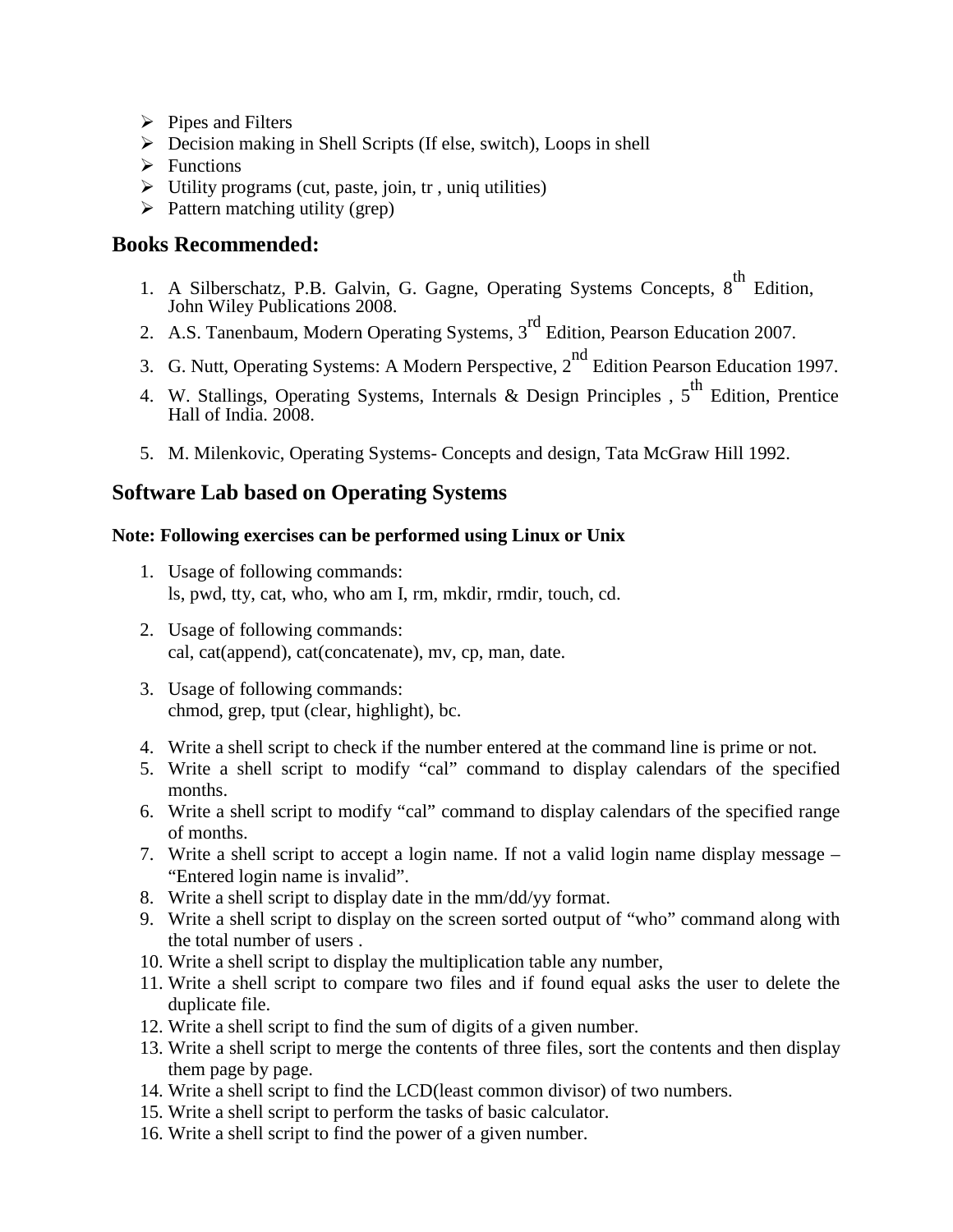- Pipes and Filters
- Decision making in Shell Scripts (If else, switch), Loops in shell
- Functions
- Utility programs (cut, paste, join, tr , uniq utilities)
- Pattern matching utility (grep)

## Books Recommended:

1. A Silberschatz, P.B. Galvin, G. Gagne, Operating Systems Concepts, 8th Edition, John Wiley Publications 2008.
2. A.S. Tanenbaum, Modern Operating Systems, 3rd Edition, Pearson Education 2007.
3. G. Nutt, Operating Systems: A Modern Perspective, 2nd Edition Pearson Education 1997.
4. W. Stallings, Operating Systems, Internals & Design Principles , 5th Edition, Prentice Hall of India. 2008.
5. M. Milenkovic, Operating Systems- Concepts and design, Tata McGraw Hill 1992.

## Software Lab based on Operating Systems

**Note: Following exercises can be performed using Linux or Unix**

1. Usage of following commands:
   ls, pwd, tty, cat, who, who am I, rm, mkdir, rmdir, touch, cd.
2. Usage of following commands:
   cal, cat(append), cat(concatenate), mv, cp, man, date.
3. Usage of following commands:
   chmod, grep, tput (clear, highlight), bc.
4. Write a shell script to check if the number entered at the command line is prime or not.
5. Write a shell script to modify "cal" command to display calendars of the specified months.
6. Write a shell script to modify "cal" command to display calendars of the specified range of months.
7. Write a shell script to accept a login name. If not a valid login name display message – "Entered login name is invalid".
8. Write a shell script to display date in the mm/dd/yy format.
9. Write a shell script to display on the screen sorted output of "who" command along with the total number of users .
10. Write a shell script to display the multiplication table any number,
11. Write a shell script to compare two files and if found equal asks the user to delete the duplicate file.
12. Write a shell script to find the sum of digits of a given number.
13. Write a shell script to merge the contents of three files, sort the contents and then display them page by page.
14. Write a shell script to find the LCD(least common divisor) of two numbers.
15. Write a shell script to perform the tasks of basic calculator.
16. Write a shell script to find the power of a given number.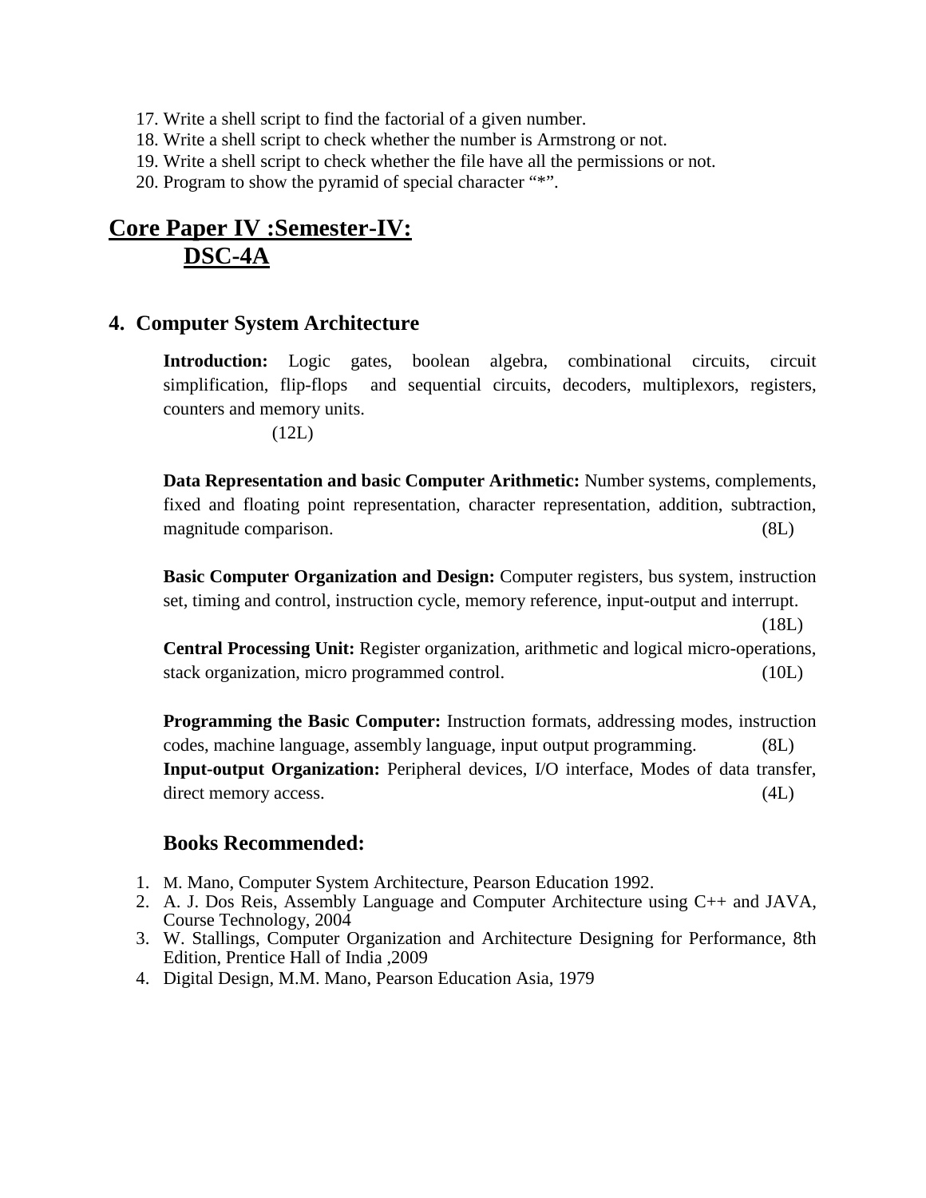17. Write a shell script to find the factorial of a given number.
18. Write a shell script to check whether the number is Armstrong or not.
19. Write a shell script to check whether the file have all the permissions or not.
20. Program to show the pyramid of special character "*".

## Core Paper IV :Semester-IV: DSC-4A

### 4. Computer System Architecture

**Introduction:** Logic gates, boolean algebra, combinational circuits, circuit simplification, flip-flops and sequential circuits, decoders, multiplexors, registers, counters and memory units. (12L)

**Data Representation and basic Computer Arithmetic:** Number systems, complements, fixed and floating point representation, character representation, addition, subtraction, magnitude comparison. (8L)

**Basic Computer Organization and Design:** Computer registers, bus system, instruction set, timing and control, instruction cycle, memory reference, input-output and interrupt. (18L)

**Central Processing Unit:** Register organization, arithmetic and logical micro-operations, stack organization, micro programmed control. (10L)

**Programming the Basic Computer:** Instruction formats, addressing modes, instruction codes, machine language, assembly language, input output programming. (8L)

**Input-output Organization:** Peripheral devices, I/O interface, Modes of data transfer, direct memory access. (4L)

### Books Recommended:

1. M. Mano, Computer System Architecture, Pearson Education 1992.
2. A. J. Dos Reis, Assembly Language and Computer Architecture using C++ and JAVA, Course Technology, 2004
3. W. Stallings, Computer Organization and Architecture Designing for Performance, 8th Edition, Prentice Hall of India ,2009
4. Digital Design, M.M. Mano, Pearson Education Asia, 1979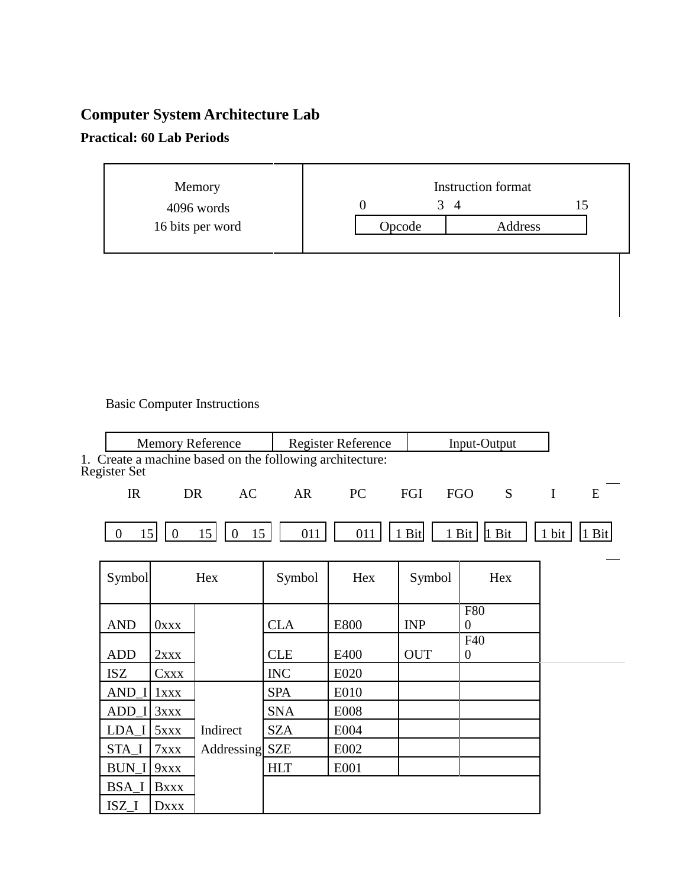**Computer System Architecture Lab**

**Practical: 60 Lab Periods**

| Memory<br>4096 words<br>16 bits per word | Instruction format<br>0 3 4 15<br>Opcode \| Address |
|---|---|

Basic Computer Instructions

| Memory Reference | Register Reference | Input-Output |
|---|---|---|

1. Create a machine based on the following architecture:

Register Set

| IR | DR | AC | AR | PC | FGI | FGO | S | I | E |
|---|---|---|---|---|---|---|---|---|---|
| 0 15 | 0 15 | 0 15 | 011 | 011 | 1 Bit | 1 Bit | 1 Bit | 1 bit | 1 Bit |

| Symbol | Hex | | Symbol | Hex | Symbol | Hex |
|---|---|---|---|---|---|---|
| AND | 0xxx | | CLA | E800 | INP | F800 |
| ADD | 2xxx | | CLE | E400 | OUT | F400 |
| ISZ | Cxxx | | INC | E020 | | |
| AND_I | 1xxx | Indirect Addressing | SPA | E010 | | |
| ADD_I | 3xxx | | SNA | E008 | | |
| LDA_I | 5xxx | | SZA | E004 | | |
| STA_I | 7xxx | | SZE | E002 | | |
| BUN_I | 9xxx | | HLT | E001 | | |
| BSA_I | Bxxx | | | | | |
| ISZ_I | Dxxx | | | | | |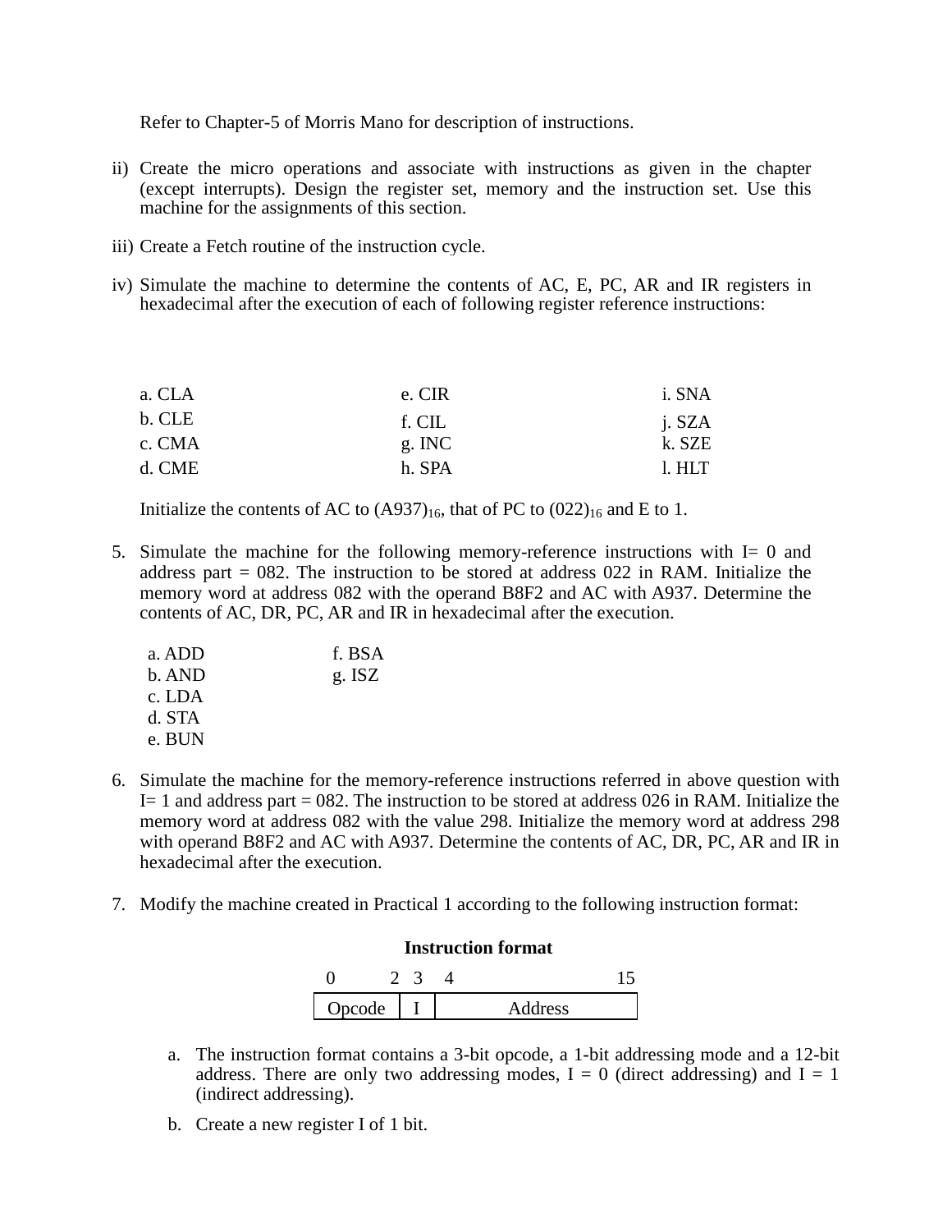Refer to Chapter-5 of Morris Mano for description of instructions.

ii) Create the micro operations and associate with instructions as given in the chapter (except interrupts). Design the register set, memory and the instruction set. Use this machine for the assignments of this section.

iii) Create a Fetch routine of the instruction cycle.

iv) Simulate the machine to determine the contents of AC, E, PC, AR and IR registers in hexadecimal after the execution of each of following register reference instructions:

| | | |
|---|---|---|
| a. CLA | e. CIR | i. SNA |
| b. CLE | f. CIL | j. SZA |
| c. CMA | g. INC | k. SZE |
| d. CME | h. SPA | l. HLT |

Initialize the contents of AC to $(A937)_{16}$, that of PC to $(022)_{16}$ and E to 1.

5. Simulate the machine for the following memory-reference instructions with I= 0 and address part = 082. The instruction to be stored at address 022 in RAM. Initialize the memory word at address 082 with the operand B8F2 and AC with A937. Determine the contents of AC, DR, PC, AR and IR in hexadecimal after the execution.

| | |
|---|---|
| a. ADD | f. BSA |
| b. AND | g. ISZ |
| c. LDA | |
| d. STA | |
| e. BUN | |

6. Simulate the machine for the memory-reference instructions referred in above question with I= 1 and address part = 082. The instruction to be stored at address 026 in RAM. Initialize the memory word at address 082 with the value 298. Initialize the memory word at address 298 with operand B8F2 and AC with A937. Determine the contents of AC, DR, PC, AR and IR in hexadecimal after the execution.

7. Modify the machine created in Practical 1 according to the following instruction format:

**Instruction format**

| 0 &nbsp;&nbsp;&nbsp; 2 | 3 | 4 &nbsp;&nbsp;&nbsp;&nbsp;&nbsp;&nbsp;&nbsp;&nbsp;&nbsp;&nbsp;&nbsp;&nbsp; 15 |
|---|---|---|
| Opcode | I | Address |

a. The instruction format contains a 3-bit opcode, a 1-bit addressing mode and a 12-bit address. There are only two addressing modes, I = 0 (direct addressing) and I = 1 (indirect addressing).

b. Create a new register I of 1 bit.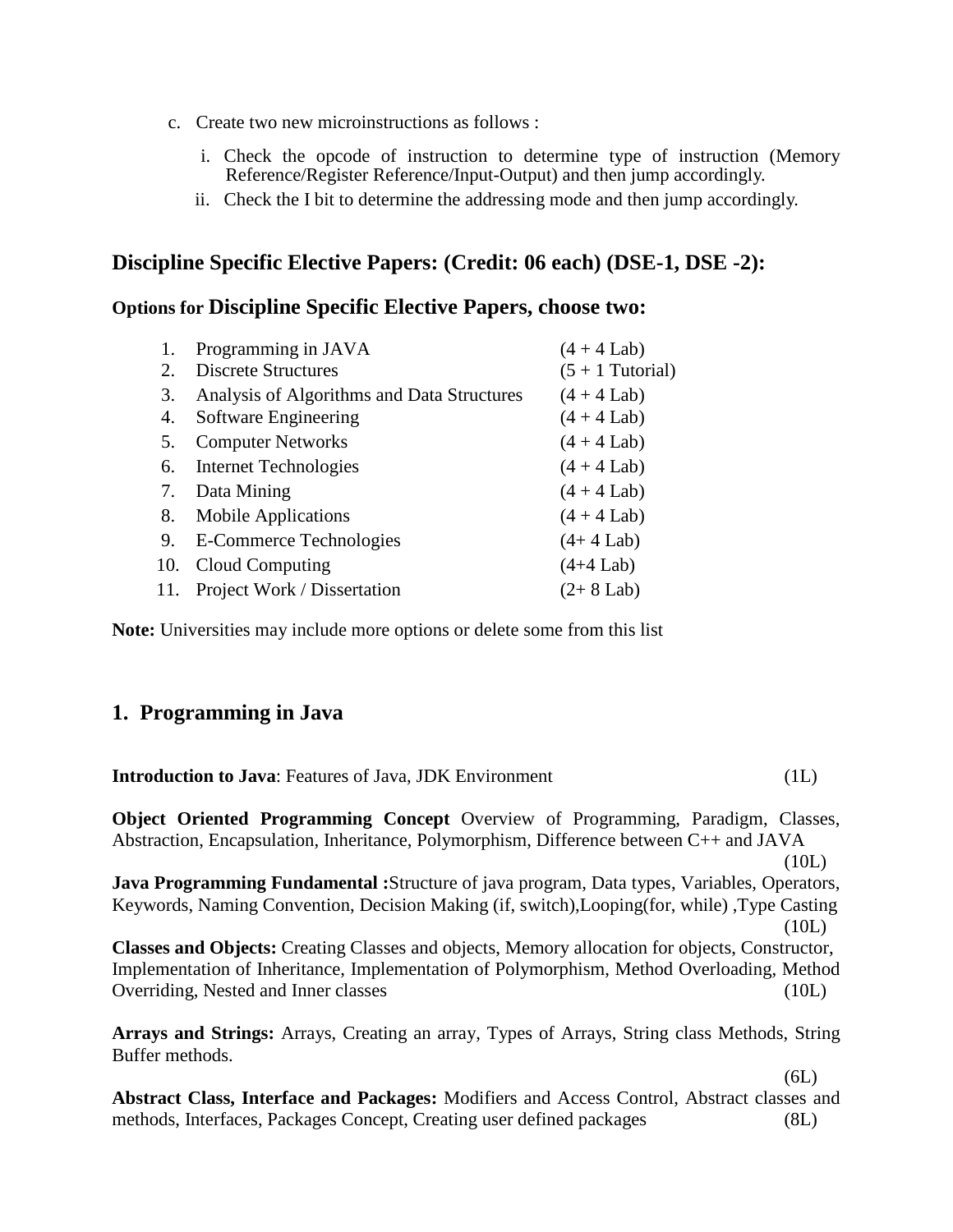c. Create two new microinstructions as follows :

   i. Check the opcode of instruction to determine type of instruction (Memory Reference/Register Reference/Input-Output) and then jump accordingly.

   ii. Check the I bit to determine the addressing mode and then jump accordingly.

## Discipline Specific Elective Papers: (Credit: 06 each) (DSE-1, DSE -2):

### Options for Discipline Specific Elective Papers, choose two:

| | | |
|---|---|---|
| 1. | Programming in JAVA | (4 + 4 Lab) |
| 2. | Discrete Structures | (5 + 1 Tutorial) |
| 3. | Analysis of Algorithms and Data Structures | (4 + 4 Lab) |
| 4. | Software Engineering | (4 + 4 Lab) |
| 5. | Computer Networks | (4 + 4 Lab) |
| 6. | Internet Technologies | (4 + 4 Lab) |
| 7. | Data Mining | (4 + 4 Lab) |
| 8. | Mobile Applications | (4 + 4 Lab) |
| 9. | E-Commerce Technologies | (4+ 4 Lab) |
| 10. | Cloud Computing | (4+4 Lab) |
| 11. | Project Work / Dissertation | (2+ 8 Lab) |

**Note:** Universities may include more options or delete some from this list

## 1. Programming in Java

**Introduction to Java**: Features of Java, JDK Environment (1L)

**Object Oriented Programming Concept** Overview of Programming, Paradigm, Classes, Abstraction, Encapsulation, Inheritance, Polymorphism, Difference between C++ and JAVA (10L)

**Java Programming Fundamental :**Structure of java program, Data types, Variables, Operators, Keywords, Naming Convention, Decision Making (if, switch),Looping(for, while) ,Type Casting (10L)

**Classes and Objects:** Creating Classes and objects, Memory allocation for objects, Constructor, Implementation of Inheritance, Implementation of Polymorphism, Method Overloading, Method Overriding, Nested and Inner classes (10L)

**Arrays and Strings:** Arrays, Creating an array, Types of Arrays, String class Methods, String Buffer methods. (6L)

**Abstract Class, Interface and Packages:** Modifiers and Access Control, Abstract classes and methods, Interfaces, Packages Concept, Creating user defined packages (8L)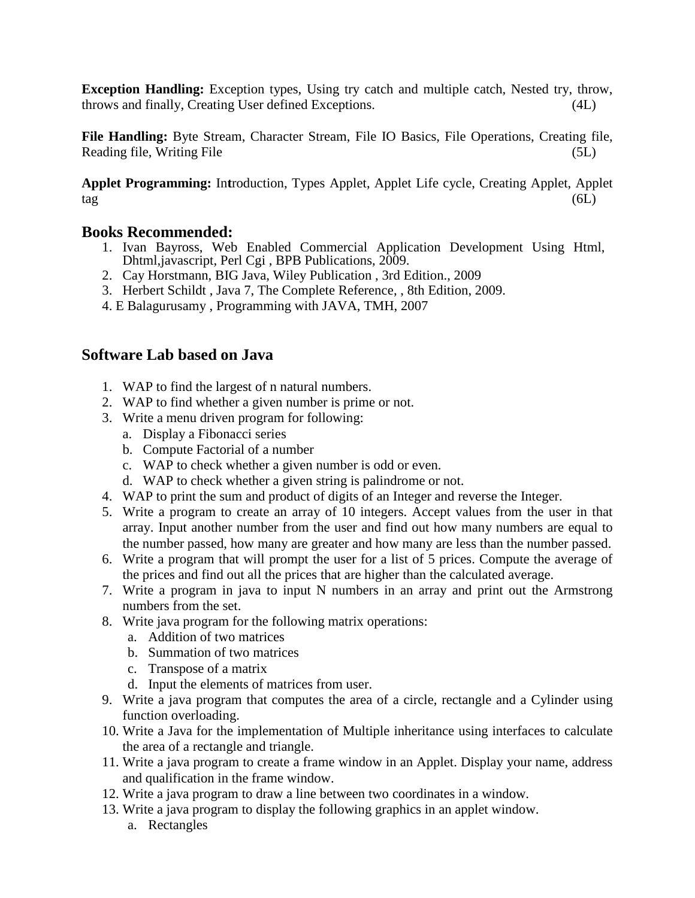**Exception Handling:** Exception types, Using try catch and multiple catch, Nested try, throw, throws and finally, Creating User defined Exceptions. (4L)

**File Handling:** Byte Stream, Character Stream, File IO Basics, File Operations, Creating file, Reading file, Writing File (5L)

**Applet Programming:** Introduction, Types Applet, Applet Life cycle, Creating Applet, Applet tag (6L)

## Books Recommended:

1. Ivan Bayross, Web Enabled Commercial Application Development Using Html, Dhtml,javascript, Perl Cgi , BPB Publications, 2009.
2. Cay Horstmann, BIG Java, Wiley Publication , 3rd Edition., 2009
3. Herbert Schildt , Java 7, The Complete Reference, , 8th Edition, 2009.
4. E Balagurusamy , Programming with JAVA, TMH, 2007

## Software Lab based on Java

1. WAP to find the largest of n natural numbers.
2. WAP to find whether a given number is prime or not.
3. Write a menu driven program for following:
   a. Display a Fibonacci series
   b. Compute Factorial of a number
   c. WAP to check whether a given number is odd or even.
   d. WAP to check whether a given string is palindrome or not.
4. WAP to print the sum and product of digits of an Integer and reverse the Integer.
5. Write a program to create an array of 10 integers. Accept values from the user in that array. Input another number from the user and find out how many numbers are equal to the number passed, how many are greater and how many are less than the number passed.
6. Write a program that will prompt the user for a list of 5 prices. Compute the average of the prices and find out all the prices that are higher than the calculated average.
7. Write a program in java to input N numbers in an array and print out the Armstrong numbers from the set.
8. Write java program for the following matrix operations:
   a. Addition of two matrices
   b. Summation of two matrices
   c. Transpose of a matrix
   d. Input the elements of matrices from user.
9. Write a java program that computes the area of a circle, rectangle and a Cylinder using function overloading.
10. Write a Java for the implementation of Multiple inheritance using interfaces to calculate the area of a rectangle and triangle.
11. Write a java program to create a frame window in an Applet. Display your name, address and qualification in the frame window.
12. Write a java program to draw a line between two coordinates in a window.
13. Write a java program to display the following graphics in an applet window.
    a. Rectangles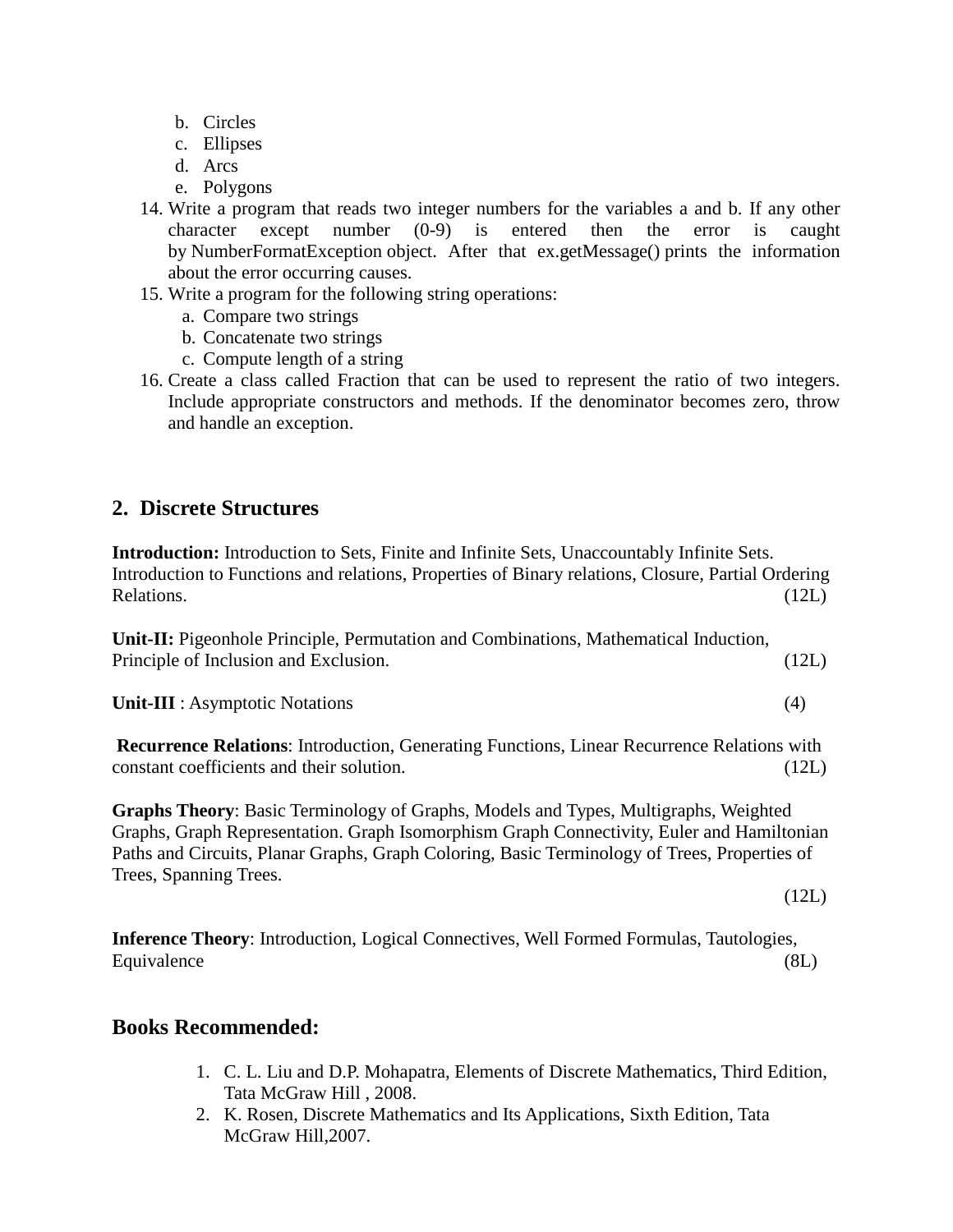b. Circles
   c. Ellipses
   d. Arcs
   e. Polygons

14. Write a program that reads two integer numbers for the variables a and b. If any other character except number (0-9) is entered then the error is caught by NumberFormatException object. After that ex.getMessage() prints the information about the error occurring causes.
15. Write a program for the following string operations:
    a. Compare two strings
    b. Concatenate two strings
    c. Compute length of a string
16. Create a class called Fraction that can be used to represent the ratio of two integers. Include appropriate constructors and methods. If the denominator becomes zero, throw and handle an exception.

## 2. Discrete Structures

**Introduction:** Introduction to Sets, Finite and Infinite Sets, Unaccountably Infinite Sets. Introduction to Functions and relations, Properties of Binary relations, Closure, Partial Ordering Relations. (12L)

**Unit-II:** Pigeonhole Principle, Permutation and Combinations, Mathematical Induction, Principle of Inclusion and Exclusion. (12L)

**Unit-III** : Asymptotic Notations (4)

**Recurrence Relations**: Introduction, Generating Functions, Linear Recurrence Relations with constant coefficients and their solution. (12L)

**Graphs Theory**: Basic Terminology of Graphs, Models and Types, Multigraphs, Weighted Graphs, Graph Representation. Graph Isomorphism Graph Connectivity, Euler and Hamiltonian Paths and Circuits, Planar Graphs, Graph Coloring, Basic Terminology of Trees, Properties of Trees, Spanning Trees. (12L)

**Inference Theory**: Introduction, Logical Connectives, Well Formed Formulas, Tautologies, Equivalence (8L)

## Books Recommended:

1. C. L. Liu and D.P. Mohapatra, Elements of Discrete Mathematics, Third Edition, Tata McGraw Hill , 2008.
2. K. Rosen, Discrete Mathematics and Its Applications, Sixth Edition, Tata McGraw Hill,2007.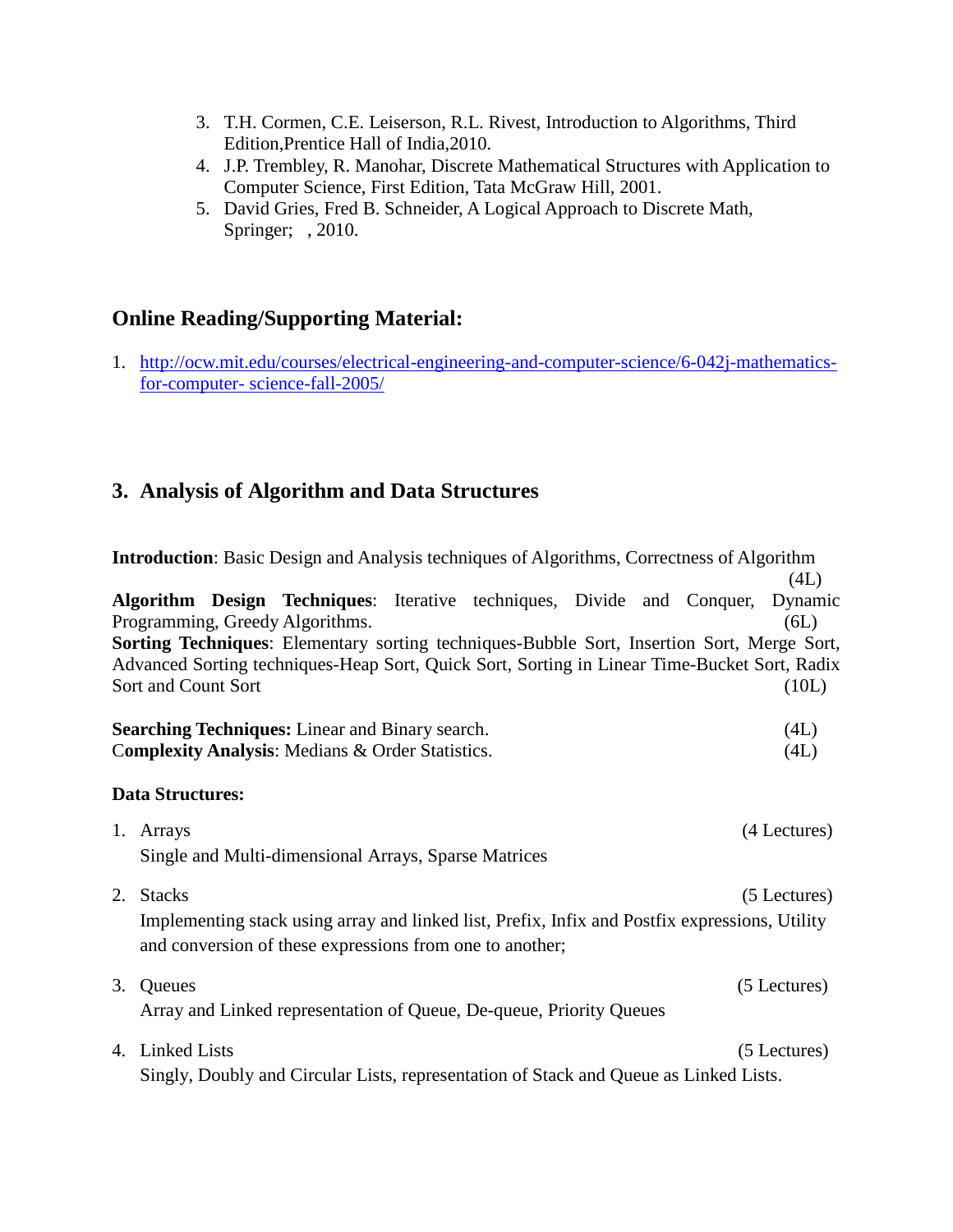3. T.H. Cormen, C.E. Leiserson, R.L. Rivest, Introduction to Algorithms, Third Edition,Prentice Hall of India,2010.
4. J.P. Trembley, R. Manohar, Discrete Mathematical Structures with Application to Computer Science, First Edition, Tata McGraw Hill, 2001.
5. David Gries, Fred B. Schneider, A Logical Approach to Discrete Math, Springer; , 2010.

## Online Reading/Supporting Material:

1. http://ocw.mit.edu/courses/electrical-engineering-and-computer-science/6-042j-mathematics-for-computer- science-fall-2005/

## 3. Analysis of Algorithm and Data Structures

**Introduction**: Basic Design and Analysis techniques of Algorithms, Correctness of Algorithm (4L)

**Algorithm Design Techniques**: Iterative techniques, Divide and Conquer, Dynamic Programming, Greedy Algorithms. (6L)

**Sorting Techniques**: Elementary sorting techniques-Bubble Sort, Insertion Sort, Merge Sort, Advanced Sorting techniques-Heap Sort, Quick Sort, Sorting in Linear Time-Bucket Sort, Radix Sort and Count Sort (10L)

**Searching Techniques:** Linear and Binary search. (4L)

**Complexity Analysis**: Medians & Order Statistics. (4L)

**Data Structures:**

1. Arrays (4 Lectures)
   Single and Multi-dimensional Arrays, Sparse Matrices

2. Stacks (5 Lectures)
   Implementing stack using array and linked list, Prefix, Infix and Postfix expressions, Utility and conversion of these expressions from one to another;

3. Queues (5 Lectures)
   Array and Linked representation of Queue, De-queue, Priority Queues

4. Linked Lists (5 Lectures)
   Singly, Doubly and Circular Lists, representation of Stack and Queue as Linked Lists.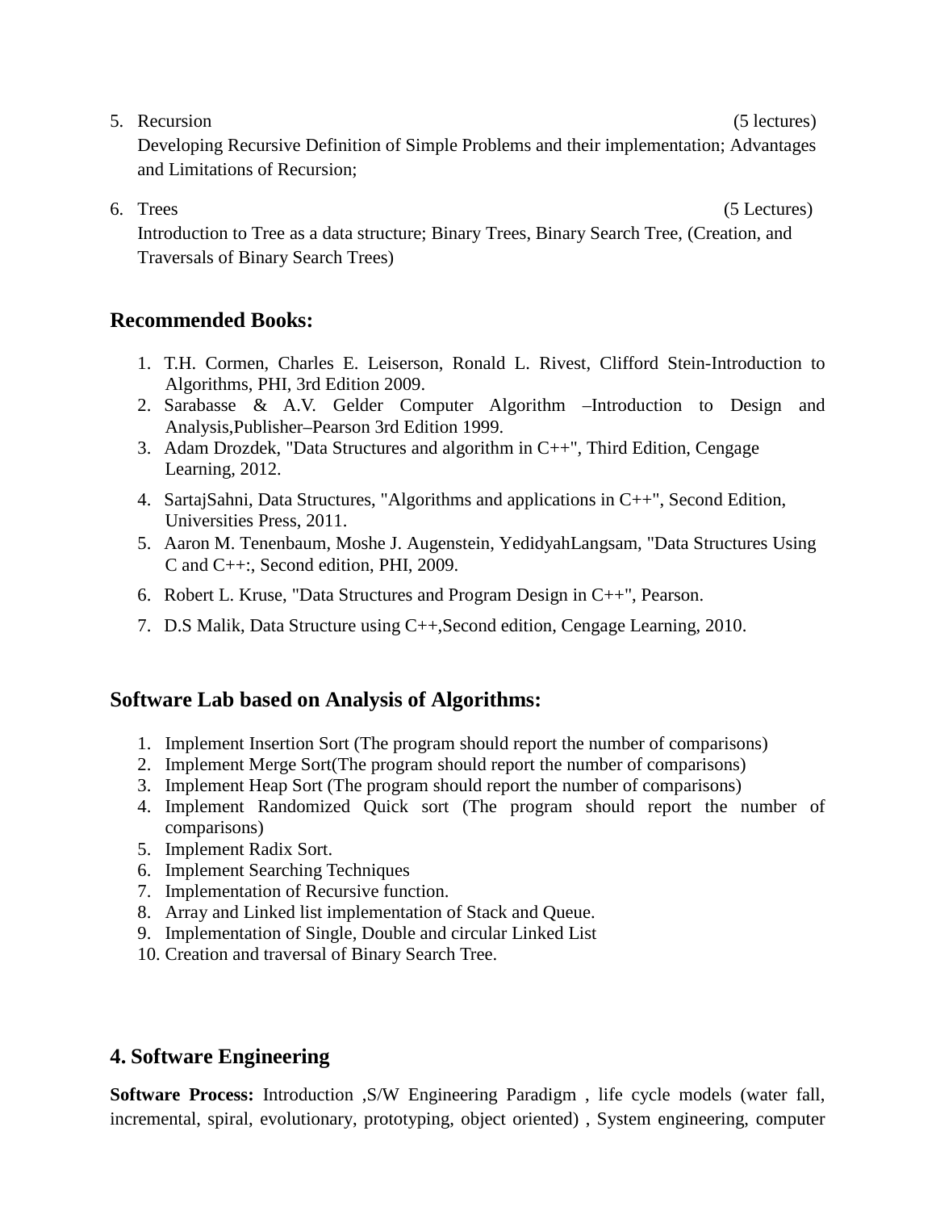5. Recursion (5 lectures)

   Developing Recursive Definition of Simple Problems and their implementation; Advantages and Limitations of Recursion;

6. Trees (5 Lectures)

   Introduction to Tree as a data structure; Binary Trees, Binary Search Tree, (Creation, and Traversals of Binary Search Trees)

## Recommended Books:

1. T.H. Cormen, Charles E. Leiserson, Ronald L. Rivest, Clifford Stein-Introduction to Algorithms, PHI, 3rd Edition 2009.
2. Sarabasse & A.V. Gelder Computer Algorithm –Introduction to Design and Analysis,Publisher–Pearson 3rd Edition 1999.
3. Adam Drozdek, "Data Structures and algorithm in C++", Third Edition, Cengage Learning, 2012.
4. SartajSahni, Data Structures, "Algorithms and applications in C++", Second Edition, Universities Press, 2011.
5. Aaron M. Tenenbaum, Moshe J. Augenstein, YedidyahLangsam, "Data Structures Using C and C++:, Second edition, PHI, 2009.
6. Robert L. Kruse, "Data Structures and Program Design in C++", Pearson.
7. D.S Malik, Data Structure using C++,Second edition, Cengage Learning, 2010.

## Software Lab based on Analysis of Algorithms:

1. Implement Insertion Sort (The program should report the number of comparisons)
2. Implement Merge Sort(The program should report the number of comparisons)
3. Implement Heap Sort (The program should report the number of comparisons)
4. Implement Randomized Quick sort (The program should report the number of comparisons)
5. Implement Radix Sort.
6. Implement Searching Techniques
7. Implementation of Recursive function.
8. Array and Linked list implementation of Stack and Queue.
9. Implementation of Single, Double and circular Linked List
10. Creation and traversal of Binary Search Tree.

## 4. Software Engineering

**Software Process:** Introduction ,S/W Engineering Paradigm , life cycle models (water fall, incremental, spiral, evolutionary, prototyping, object oriented) , System engineering, computer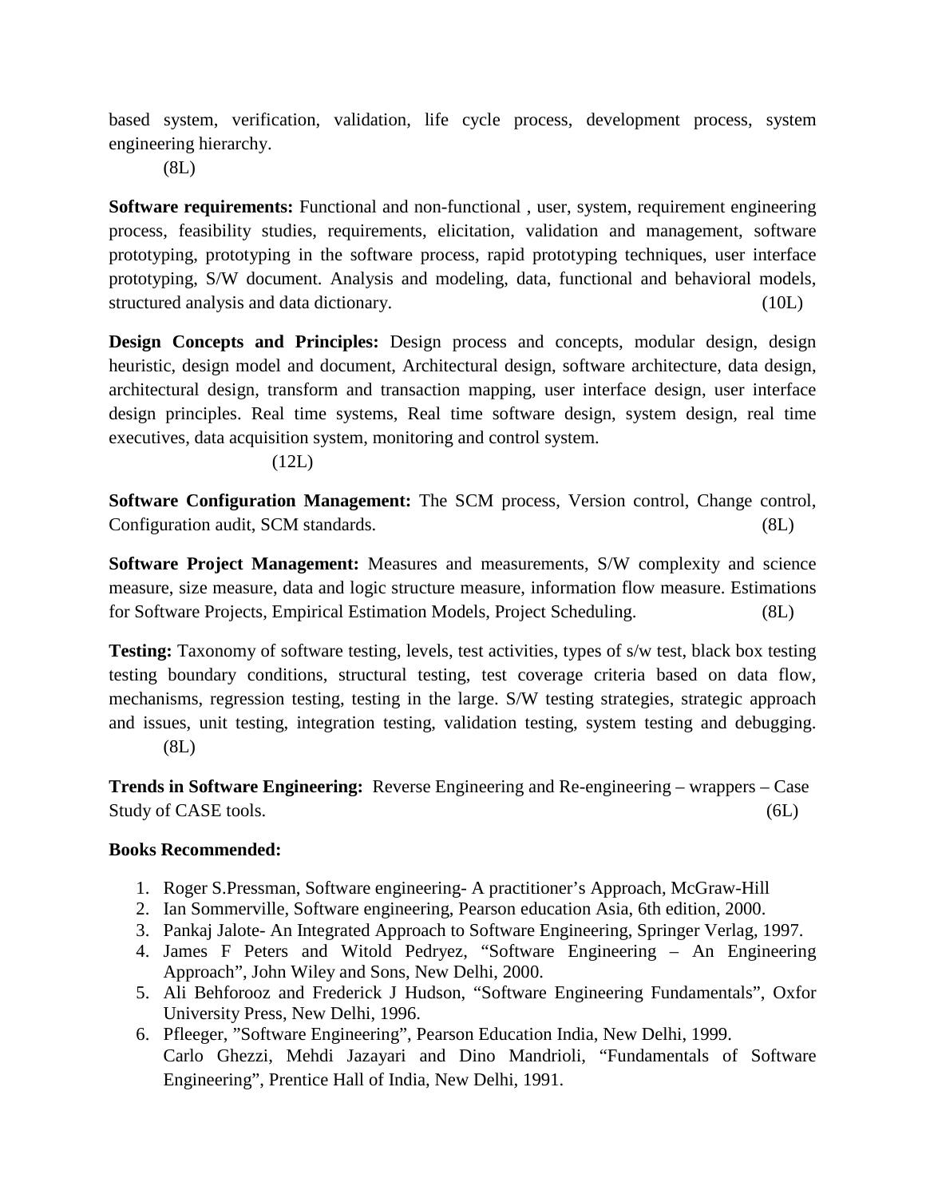based system, verification, validation, life cycle process, development process, system engineering hierarchy.
(8L)

**Software requirements:** Functional and non-functional , user, system, requirement engineering process, feasibility studies, requirements, elicitation, validation and management, software prototyping, prototyping in the software process, rapid prototyping techniques, user interface prototyping, S/W document. Analysis and modeling, data, functional and behavioral models, structured analysis and data dictionary. (10L)

**Design Concepts and Principles:** Design process and concepts, modular design, design heuristic, design model and document, Architectural design, software architecture, data design, architectural design, transform and transaction mapping, user interface design, user interface design principles. Real time systems, Real time software design, system design, real time executives, data acquisition system, monitoring and control system.
(12L)

**Software Configuration Management:** The SCM process, Version control, Change control, Configuration audit, SCM standards. (8L)

**Software Project Management:** Measures and measurements, S/W complexity and science measure, size measure, data and logic structure measure, information flow measure. Estimations for Software Projects, Empirical Estimation Models, Project Scheduling. (8L)

**Testing:** Taxonomy of software testing, levels, test activities, types of s/w test, black box testing testing boundary conditions, structural testing, test coverage criteria based on data flow, mechanisms, regression testing, testing in the large. S/W testing strategies, strategic approach and issues, unit testing, integration testing, validation testing, system testing and debugging.
(8L)

**Trends in Software Engineering:** Reverse Engineering and Re-engineering – wrappers – Case Study of CASE tools. (6L)

**Books Recommended:**

1. Roger S.Pressman, Software engineering- A practitioner's Approach, McGraw-Hill
2. Ian Sommerville, Software engineering, Pearson education Asia, 6th edition, 2000.
3. Pankaj Jalote- An Integrated Approach to Software Engineering, Springer Verlag, 1997.
4. James F Peters and Witold Pedryez, "Software Engineering – An Engineering Approach", John Wiley and Sons, New Delhi, 2000.
5. Ali Behforooz and Frederick J Hudson, "Software Engineering Fundamentals", Oxfor University Press, New Delhi, 1996.
6. Pfleeger, "Software Engineering", Pearson Education India, New Delhi, 1999.
   Carlo Ghezzi, Mehdi Jazayari and Dino Mandrioli, "Fundamentals of Software Engineering", Prentice Hall of India, New Delhi, 1991.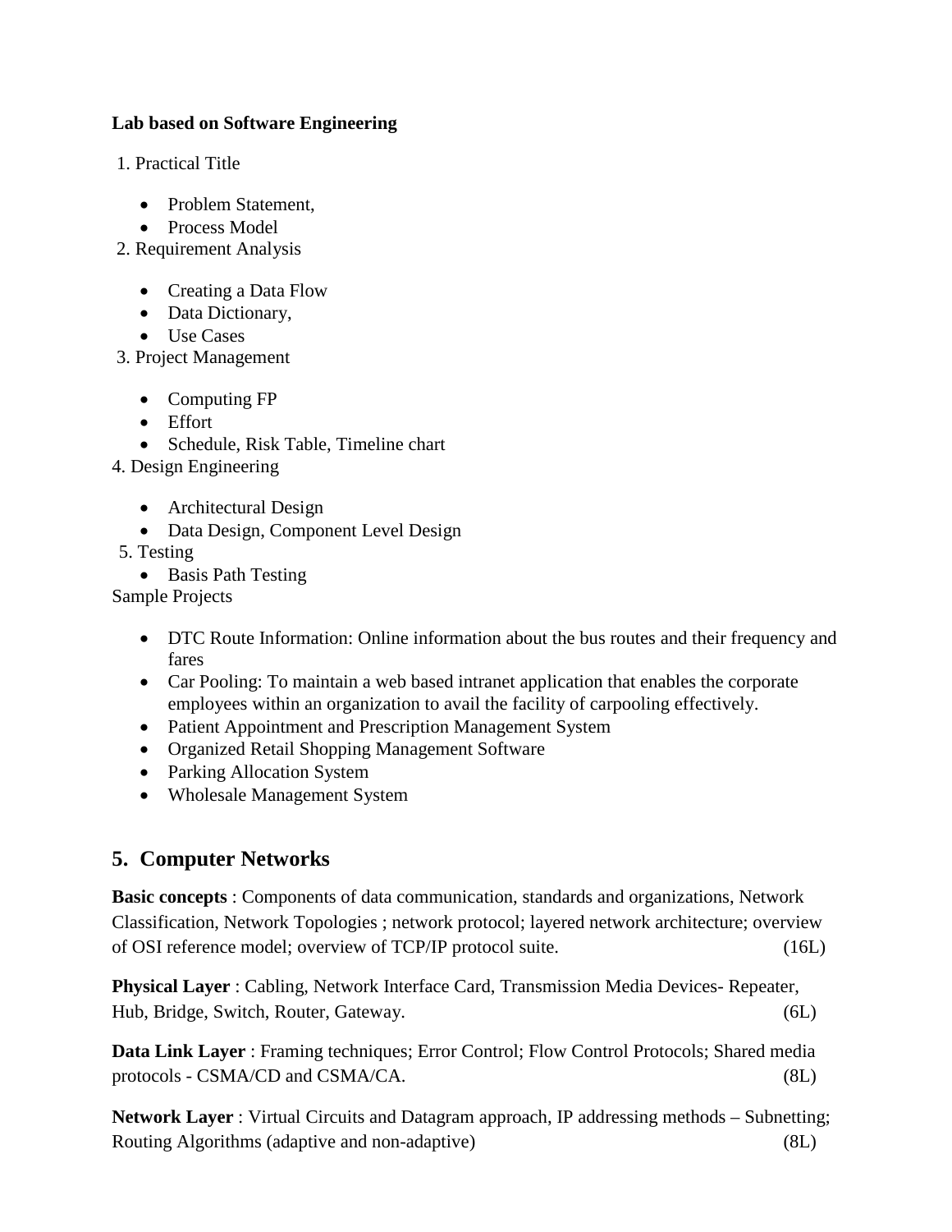**Lab based on Software Engineering**

1. Practical Title
   - Problem Statement,
   - Process Model
2. Requirement Analysis
   - Creating a Data Flow
   - Data Dictionary,
   - Use Cases
3. Project Management
   - Computing FP
   - Effort
   - Schedule, Risk Table, Timeline chart
4. Design Engineering
   - Architectural Design
   - Data Design, Component Level Design
5. Testing
   - Basis Path Testing

Sample Projects

- DTC Route Information: Online information about the bus routes and their frequency and fares
- Car Pooling: To maintain a web based intranet application that enables the corporate employees within an organization to avail the facility of carpooling effectively.
- Patient Appointment and Prescription Management System
- Organized Retail Shopping Management Software
- Parking Allocation System
- Wholesale Management System

## 5. Computer Networks

**Basic concepts** : Components of data communication, standards and organizations, Network Classification, Network Topologies ; network protocol; layered network architecture; overview of OSI reference model; overview of TCP/IP protocol suite. (16L)

**Physical Layer** : Cabling, Network Interface Card, Transmission Media Devices- Repeater, Hub, Bridge, Switch, Router, Gateway. (6L)

**Data Link Layer** : Framing techniques; Error Control; Flow Control Protocols; Shared media protocols - CSMA/CD and CSMA/CA. (8L)

**Network Layer** : Virtual Circuits and Datagram approach, IP addressing methods – Subnetting; Routing Algorithms (adaptive and non-adaptive) (8L)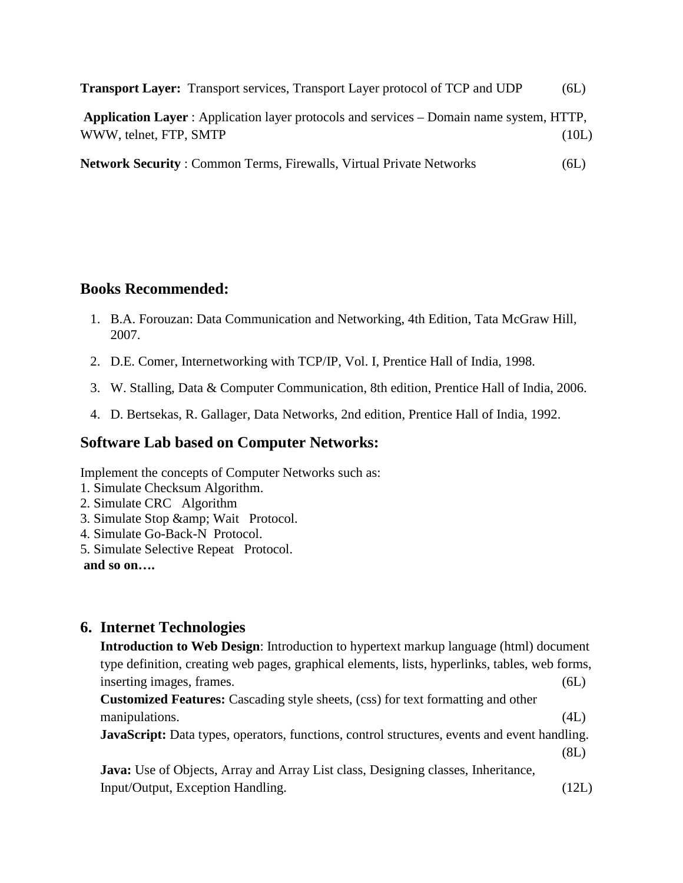**Transport Layer:** Transport services, Transport Layer protocol of TCP and UDP (6L)

**Application Layer** : Application layer protocols and services – Domain name system, HTTP, WWW, telnet, FTP, SMTP (10L)

**Network Security** : Common Terms, Firewalls, Virtual Private Networks (6L)

## Books Recommended:

1. B.A. Forouzan: Data Communication and Networking, 4th Edition, Tata McGraw Hill, 2007.
2. D.E. Comer, Internetworking with TCP/IP, Vol. I, Prentice Hall of India, 1998.
3. W. Stalling, Data & Computer Communication, 8th edition, Prentice Hall of India, 2006.
4. D. Bertsekas, R. Gallager, Data Networks, 2nd edition, Prentice Hall of India, 1992.

## Software Lab based on Computer Networks:

Implement the concepts of Computer Networks such as:
1. Simulate Checksum Algorithm.
2. Simulate CRC Algorithm
3. Simulate Stop &amp; Wait Protocol.
4. Simulate Go-Back-N Protocol.
5. Simulate Selective Repeat Protocol.

**and so on….**

## 6. Internet Technologies

**Introduction to Web Design**: Introduction to hypertext markup language (html) document type definition, creating web pages, graphical elements, lists, hyperlinks, tables, web forms, inserting images, frames. (6L)

**Customized Features:** Cascading style sheets, (css) for text formatting and other manipulations. (4L)

**JavaScript:** Data types, operators, functions, control structures, events and event handling. (8L)

**Java:** Use of Objects, Array and Array List class, Designing classes, Inheritance, Input/Output, Exception Handling. (12L)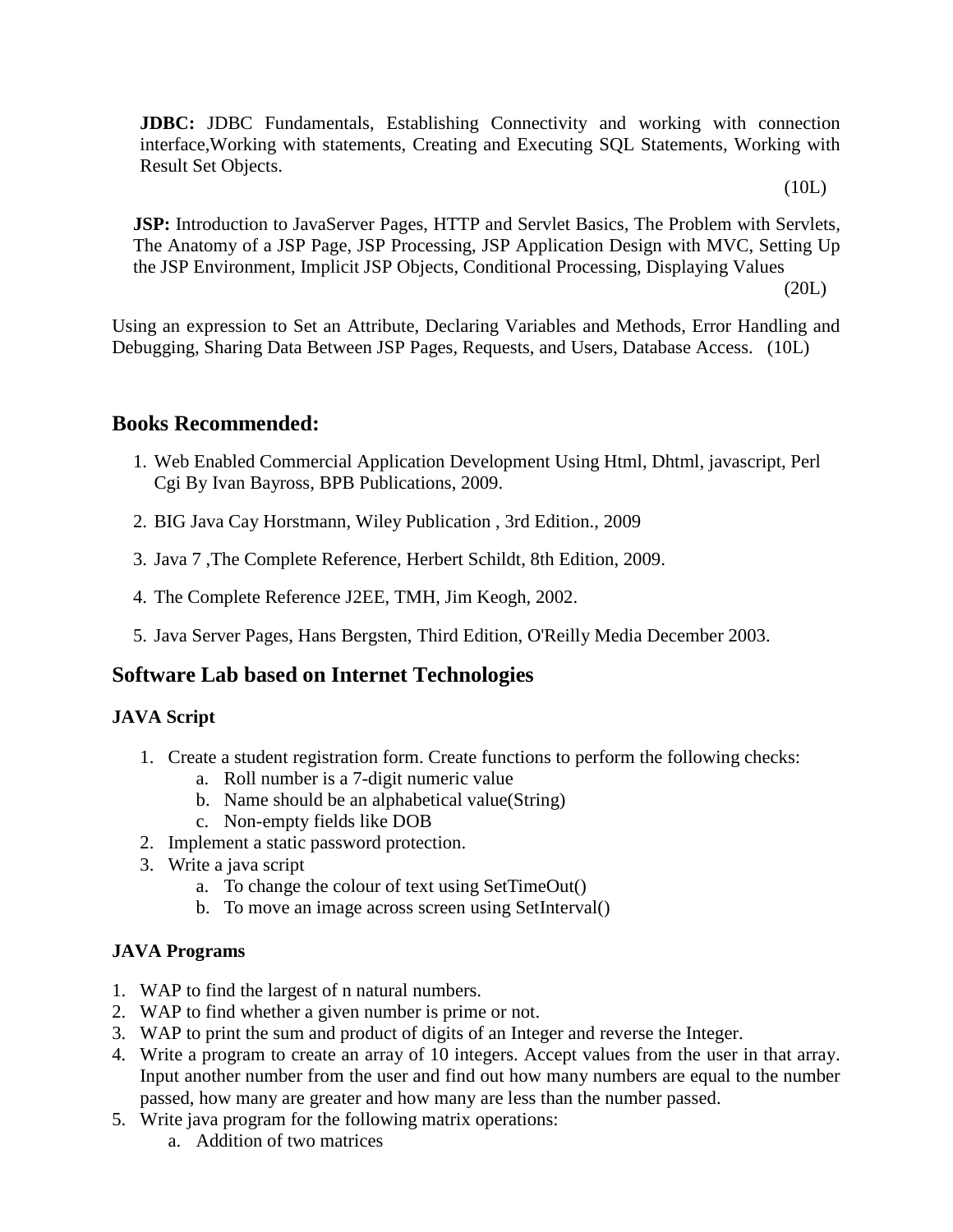**JDBC:** JDBC Fundamentals, Establishing Connectivity and working with connection interface,Working with statements, Creating and Executing SQL Statements, Working with Result Set Objects.

(10L)

**JSP:** Introduction to JavaServer Pages, HTTP and Servlet Basics, The Problem with Servlets, The Anatomy of a JSP Page, JSP Processing, JSP Application Design with MVC, Setting Up the JSP Environment, Implicit JSP Objects, Conditional Processing, Displaying Values

(20L)

Using an expression to Set an Attribute, Declaring Variables and Methods, Error Handling and Debugging, Sharing Data Between JSP Pages, Requests, and Users, Database Access. (10L)

## Books Recommended:

1. Web Enabled Commercial Application Development Using Html, Dhtml, javascript, Perl Cgi By Ivan Bayross, BPB Publications, 2009.
2. BIG Java Cay Horstmann, Wiley Publication , 3rd Edition., 2009
3. Java 7 ,The Complete Reference, Herbert Schildt, 8th Edition, 2009.
4. The Complete Reference J2EE, TMH, Jim Keogh, 2002.
5. Java Server Pages, Hans Bergsten, Third Edition, O'Reilly Media December 2003.

## Software Lab based on Internet Technologies

### JAVA Script

1. Create a student registration form. Create functions to perform the following checks:
   a. Roll number is a 7-digit numeric value
   b. Name should be an alphabetical value(String)
   c. Non-empty fields like DOB
2. Implement a static password protection.
3. Write a java script
   a. To change the colour of text using SetTimeOut()
   b. To move an image across screen using SetInterval()

### JAVA Programs

1. WAP to find the largest of n natural numbers.
2. WAP to find whether a given number is prime or not.
3. WAP to print the sum and product of digits of an Integer and reverse the Integer.
4. Write a program to create an array of 10 integers. Accept values from the user in that array. Input another number from the user and find out how many numbers are equal to the number passed, how many are greater and how many are less than the number passed.
5. Write java program for the following matrix operations:
   a. Addition of two matrices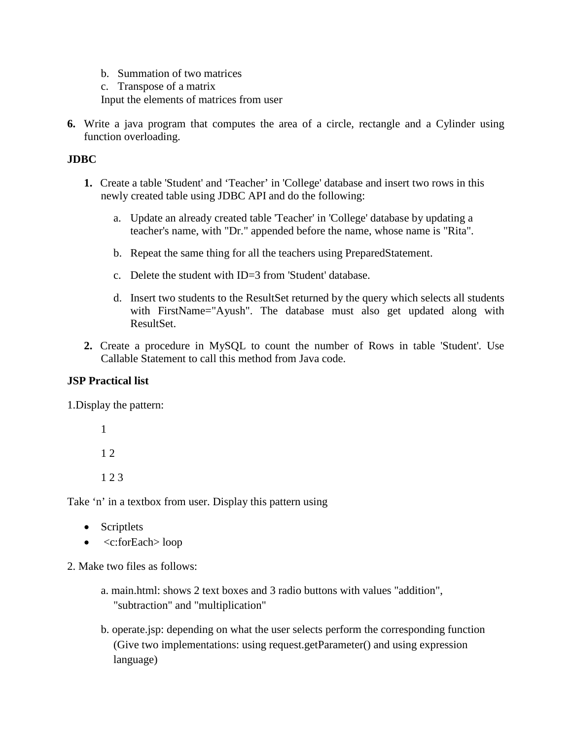b. Summation of two matrices
c. Transpose of a matrix

Input the elements of matrices from user

**6.** Write a java program that computes the area of a circle, rectangle and a Cylinder using function overloading.

**JDBC**

**1.** Create a table 'Student' and 'Teacher' in 'College' database and insert two rows in this newly created table using JDBC API and do the following:

a. Update an already created table 'Teacher' in 'College' database by updating a teacher's name, with "Dr." appended before the name, whose name is "Rita".

b. Repeat the same thing for all the teachers using PreparedStatement.

c. Delete the student with ID=3 from 'Student' database.

d. Insert two students to the ResultSet returned by the query which selects all students with FirstName="Ayush". The database must also get updated along with ResultSet.

**2.** Create a procedure in MySQL to count the number of Rows in table 'Student'. Use Callable Statement to call this method from Java code.

**JSP Practical list**

1.Display the pattern:

1

1 2

1 2 3

Take 'n' in a textbox from user. Display this pattern using

- Scriptlets
- <c:forEach> loop

2. Make two files as follows:

a. main.html: shows 2 text boxes and 3 radio buttons with values "addition", "subtraction" and "multiplication"

b. operate.jsp: depending on what the user selects perform the corresponding function (Give two implementations: using request.getParameter() and using expression language)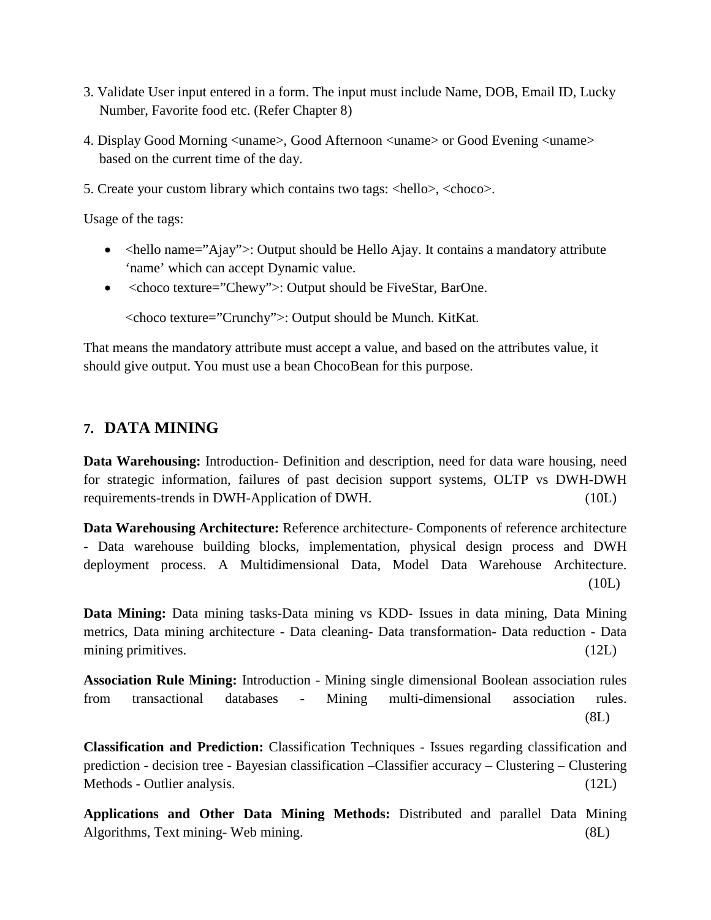3. Validate User input entered in a form. The input must include Name, DOB, Email ID, Lucky Number, Favorite food etc. (Refer Chapter 8)

4. Display Good Morning <uname>, Good Afternoon <uname> or Good Evening <uname> based on the current time of the day.

5. Create your custom library which contains two tags: <hello>, <choco>.

Usage of the tags:

- <hello name="Ajay">: Output should be Hello Ajay. It contains a mandatory attribute 'name' which can accept Dynamic value.
- <choco texture="Chewy">: Output should be FiveStar, BarOne.

  <choco texture="Crunchy">: Output should be Munch. KitKat.

That means the mandatory attribute must accept a value, and based on the attributes value, it should give output. You must use a bean ChocoBean for this purpose.

## 7. DATA MINING

**Data Warehousing:** Introduction- Definition and description, need for data ware housing, need for strategic information, failures of past decision support systems, OLTP vs DWH-DWH requirements-trends in DWH-Application of DWH. (10L)

**Data Warehousing Architecture:** Reference architecture- Components of reference architecture - Data warehouse building blocks, implementation, physical design process and DWH deployment process. A Multidimensional Data, Model Data Warehouse Architecture. (10L)

**Data Mining:** Data mining tasks-Data mining vs KDD- Issues in data mining, Data Mining metrics, Data mining architecture - Data cleaning- Data transformation- Data reduction - Data mining primitives. (12L)

**Association Rule Mining:** Introduction - Mining single dimensional Boolean association rules from transactional databases - Mining multi-dimensional association rules. (8L)

**Classification and Prediction:** Classification Techniques - Issues regarding classification and prediction - decision tree - Bayesian classification –Classifier accuracy – Clustering – Clustering Methods - Outlier analysis. (12L)

**Applications and Other Data Mining Methods:** Distributed and parallel Data Mining Algorithms, Text mining- Web mining. (8L)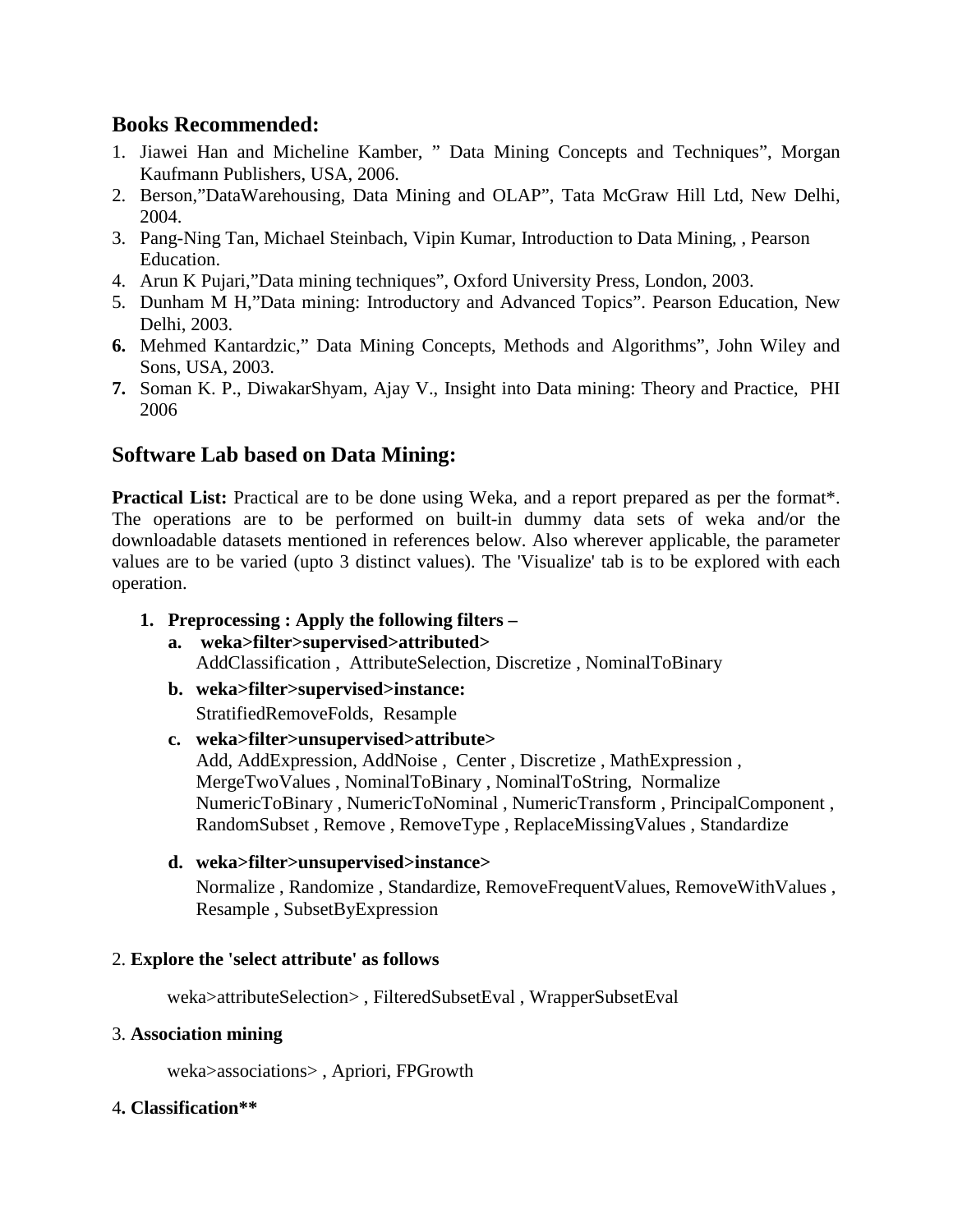## Books Recommended:

1. Jiawei Han and Micheline Kamber, " Data Mining Concepts and Techniques", Morgan Kaufmann Publishers, USA, 2006.
2. Berson,"DataWarehousing, Data Mining and OLAP", Tata McGraw Hill Ltd, New Delhi, 2004.
3. Pang-Ning Tan, Michael Steinbach, Vipin Kumar, Introduction to Data Mining, , Pearson Education.
4. Arun K Pujari,"Data mining techniques", Oxford University Press, London, 2003.
5. Dunham M H,"Data mining: Introductory and Advanced Topics". Pearson Education, New Delhi, 2003.
6. Mehmed Kantardzic," Data Mining Concepts, Methods and Algorithms", John Wiley and Sons, USA, 2003.
7. Soman K. P., DiwakarShyam, Ajay V., Insight into Data mining: Theory and Practice, PHI 2006

## Software Lab based on Data Mining:

**Practical List:** Practical are to be done using Weka, and a report prepared as per the format*. The operations are to be performed on built-in dummy data sets of weka and/or the downloadable datasets mentioned in references below. Also wherever applicable, the parameter values are to be varied (upto 3 distinct values). The 'Visualize' tab is to be explored with each operation.

1. **Preprocessing : Apply the following filters –**
   a. **weka>filter>supervised>attributed>**
      AddClassification , AttributeSelection, Discretize , NominalToBinary
   b. **weka>filter>supervised>instance:**
      StratifiedRemoveFolds, Resample
   c. **weka>filter>unsupervised>attribute>**
      Add, AddExpression, AddNoise , Center , Discretize , MathExpression , MergeTwoValues , NominalToBinary , NominalToString, Normalize NumericToBinary , NumericToNominal , NumericTransform , PrincipalComponent , RandomSubset , Remove , RemoveType , ReplaceMissingValues , Standardize
   d. **weka>filter>unsupervised>instance>**
      Normalize , Randomize , Standardize, RemoveFrequentValues, RemoveWithValues , Resample , SubsetByExpression

2. **Explore the 'select attribute' as follows**

   weka>attributeSelection> , FilteredSubsetEval , WrapperSubsetEval

3. **Association mining**

   weka>associations> , Apriori, FPGrowth

4**. Classification****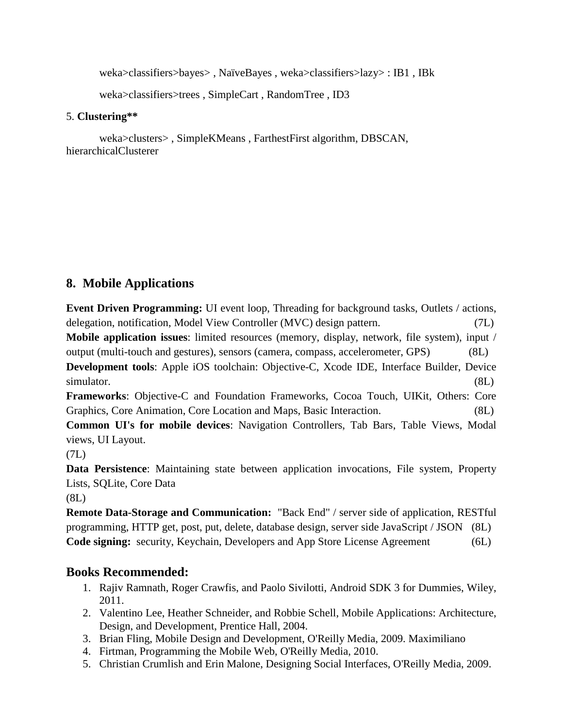weka>classifiers>bayes> , NaïveBayes , weka>classifiers>lazy> : IB1 , IBk

weka>classifiers>trees , SimpleCart , RandomTree , ID3

5. **Clustering****

weka>clusters> , SimpleKMeans , FarthestFirst algorithm, DBSCAN, hierarchicalClusterer

## 8. Mobile Applications

**Event Driven Programming:** UI event loop, Threading for background tasks, Outlets / actions, delegation, notification, Model View Controller (MVC) design pattern. (7L)

**Mobile application issues**: limited resources (memory, display, network, file system), input / output (multi-touch and gestures), sensors (camera, compass, accelerometer, GPS) (8L)

**Development tools**: Apple iOS toolchain: Objective-C, Xcode IDE, Interface Builder, Device simulator. (8L)

**Frameworks**: Objective-C and Foundation Frameworks, Cocoa Touch, UIKit, Others: Core Graphics, Core Animation, Core Location and Maps, Basic Interaction. (8L)

**Common UI's for mobile devices**: Navigation Controllers, Tab Bars, Table Views, Modal views, UI Layout.
(7L)

**Data Persistence**: Maintaining state between application invocations, File system, Property Lists, SQLite, Core Data
(8L)

**Remote Data-Storage and Communication:** "Back End" / server side of application, RESTful programming, HTTP get, post, put, delete, database design, server side JavaScript / JSON (8L)

**Code signing:** security, Keychain, Developers and App Store License Agreement (6L)

## Books Recommended:

1. Rajiv Ramnath, Roger Crawfis, and Paolo Sivilotti, Android SDK 3 for Dummies, Wiley, 2011.
2. Valentino Lee, Heather Schneider, and Robbie Schell, Mobile Applications: Architecture, Design, and Development, Prentice Hall, 2004.
3. Brian Fling, Mobile Design and Development, O'Reilly Media, 2009. Maximiliano
4. Firtman, Programming the Mobile Web, O'Reilly Media, 2010.
5. Christian Crumlish and Erin Malone, Designing Social Interfaces, O'Reilly Media, 2009.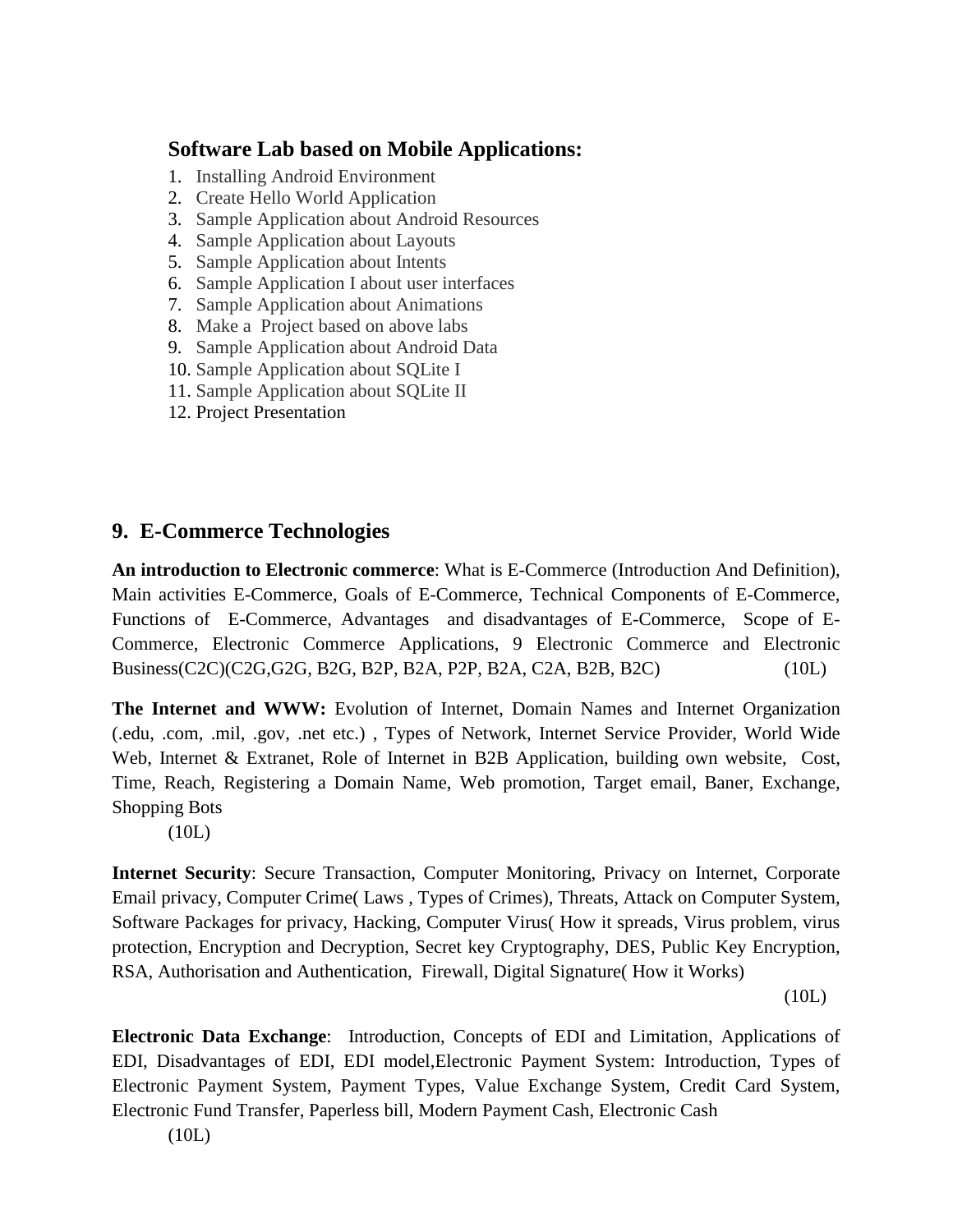**Software Lab based on Mobile Applications:**

1. Installing Android Environment
2. Create Hello World Application
3. Sample Application about Android Resources
4. Sample Application about Layouts
5. Sample Application about Intents
6. Sample Application I about user interfaces
7. Sample Application about Animations
8. Make a Project based on above labs
9. Sample Application about Android Data
10. Sample Application about SQLite I
11. Sample Application about SQLite II
12. Project Presentation

## 9. E-Commerce Technologies

**An introduction to Electronic commerce**: What is E-Commerce (Introduction And Definition), Main activities E-Commerce, Goals of E-Commerce, Technical Components of E-Commerce, Functions of E-Commerce, Advantages and disadvantages of E-Commerce, Scope of E-Commerce, Electronic Commerce Applications, 9 Electronic Commerce and Electronic Business(C2C)(C2G,G2G, B2G, B2P, B2A, P2P, B2A, C2A, B2B, B2C) (10L)

**The Internet and WWW:** Evolution of Internet, Domain Names and Internet Organization (.edu, .com, .mil, .gov, .net etc.) , Types of Network, Internet Service Provider, World Wide Web, Internet & Extranet, Role of Internet in B2B Application, building own website, Cost, Time, Reach, Registering a Domain Name, Web promotion, Target email, Baner, Exchange, Shopping Bots

(10L)

**Internet Security**: Secure Transaction, Computer Monitoring, Privacy on Internet, Corporate Email privacy, Computer Crime( Laws , Types of Crimes), Threats, Attack on Computer System, Software Packages for privacy, Hacking, Computer Virus( How it spreads, Virus problem, virus protection, Encryption and Decryption, Secret key Cryptography, DES, Public Key Encryption, RSA, Authorisation and Authentication, Firewall, Digital Signature( How it Works)

(10L)

**Electronic Data Exchange**: Introduction, Concepts of EDI and Limitation, Applications of EDI, Disadvantages of EDI, EDI model,Electronic Payment System: Introduction, Types of Electronic Payment System, Payment Types, Value Exchange System, Credit Card System, Electronic Fund Transfer, Paperless bill, Modern Payment Cash, Electronic Cash

(10L)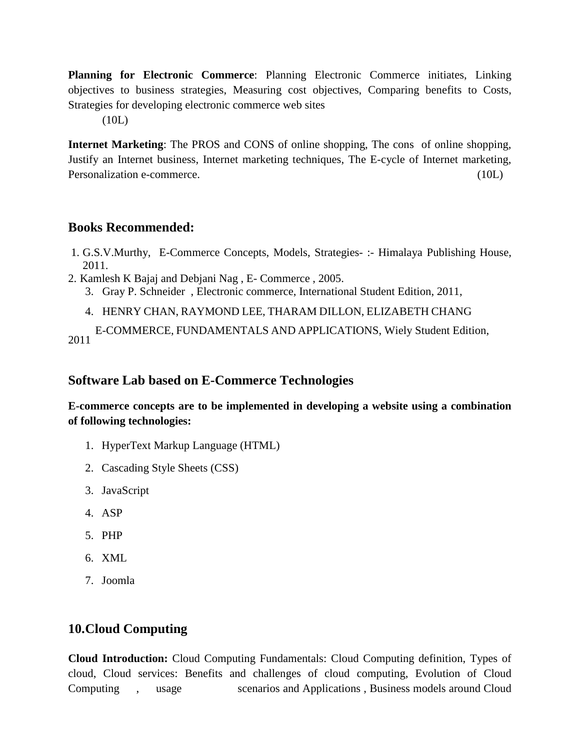**Planning for Electronic Commerce**: Planning Electronic Commerce initiates, Linking objectives to business strategies, Measuring cost objectives, Comparing benefits to Costs, Strategies for developing electronic commerce web sites (10L)

**Internet Marketing**: The PROS and CONS of online shopping, The cons of online shopping, Justify an Internet business, Internet marketing techniques, The E-cycle of Internet marketing, Personalization e-commerce. (10L)

## Books Recommended:

1. G.S.V.Murthy, E-Commerce Concepts, Models, Strategies- :- Himalaya Publishing House, 2011.
2. Kamlesh K Bajaj and Debjani Nag , E- Commerce , 2005.
3. Gray P. Schneider , Electronic commerce, International Student Edition, 2011,
4. HENRY CHAN, RAYMOND LEE, THARAM DILLON, ELIZABETH CHANG E-COMMERCE, FUNDAMENTALS AND APPLICATIONS, Wiely Student Edition, 2011

## Software Lab based on E-Commerce Technologies

**E-commerce concepts are to be implemented in developing a website using a combination of following technologies:**

1. HyperText Markup Language (HTML)
2. Cascading Style Sheets (CSS)
3. JavaScript
4. ASP
5. PHP
6. XML
7. Joomla

## 10.Cloud Computing

**Cloud Introduction:** Cloud Computing Fundamentals: Cloud Computing definition, Types of cloud, Cloud services: Benefits and challenges of cloud computing, Evolution of Cloud Computing , usage scenarios and Applications , Business models around Cloud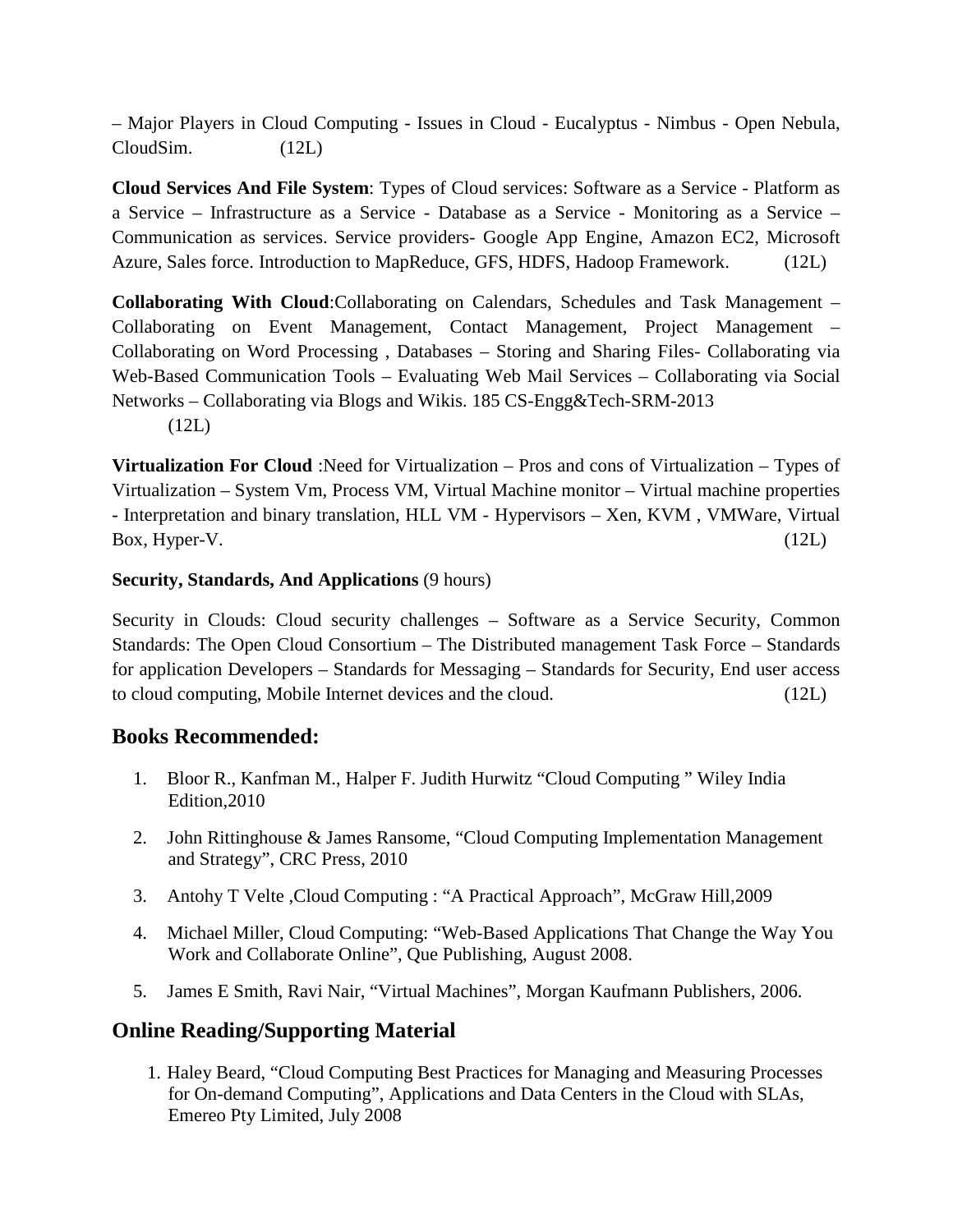– Major Players in Cloud Computing - Issues in Cloud - Eucalyptus - Nimbus - Open Nebula, CloudSim. (12L)

**Cloud Services And File System**: Types of Cloud services: Software as a Service - Platform as a Service – Infrastructure as a Service - Database as a Service - Monitoring as a Service – Communication as services. Service providers- Google App Engine, Amazon EC2, Microsoft Azure, Sales force. Introduction to MapReduce, GFS, HDFS, Hadoop Framework. (12L)

**Collaborating With Cloud**:Collaborating on Calendars, Schedules and Task Management – Collaborating on Event Management, Contact Management, Project Management – Collaborating on Word Processing , Databases – Storing and Sharing Files- Collaborating via Web-Based Communication Tools – Evaluating Web Mail Services – Collaborating via Social Networks – Collaborating via Blogs and Wikis. 185 CS-Engg&Tech-SRM-2013
(12L)

**Virtualization For Cloud** :Need for Virtualization – Pros and cons of Virtualization – Types of Virtualization – System Vm, Process VM, Virtual Machine monitor – Virtual machine properties - Interpretation and binary translation, HLL VM - Hypervisors – Xen, KVM , VMWare, Virtual Box, Hyper-V. (12L)

**Security, Standards, And Applications** (9 hours)

Security in Clouds: Cloud security challenges – Software as a Service Security, Common Standards: The Open Cloud Consortium – The Distributed management Task Force – Standards for application Developers – Standards for Messaging – Standards for Security, End user access to cloud computing, Mobile Internet devices and the cloud. (12L)

## Books Recommended:

1. Bloor R., Kanfman M., Halper F. Judith Hurwitz "Cloud Computing " Wiley India Edition,2010
2. John Rittinghouse & James Ransome, "Cloud Computing Implementation Management and Strategy", CRC Press, 2010
3. Antohy T Velte ,Cloud Computing : "A Practical Approach", McGraw Hill,2009
4. Michael Miller, Cloud Computing: "Web-Based Applications That Change the Way You Work and Collaborate Online", Que Publishing, August 2008.
5. James E Smith, Ravi Nair, "Virtual Machines", Morgan Kaufmann Publishers, 2006.

## Online Reading/Supporting Material

1. Haley Beard, "Cloud Computing Best Practices for Managing and Measuring Processes for On-demand Computing", Applications and Data Centers in the Cloud with SLAs, Emereo Pty Limited, July 2008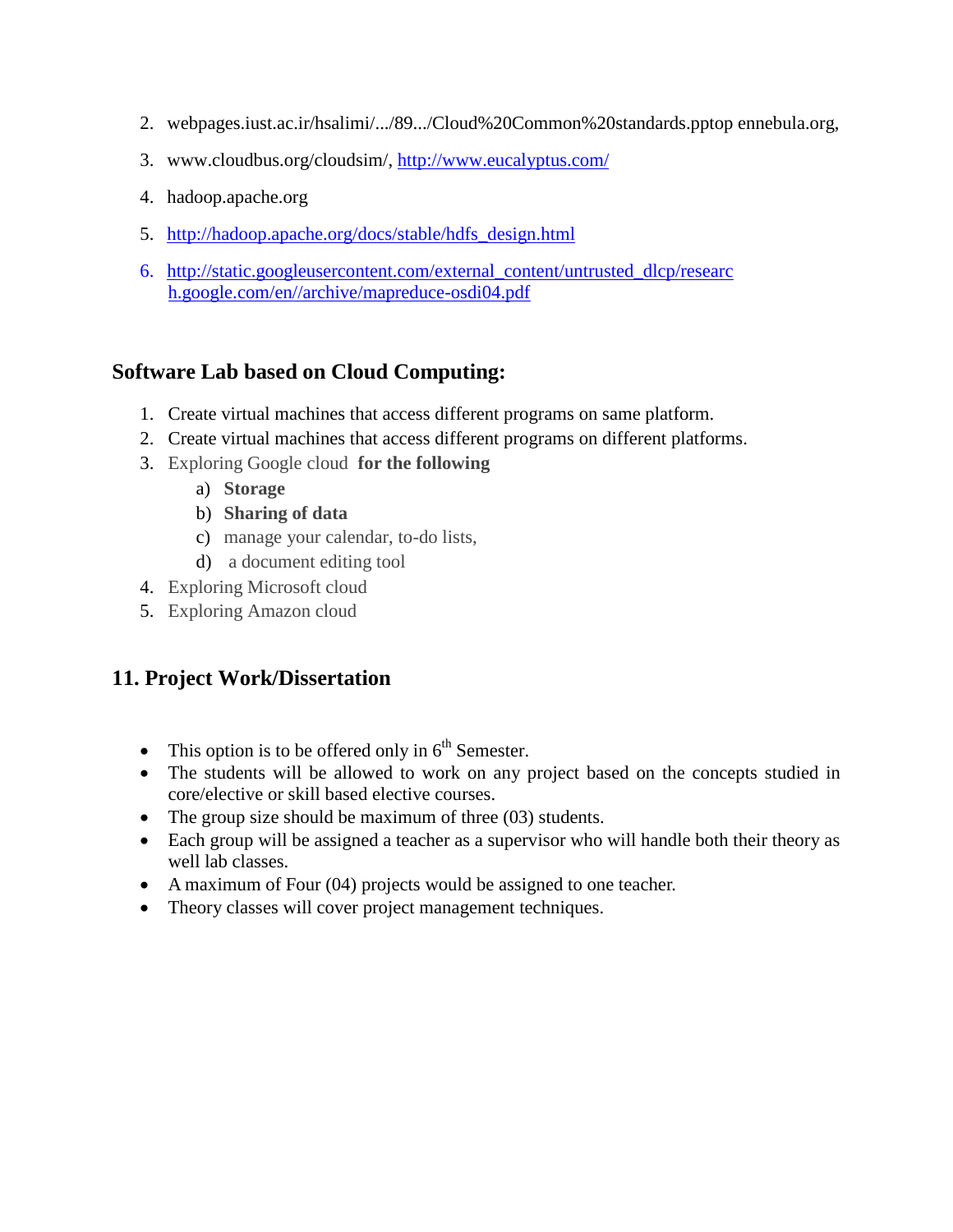2. webpages.iust.ac.ir/hsalimi/.../89.../Cloud%20Common%20standards.pptop ennebula.org,
3. www.cloudbus.org/cloudsim/, http://www.eucalyptus.com/
4. hadoop.apache.org
5. http://hadoop.apache.org/docs/stable/hdfs_design.html
6. http://static.googleusercontent.com/external_content/untrusted_dlcp/research.google.com/en//archive/mapreduce-osdi04.pdf

## Software Lab based on Cloud Computing:

1. Create virtual machines that access different programs on same platform.
2. Create virtual machines that access different programs on different platforms.
3. Exploring Google cloud **for the following**
   a) **Storage**
   b) **Sharing of data**
   c) manage your calendar, to-do lists,
   d) a document editing tool
4. Exploring Microsoft cloud
5. Exploring Amazon cloud

## 11. Project Work/Dissertation

- This option is to be offered only in 6th Semester.
- The students will be allowed to work on any project based on the concepts studied in core/elective or skill based elective courses.
- The group size should be maximum of three (03) students.
- Each group will be assigned a teacher as a supervisor who will handle both their theory as well lab classes.
- A maximum of Four (04) projects would be assigned to one teacher.
- Theory classes will cover project management techniques.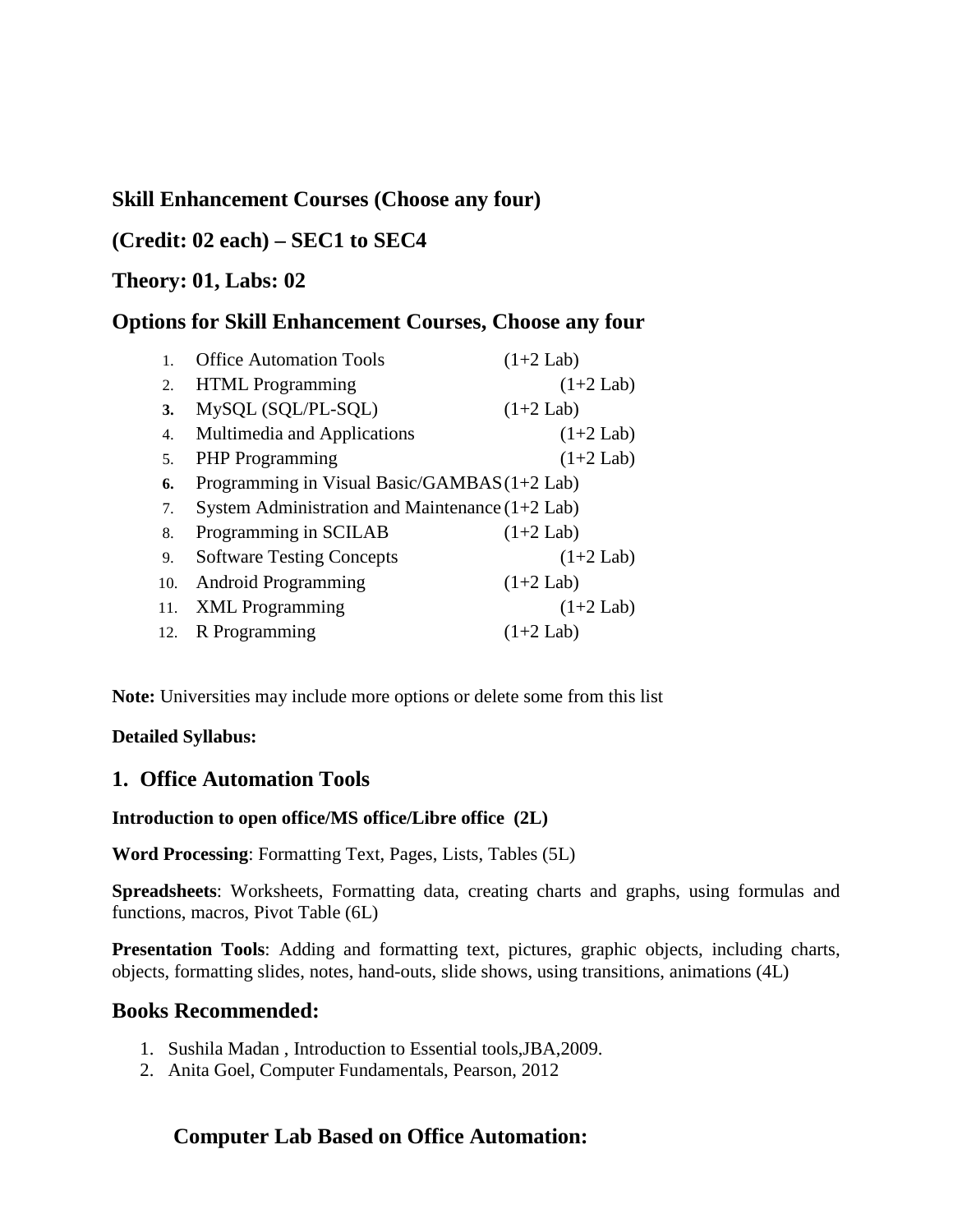## Skill Enhancement Courses (Choose any four)

## (Credit: 02 each) – SEC1 to SEC4

## Theory: 01, Labs: 02

## Options for Skill Enhancement Courses, Choose any four

1. Office Automation Tools (1+2 Lab)
2. HTML Programming (1+2 Lab)
3. MySQL (SQL/PL-SQL) (1+2 Lab)
4. Multimedia and Applications (1+2 Lab)
5. PHP Programming (1+2 Lab)
6. Programming in Visual Basic/GAMBAS (1+2 Lab)
7. System Administration and Maintenance (1+2 Lab)
8. Programming in SCILAB (1+2 Lab)
9. Software Testing Concepts (1+2 Lab)
10. Android Programming (1+2 Lab)
11. XML Programming (1+2 Lab)
12. R Programming (1+2 Lab)

**Note:** Universities may include more options or delete some from this list

**Detailed Syllabus:**

## 1. Office Automation Tools

**Introduction to open office/MS office/Libre office (2L)**

**Word Processing**: Formatting Text, Pages, Lists, Tables (5L)

**Spreadsheets**: Worksheets, Formatting data, creating charts and graphs, using formulas and functions, macros, Pivot Table (6L)

**Presentation Tools**: Adding and formatting text, pictures, graphic objects, including charts, objects, formatting slides, notes, hand-outs, slide shows, using transitions, animations (4L)

## Books Recommended:

1. Sushila Madan , Introduction to Essential tools,JBA,2009.
2. Anita Goel, Computer Fundamentals, Pearson, 2012

## Computer Lab Based on Office Automation: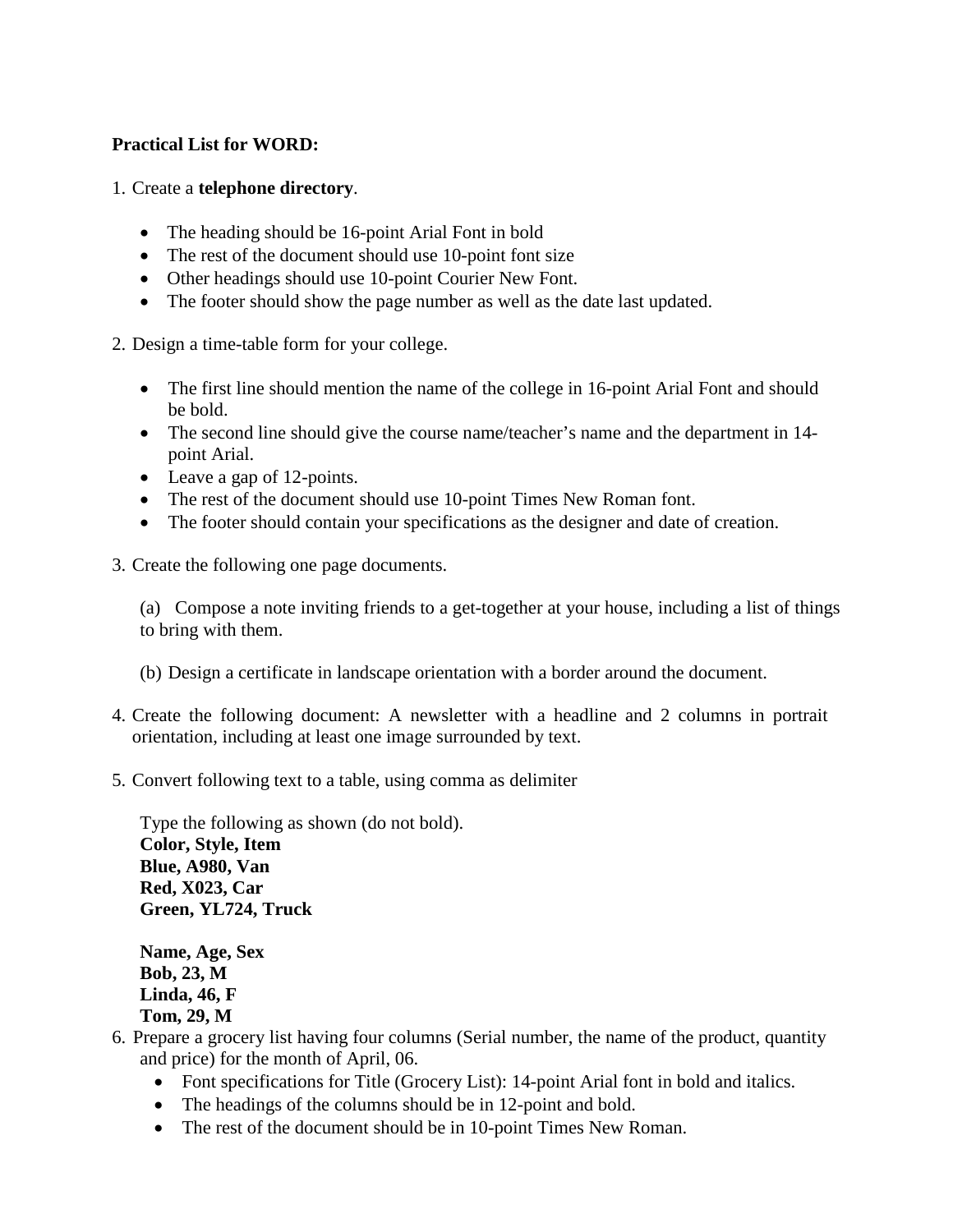**Practical List for WORD:**

1. Create a **telephone directory**.

    - The heading should be 16-point Arial Font in bold
    - The rest of the document should use 10-point font size
    - Other headings should use 10-point Courier New Font.
    - The footer should show the page number as well as the date last updated.

2. Design a time-table form for your college.

    - The first line should mention the name of the college in 16-point Arial Font and should be bold.
    - The second line should give the course name/teacher's name and the department in 14-point Arial.
    - Leave a gap of 12-points.
    - The rest of the document should use 10-point Times New Roman font.
    - The footer should contain your specifications as the designer and date of creation.

3. Create the following one page documents.

    (a) Compose a note inviting friends to a get-together at your house, including a list of things to bring with them.

    (b) Design a certificate in landscape orientation with a border around the document.

4. Create the following document: A newsletter with a headline and 2 columns in portrait orientation, including at least one image surrounded by text.

5. Convert following text to a table, using comma as delimiter

    Type the following as shown (do not bold).
    **Color, Style, Item**
    **Blue, A980, Van**
    **Red, X023, Car**
    **Green, YL724, Truck**

    **Name, Age, Sex**
    **Bob, 23, M**
    **Linda, 46, F**
    **Tom, 29, M**

6. Prepare a grocery list having four columns (Serial number, the name of the product, quantity and price) for the month of April, 06.
    - Font specifications for Title (Grocery List): 14-point Arial font in bold and italics.
    - The headings of the columns should be in 12-point and bold.
    - The rest of the document should be in 10-point Times New Roman.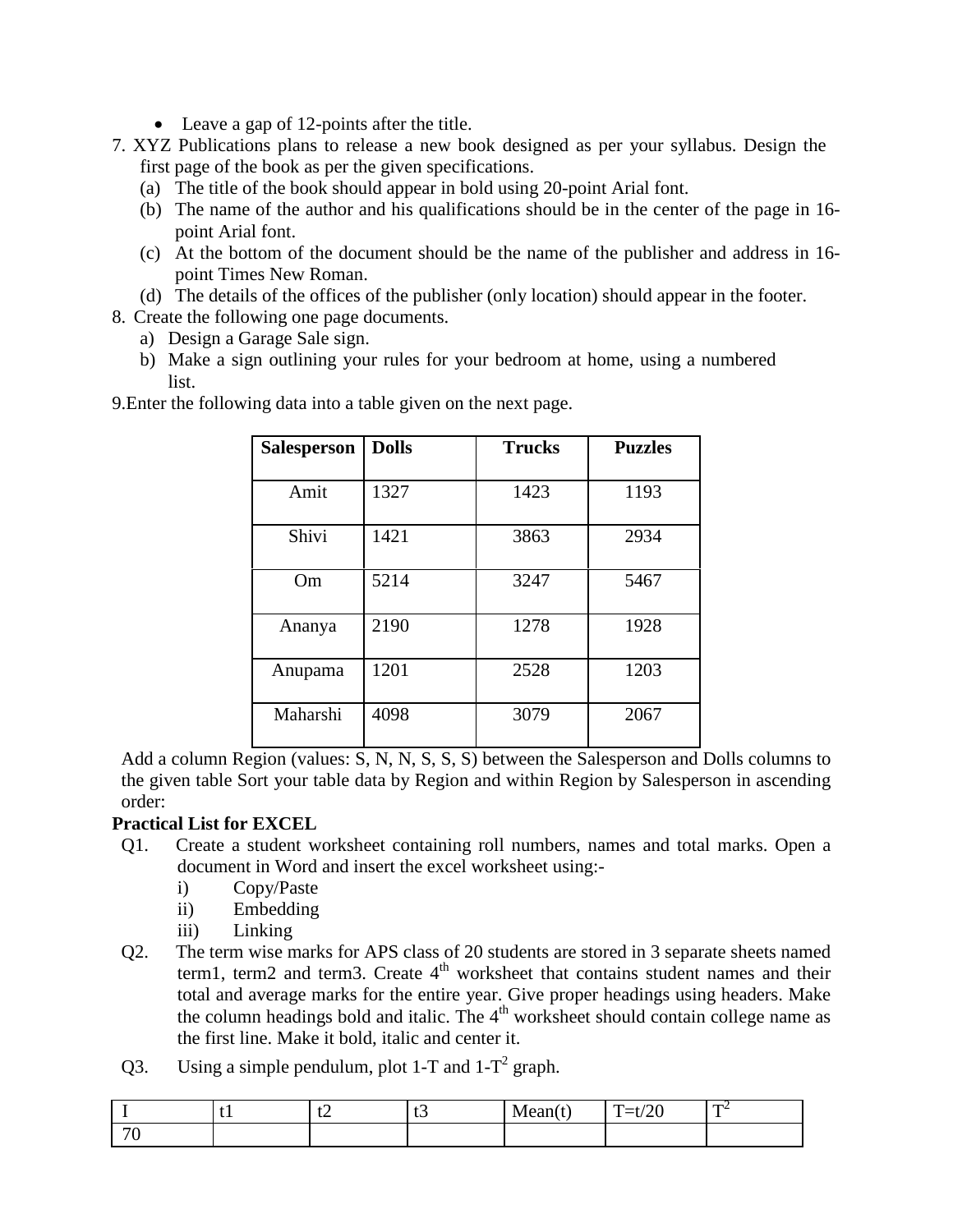- Leave a gap of 12-points after the title.

7. XYZ Publications plans to release a new book designed as per your syllabus. Design the first page of the book as per the given specifications.
   (a) The title of the book should appear in bold using 20-point Arial font.
   (b) The name of the author and his qualifications should be in the center of the page in 16-point Arial font.
   (c) At the bottom of the document should be the name of the publisher and address in 16-point Times New Roman.
   (d) The details of the offices of the publisher (only location) should appear in the footer.
8. Create the following one page documents.
   a) Design a Garage Sale sign.
   b) Make a sign outlining your rules for your bedroom at home, using a numbered list.
9. Enter the following data into a table given on the next page.

| **Salesperson** | **Dolls** | **Trucks** | **Puzzles** |
|---|---|---|---|
| Amit | 1327 | 1423 | 1193 |
| Shivi | 1421 | 3863 | 2934 |
| Om | 5214 | 3247 | 5467 |
| Ananya | 2190 | 1278 | 1928 |
| Anupama | 1201 | 2528 | 1203 |
| Maharshi | 4098 | 3079 | 2067 |

Add a column Region (values: S, N, N, S, S, S) between the Salesperson and Dolls columns to the given table Sort your table data by Region and within Region by Salesperson in ascending order:

**Practical List for EXCEL**

Q1. Create a student worksheet containing roll numbers, names and total marks. Open a document in Word and insert the excel worksheet using:-
   i) Copy/Paste
   ii) Embedding
   iii) Linking

Q2. The term wise marks for APS class of 20 students are stored in 3 separate sheets named term1, term2 and term3. Create 4th worksheet that contains student names and their total and average marks for the entire year. Give proper headings using headers. Make the column headings bold and italic. The 4th worksheet should contain college name as the first line. Make it bold, italic and center it.

Q3. Using a simple pendulum, plot 1-T and 1-$T^2$ graph.

| I | t1 | t2 | t3 | Mean(t) | T=t/20 | $T^2$ |
|---|---|---|---|---|---|---|
| 70 | | | | | | |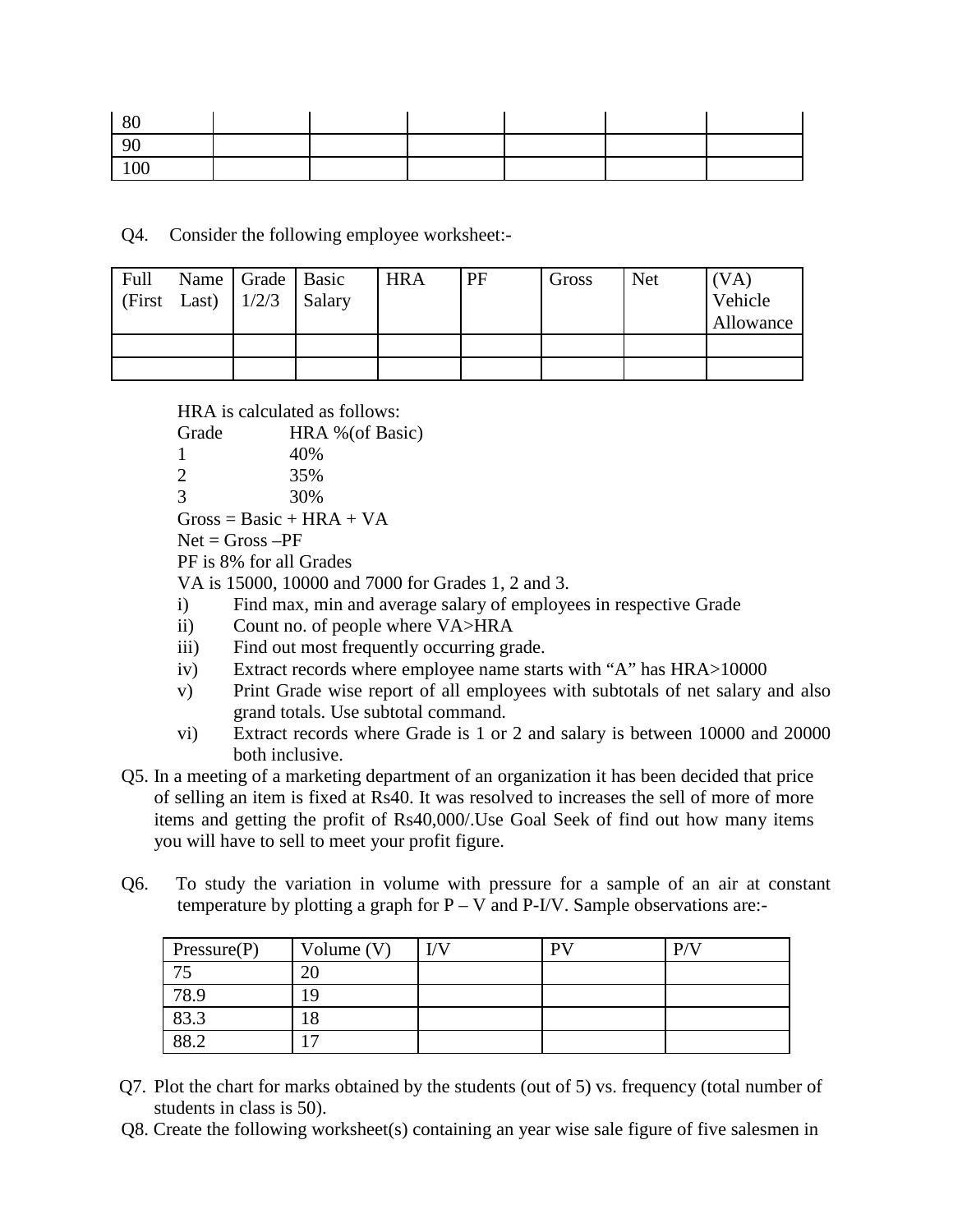| 80 | | | | | | | |
|---|---|---|---|---|---|---|---|
| 90 | | | | | | | |
| 100 | | | | | | | |

Q4. Consider the following employee worksheet:-

| Full Name (First Last) | Grade 1/2/3 | Basic Salary | HRA | PF | Gross | Net | (VA) Vehicle Allowance |
|---|---|---|---|---|---|---|---|
| | | | | | | | |
| | | | | | | | |

HRA is calculated as follows:

| Grade | HRA %(of Basic) |
|---|---|
| 1 | 40% |
| 2 | 35% |
| 3 | 30% |

Gross = Basic + HRA + VA

Net = Gross –PF

PF is 8% for all Grades

VA is 15000, 10000 and 7000 for Grades 1, 2 and 3.

i) Find max, min and average salary of employees in respective Grade
ii) Count no. of people where VA>HRA
iii) Find out most frequently occurring grade.
iv) Extract records where employee name starts with "A" has HRA>10000
v) Print Grade wise report of all employees with subtotals of net salary and also grand totals. Use subtotal command.
vi) Extract records where Grade is 1 or 2 and salary is between 10000 and 20000 both inclusive.

Q5. In a meeting of a marketing department of an organization it has been decided that price of selling an item is fixed at Rs40. It was resolved to increases the sell of more of more items and getting the profit of Rs40,000/.Use Goal Seek of find out how many items you will have to sell to meet your profit figure.

Q6. To study the variation in volume with pressure for a sample of an air at constant temperature by plotting a graph for P – V and P-I/V. Sample observations are:-

| Pressure(P) | Volume (V) | I/V | PV | P/V |
|---|---|---|---|---|
| 75 | 20 | | | |
| 78.9 | 19 | | | |
| 83.3 | 18 | | | |
| 88.2 | 17 | | | |

Q7. Plot the chart for marks obtained by the students (out of 5) vs. frequency (total number of students in class is 50).

Q8. Create the following worksheet(s) containing an year wise sale figure of five salesmen in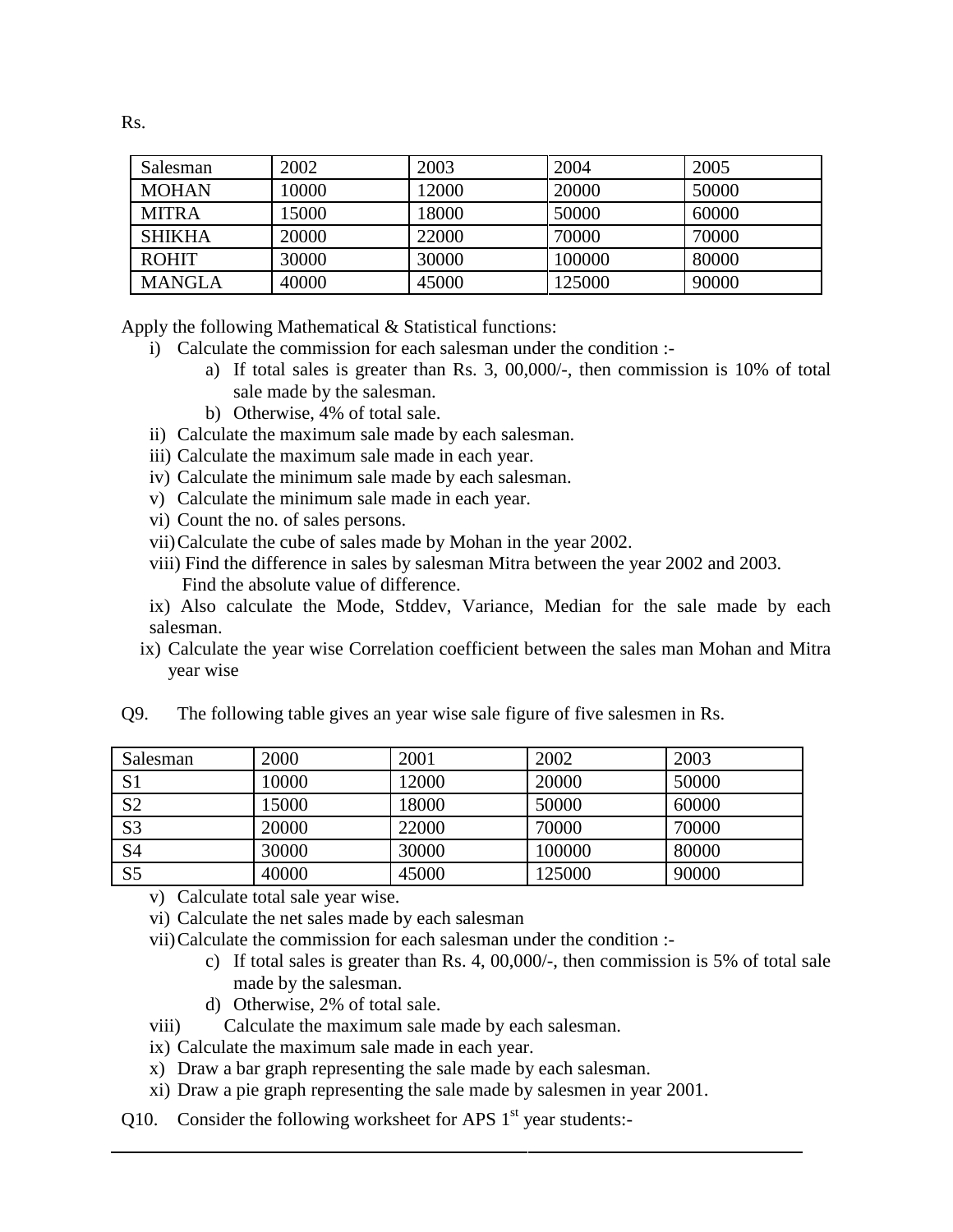Rs.

| Salesman | 2002 | 2003 | 2004 | 2005 |
|---|---|---|---|---|
| MOHAN | 10000 | 12000 | 20000 | 50000 |
| MITRA | 15000 | 18000 | 50000 | 60000 |
| SHIKHA | 20000 | 22000 | 70000 | 70000 |
| ROHIT | 30000 | 30000 | 100000 | 80000 |
| MANGLA | 40000 | 45000 | 125000 | 90000 |

Apply the following Mathematical & Statistical functions:

- i) Calculate the commission for each salesman under the condition :-
  - a) If total sales is greater than Rs. 3, 00,000/-, then commission is 10% of total sale made by the salesman.
  - b) Otherwise, 4% of total sale.
- ii) Calculate the maximum sale made by each salesman.
- iii) Calculate the maximum sale made in each year.
- iv) Calculate the minimum sale made by each salesman.
- v) Calculate the minimum sale made in each year.
- vi) Count the no. of sales persons.
- vii) Calculate the cube of sales made by Mohan in the year 2002.
- viii) Find the difference in sales by salesman Mitra between the year 2002 and 2003. Find the absolute value of difference.
- ix) Also calculate the Mode, Stddev, Variance, Median for the sale made by each salesman.
- ix) Calculate the year wise Correlation coefficient between the sales man Mohan and Mitra year wise

Q9. The following table gives an year wise sale figure of five salesmen in Rs.

| Salesman | 2000 | 2001 | 2002 | 2003 |
|---|---|---|---|---|
| S1 | 10000 | 12000 | 20000 | 50000 |
| S2 | 15000 | 18000 | 50000 | 60000 |
| S3 | 20000 | 22000 | 70000 | 70000 |
| S4 | 30000 | 30000 | 100000 | 80000 |
| S5 | 40000 | 45000 | 125000 | 90000 |

- v) Calculate total sale year wise.
- vi) Calculate the net sales made by each salesman
- vii) Calculate the commission for each salesman under the condition :-
  - c) If total sales is greater than Rs. 4, 00,000/-, then commission is 5% of total sale made by the salesman.
  - d) Otherwise, 2% of total sale.
- viii) Calculate the maximum sale made by each salesman.
- ix) Calculate the maximum sale made in each year.
- x) Draw a bar graph representing the sale made by each salesman.
- xi) Draw a pie graph representing the sale made by salesmen in year 2001.

Q10. Consider the following worksheet for APS 1st year students:-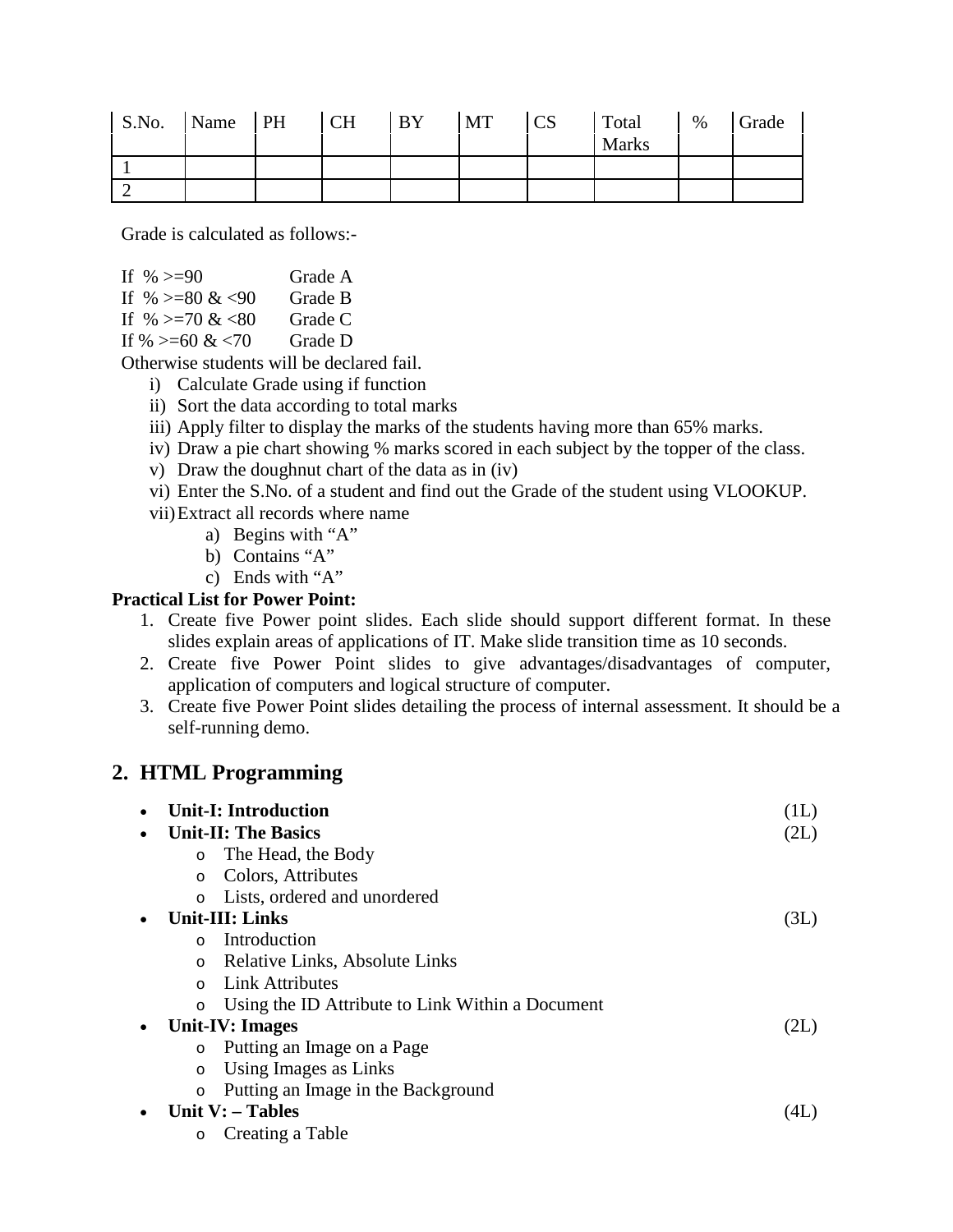| S.No. | Name | PH | CH | BY | MT | CS | Total Marks | % | Grade |
|---|---|---|---|---|---|---|---|---|---|
| 1 | | | | | | | | | |
| 2 | | | | | | | | | |

Grade is calculated as follows:-

If % >=90 Grade A
If % >=80 & <90 Grade B
If % >=70 & <80 Grade C
If % >=60 & <70 Grade D
Otherwise students will be declared fail.

i) Calculate Grade using if function
ii) Sort the data according to total marks
iii) Apply filter to display the marks of the students having more than 65% marks.
iv) Draw a pie chart showing % marks scored in each subject by the topper of the class.
v) Draw the doughnut chart of the data as in (iv)
vi) Enter the S.No. of a student and find out the Grade of the student using VLOOKUP.
vii) Extract all records where name
    a) Begins with "A"
    b) Contains "A"
    c) Ends with "A"

**Practical List for Power Point:**

1. Create five Power point slides. Each slide should support different format. In these slides explain areas of applications of IT. Make slide transition time as 10 seconds.
2. Create five Power Point slides to give advantages/disadvantages of computer, application of computers and logical structure of computer.
3. Create five Power Point slides detailing the process of internal assessment. It should be a self-running demo.

## 2. HTML Programming

- **Unit-I: Introduction** (1L)
- **Unit-II: The Basics** (2L)
    - The Head, the Body
    - Colors, Attributes
    - Lists, ordered and unordered
- **Unit-III: Links** (3L)
    - Introduction
    - Relative Links, Absolute Links
    - Link Attributes
    - Using the ID Attribute to Link Within a Document
- **Unit-IV: Images** (2L)
    - Putting an Image on a Page
    - Using Images as Links
    - Putting an Image in the Background
- **Unit V: – Tables** (4L)
    - Creating a Table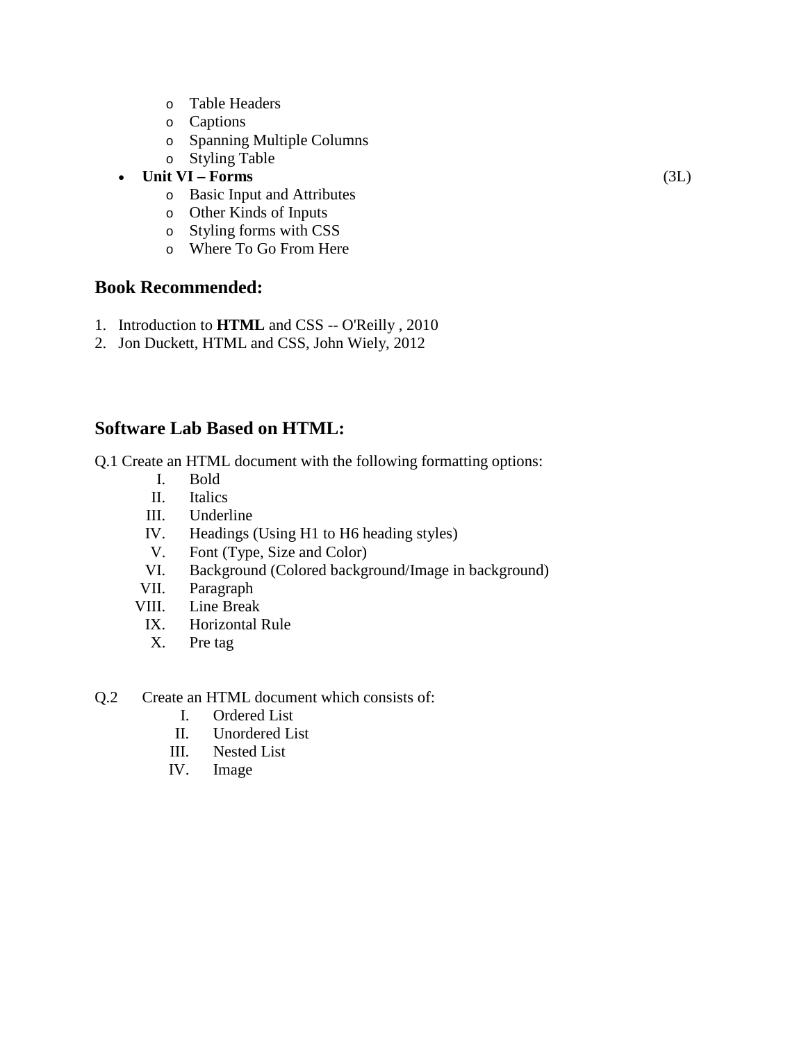- Table Headers
  - Captions
  - Spanning Multiple Columns
  - Styling Table
- **Unit VI – Forms** (3L)
  - Basic Input and Attributes
  - Other Kinds of Inputs
  - Styling forms with CSS
  - Where To Go From Here

## Book Recommended:

1. Introduction to **HTML** and CSS -- O'Reilly , 2010
2. Jon Duckett, HTML and CSS, John Wiely, 2012

## Software Lab Based on HTML:

Q.1 Create an HTML document with the following formatting options:

I. Bold
II. Italics
III. Underline
IV. Headings (Using H1 to H6 heading styles)
V. Font (Type, Size and Color)
VI. Background (Colored background/Image in background)
VII. Paragraph
VIII. Line Break
IX. Horizontal Rule
X. Pre tag

Q.2 Create an HTML document which consists of:

I. Ordered List
II. Unordered List
III. Nested List
IV. Image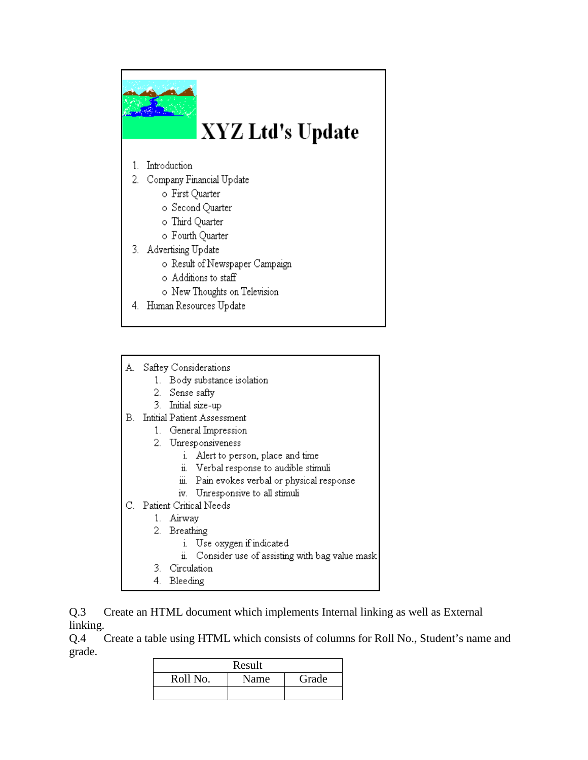**XYZ Ltd's Update**

1. Introduction
2. Company Financial Update
   - First Quarter
   - Second Quarter
   - Third Quarter
   - Fourth Quarter
3. Advertising Update
   - Result of Newspaper Campaign
   - Additions to staff
   - New Thoughts on Television
4. Human Resources Update

A. Saftey Considerations
   1. Body substance isolation
   2. Sense safty
   3. Initial size-up

B. Intitial Patient Assessment
   1. General Impression
   2. Unresponsiveness
      i. Alert to person, place and time
      ii. Verbal response to audible stimuli
      iii. Pain evokes verbal or physical response
      iv. Unresponsive to all stimuli

C. Patient Critical Needs
   1. Airway
   2. Breathing
      i. Use oxygen if indicated
      ii. Consider use of assisting with bag value mask
   3. Circulation
   4. Bleeding

Q.3 Create an HTML document which implements Internal linking as well as External linking.

Q.4 Create a table using HTML which consists of columns for Roll No., Student's name and grade.

| Result | | |
|---|---|---|
| Roll No. | Name | Grade |
| | | |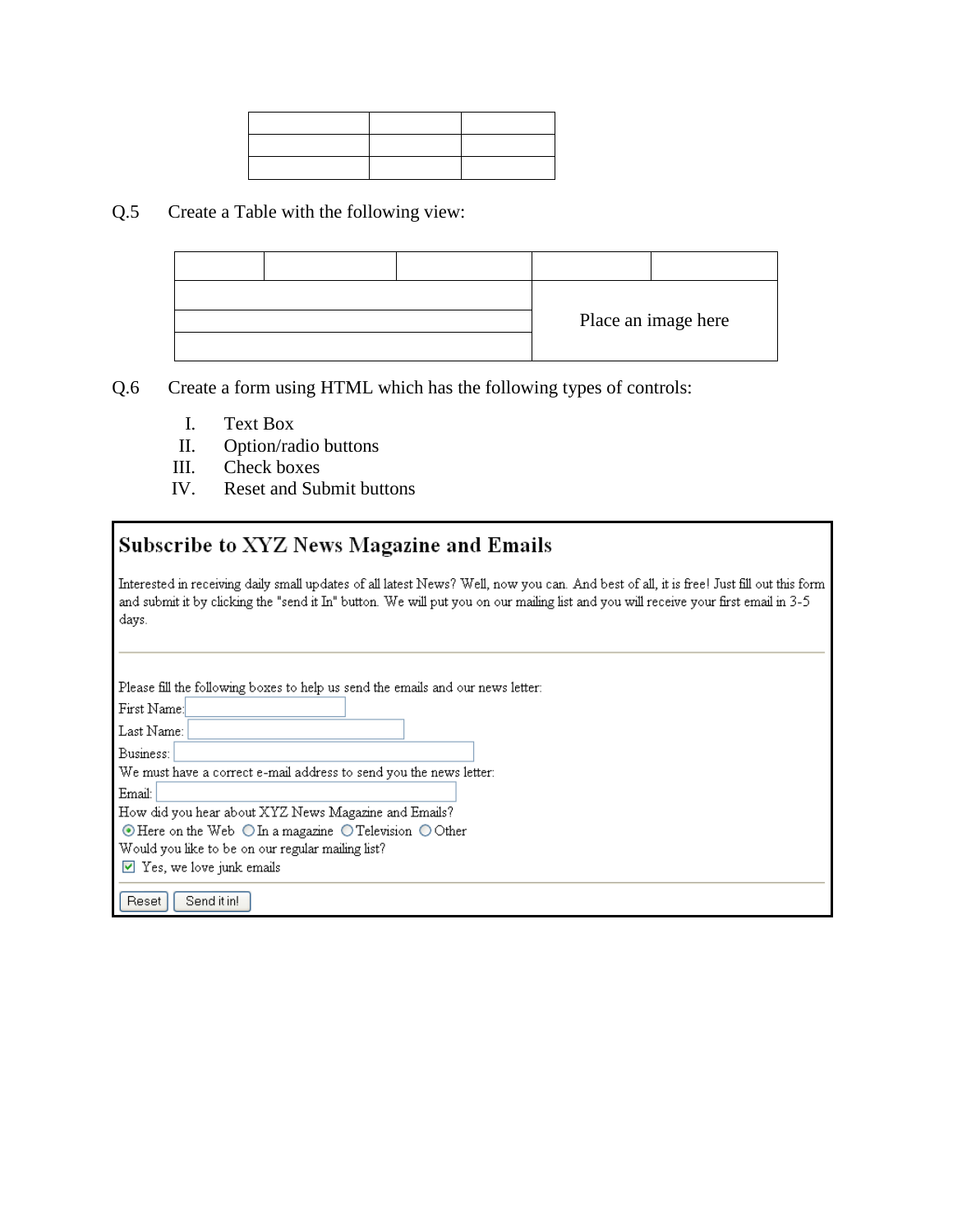| | | |
|---|---|---|
| | | |
| | | |

Q.5 Create a Table with the following view:

| | | | | |
|---|---|---|---|---|
| | | | Place an image here | |
| | | | | |
| | | | | |

Q.6 Create a form using HTML which has the following types of controls:

I. Text Box
II. Option/radio buttons
III. Check boxes
IV. Reset and Submit buttons

## Subscribe to XYZ News Magazine and Emails

Interested in receiving daily small updates of all latest News? Well, now you can. And best of all, it is free! Just fill out this form and submit it by clicking the "send it In" button. We will put you on our mailing list and you will receive your first email in 3-5 days.

---

Please fill the following boxes to help us send the emails and our news letter:

First Name: [ ]

Last Name: [ ]

Business: [ ]

We must have a correct e-mail address to send you the news letter:

Email: [ ]

How did you hear about XYZ News Magazine and Emails?

(•) Here on the Web ( ) In a magazine ( ) Television ( ) Other

Would you like to be on our regular mailing list?

[x] Yes, we love junk emails

---

[Reset] [Send it in!]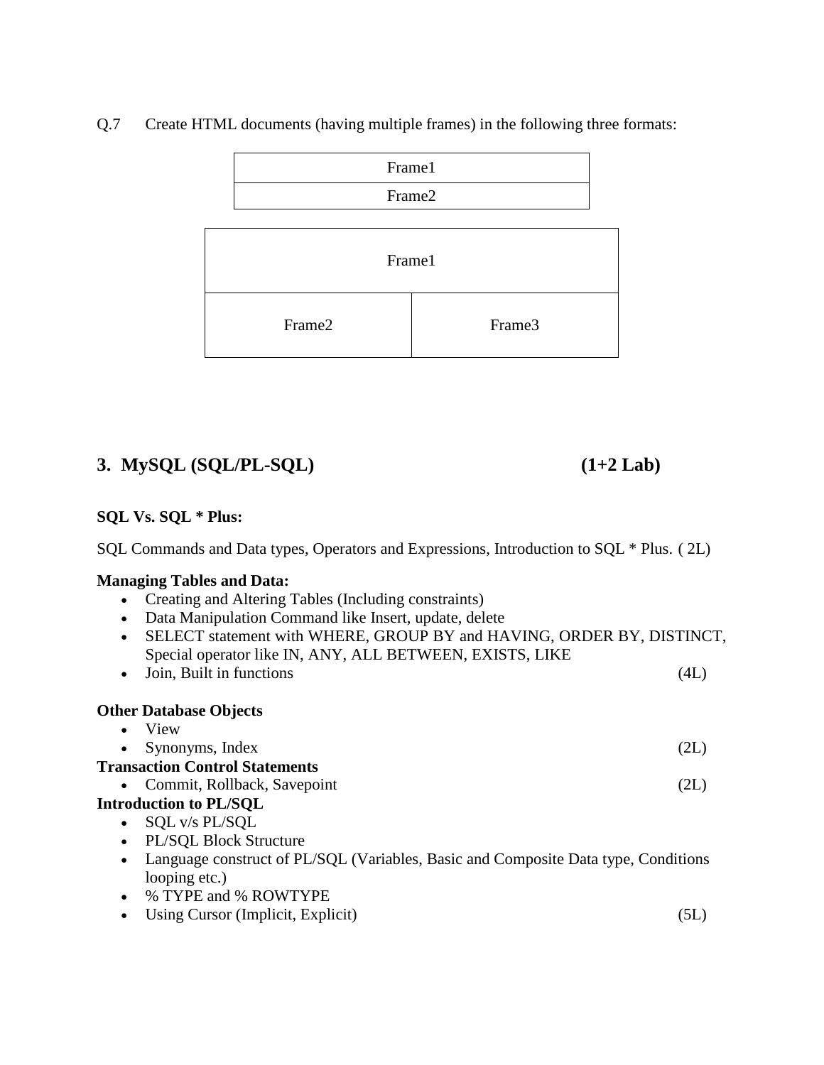Q.7 Create HTML documents (having multiple frames) in the following three formats:

| Frame1 |
| --- |
| Frame2 |

| Frame1 | |
| --- | --- |
| Frame2 | Frame3 |

## 3. MySQL (SQL/PL-SQL) (1+2 Lab)

**SQL Vs. SQL * Plus:**

SQL Commands and Data types, Operators and Expressions, Introduction to SQL * Plus. ( 2L)

**Managing Tables and Data:**

- Creating and Altering Tables (Including constraints)
- Data Manipulation Command like Insert, update, delete
- SELECT statement with WHERE, GROUP BY and HAVING, ORDER BY, DISTINCT, Special operator like IN, ANY, ALL BETWEEN, EXISTS, LIKE
- Join, Built in functions (4L)

**Other Database Objects**

- View
- Synonyms, Index (2L)

**Transaction Control Statements**

- Commit, Rollback, Savepoint (2L)

**Introduction to PL/SQL**

- SQL v/s PL/SQL
- PL/SQL Block Structure
- Language construct of PL/SQL (Variables, Basic and Composite Data type, Conditions looping etc.)
- % TYPE and % ROWTYPE
- Using Cursor (Implicit, Explicit) (5L)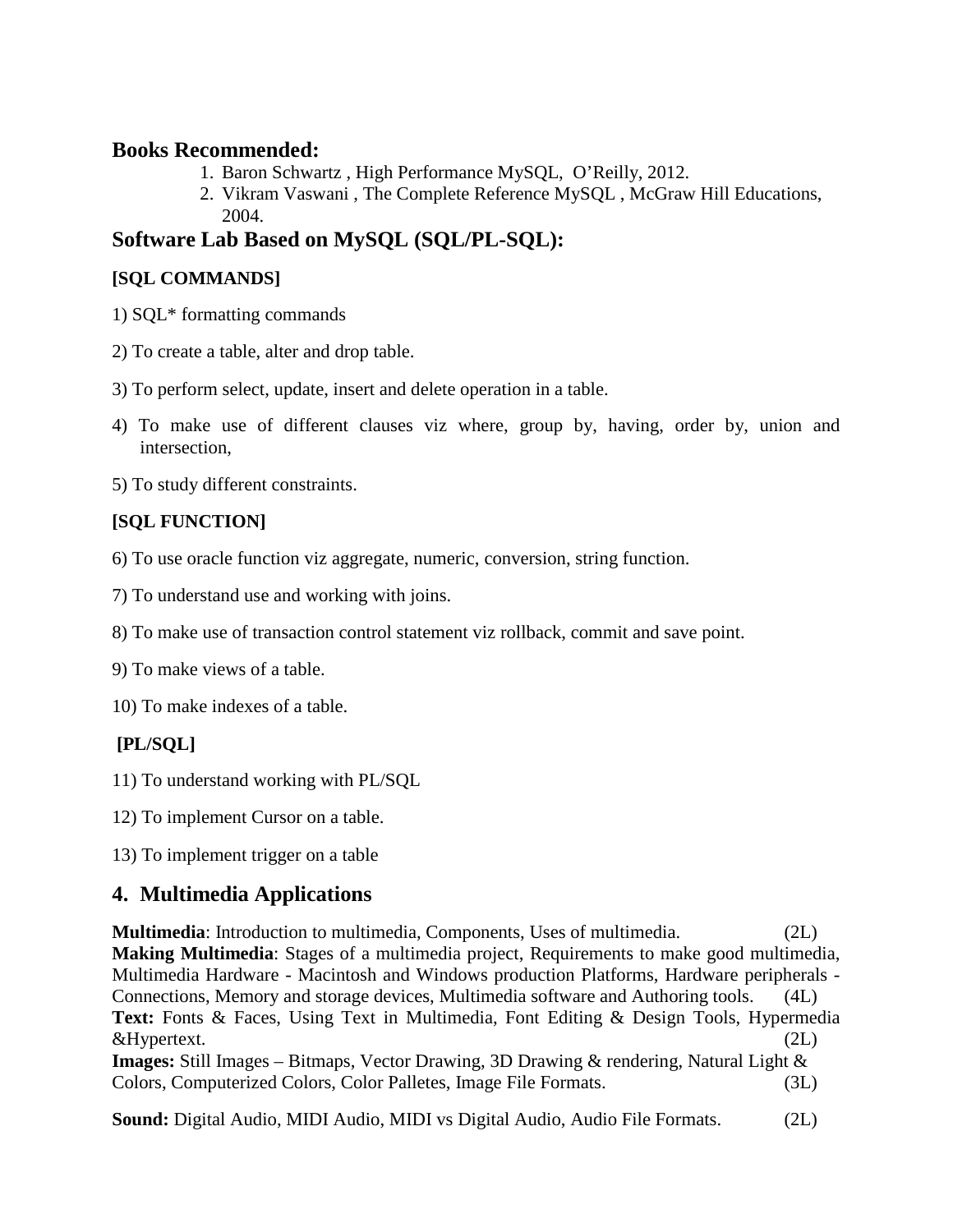## Books Recommended:

1. Baron Schwartz , High Performance MySQL, O'Reilly, 2012.
2. Vikram Vaswani , The Complete Reference MySQL , McGraw Hill Educations, 2004.

## Software Lab Based on MySQL (SQL/PL-SQL):

**[SQL COMMANDS]**

1) SQL* formatting commands

2) To create a table, alter and drop table.

3) To perform select, update, insert and delete operation in a table.

4) To make use of different clauses viz where, group by, having, order by, union and intersection,

5) To study different constraints.

**[SQL FUNCTION]**

6) To use oracle function viz aggregate, numeric, conversion, string function.

7) To understand use and working with joins.

8) To make use of transaction control statement viz rollback, commit and save point.

9) To make views of a table.

10) To make indexes of a table.

**[PL/SQL]**

11) To understand working with PL/SQL

12) To implement Cursor on a table.

13) To implement trigger on a table

## 4. Multimedia Applications

**Multimedia**: Introduction to multimedia, Components, Uses of multimedia. (2L)
**Making Multimedia**: Stages of a multimedia project, Requirements to make good multimedia, Multimedia Hardware - Macintosh and Windows production Platforms, Hardware peripherals - Connections, Memory and storage devices, Multimedia software and Authoring tools. (4L)
**Text:** Fonts & Faces, Using Text in Multimedia, Font Editing & Design Tools, Hypermedia &Hypertext. (2L)
**Images:** Still Images – Bitmaps, Vector Drawing, 3D Drawing & rendering, Natural Light & Colors, Computerized Colors, Color Palletes, Image File Formats. (3L)

**Sound:** Digital Audio, MIDI Audio, MIDI vs Digital Audio, Audio File Formats. (2L)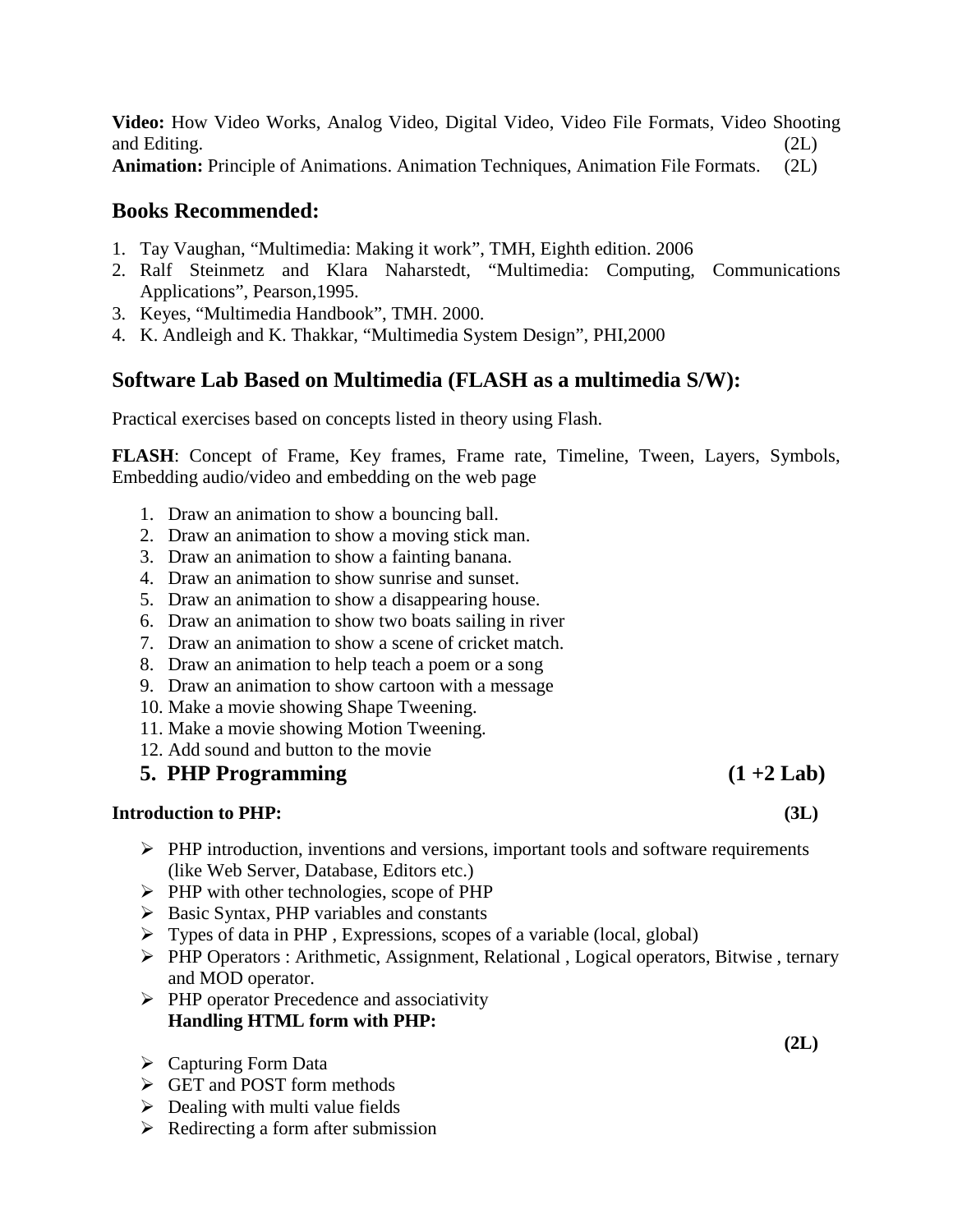**Video:** How Video Works, Analog Video, Digital Video, Video File Formats, Video Shooting and Editing. (2L)

**Animation:** Principle of Animations. Animation Techniques, Animation File Formats. (2L)

## Books Recommended:

1. Tay Vaughan, "Multimedia: Making it work", TMH, Eighth edition. 2006
2. Ralf Steinmetz and Klara Naharstedt, "Multimedia: Computing, Communications Applications", Pearson,1995.
3. Keyes, "Multimedia Handbook", TMH. 2000.
4. K. Andleigh and K. Thakkar, "Multimedia System Design", PHI,2000

## Software Lab Based on Multimedia (FLASH as a multimedia S/W):

Practical exercises based on concepts listed in theory using Flash.

**FLASH**: Concept of Frame, Key frames, Frame rate, Timeline, Tween, Layers, Symbols, Embedding audio/video and embedding on the web page

1. Draw an animation to show a bouncing ball.
2. Draw an animation to show a moving stick man.
3. Draw an animation to show a fainting banana.
4. Draw an animation to show sunrise and sunset.
5. Draw an animation to show a disappearing house.
6. Draw an animation to show two boats sailing in river
7. Draw an animation to show a scene of cricket match.
8. Draw an animation to help teach a poem or a song
9. Draw an animation to show cartoon with a message
10. Make a movie showing Shape Tweening.
11. Make a movie showing Motion Tweening.
12. Add sound and button to the movie

## 5. PHP Programming (1 +2 Lab)

**Introduction to PHP:** **(3L)**

- PHP introduction, inventions and versions, important tools and software requirements (like Web Server, Database, Editors etc.)
- PHP with other technologies, scope of PHP
- Basic Syntax, PHP variables and constants
- Types of data in PHP , Expressions, scopes of a variable (local, global)
- PHP Operators : Arithmetic, Assignment, Relational , Logical operators, Bitwise , ternary and MOD operator.
- PHP operator Precedence and associativity

**Handling HTML form with PHP:** **(2L)**

- Capturing Form Data
- GET and POST form methods
- Dealing with multi value fields
- Redirecting a form after submission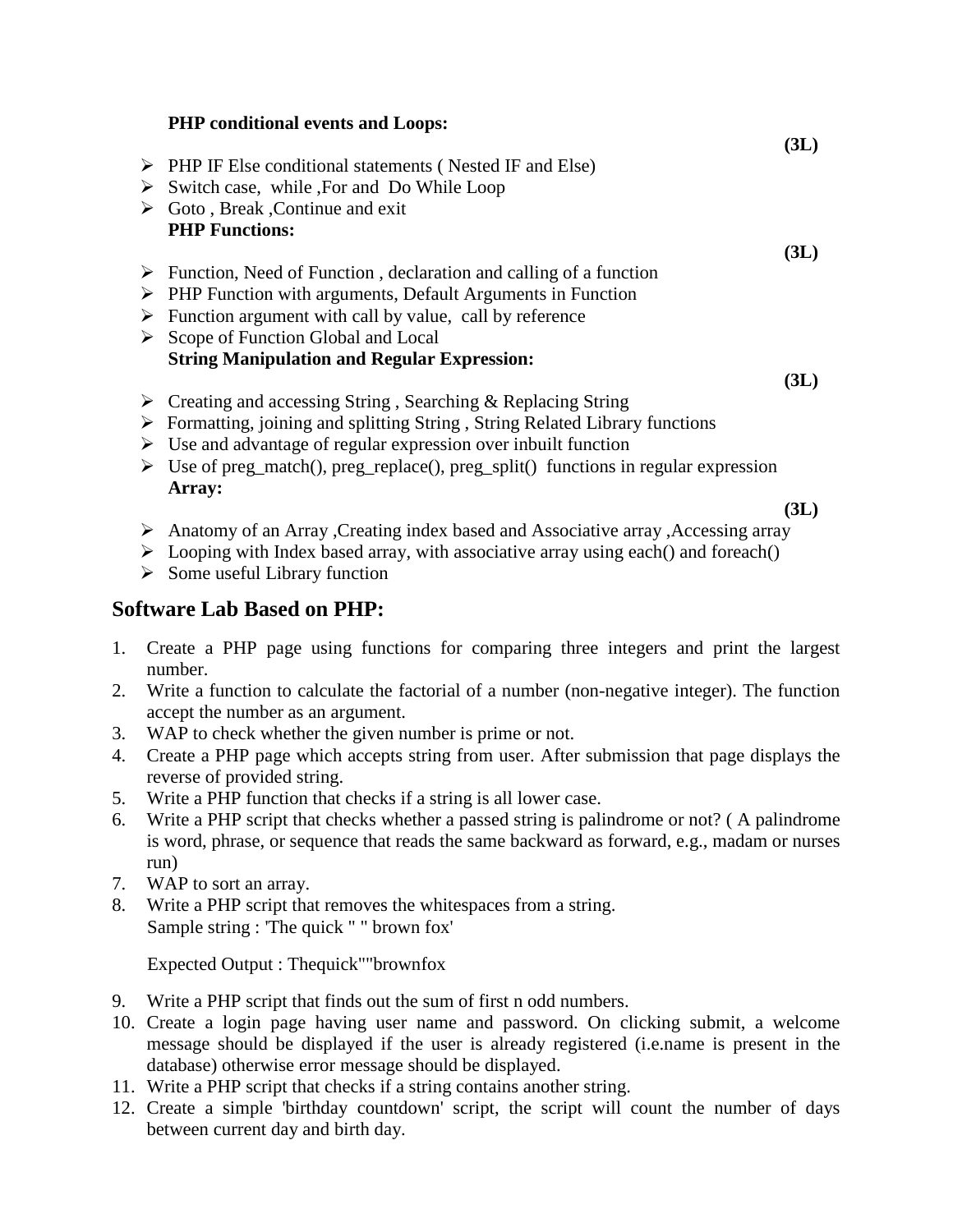**PHP conditional events and Loops:**

**(3L)**

- PHP IF Else conditional statements ( Nested IF and Else)
- Switch case, while ,For and Do While Loop
- Goto , Break ,Continue and exit

**PHP Functions:**

**(3L)**

- Function, Need of Function , declaration and calling of a function
- PHP Function with arguments, Default Arguments in Function
- Function argument with call by value, call by reference
- Scope of Function Global and Local

**String Manipulation and Regular Expression:**

**(3L)**

- Creating and accessing String , Searching & Replacing String
- Formatting, joining and splitting String , String Related Library functions
- Use and advantage of regular expression over inbuilt function
- Use of preg_match(), preg_replace(), preg_split() functions in regular expression

**Array:**

**(3L)**

- Anatomy of an Array ,Creating index based and Associative array ,Accessing array
- Looping with Index based array, with associative array using each() and foreach()
- Some useful Library function

## Software Lab Based on PHP:

1. Create a PHP page using functions for comparing three integers and print the largest number.
2. Write a function to calculate the factorial of a number (non-negative integer). The function accept the number as an argument.
3. WAP to check whether the given number is prime or not.
4. Create a PHP page which accepts string from user. After submission that page displays the reverse of provided string.
5. Write a PHP function that checks if a string is all lower case.
6. Write a PHP script that checks whether a passed string is palindrome or not? ( A palindrome is word, phrase, or sequence that reads the same backward as forward, e.g., madam or nurses run)
7. WAP to sort an array.
8. Write a PHP script that removes the whitespaces from a string.
   Sample string : 'The quick " " brown fox'

   Expected Output : Thequick""brownfox

9. Write a PHP script that finds out the sum of first n odd numbers.
10. Create a login page having user name and password. On clicking submit, a welcome message should be displayed if the user is already registered (i.e.name is present in the database) otherwise error message should be displayed.
11. Write a PHP script that checks if a string contains another string.
12. Create a simple 'birthday countdown' script, the script will count the number of days between current day and birth day.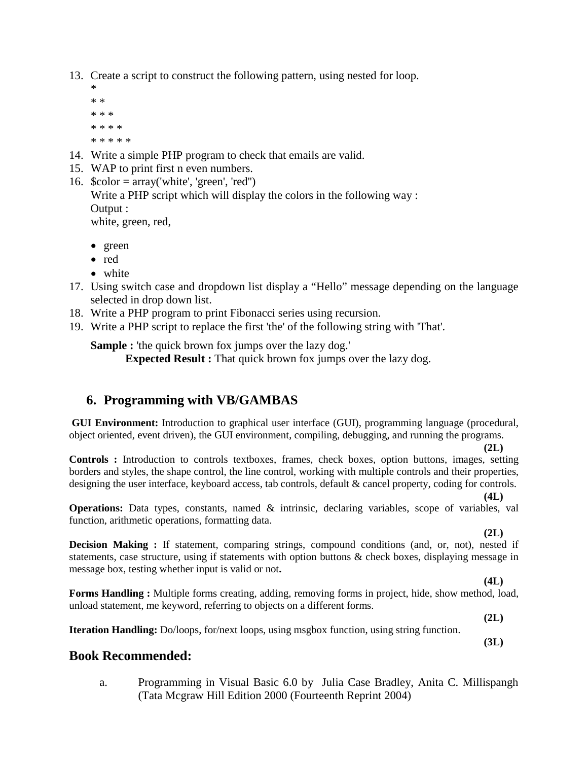13. Create a script to construct the following pattern, using nested for loop.

```
*
* *
* * *
* * * *
* * * * *
```

14. Write a simple PHP program to check that emails are valid.
15. WAP to print first n even numbers.
16. $color = array('white', 'green', 'red')
    Write a PHP script which will display the colors in the following way :
    Output :
    white, green, red,

    - green
    - red
    - white
17. Using switch case and dropdown list display a “Hello” message depending on the language selected in drop down list.
18. Write a PHP program to print Fibonacci series using recursion.
19. Write a PHP script to replace the first 'the' of the following string with 'That'.

    **Sample :** 'the quick brown fox jumps over the lazy dog.'
    **Expected Result :** That quick brown fox jumps over the lazy dog.

## 6. Programming with VB/GAMBAS

**GUI Environment:** Introduction to graphical user interface (GUI), programming language (procedural, object oriented, event driven), the GUI environment, compiling, debugging, and running the programs. **(2L)**

**Controls :** Introduction to controls textboxes, frames, check boxes, option buttons, images, setting borders and styles, the shape control, the line control, working with multiple controls and their properties, designing the user interface, keyboard access, tab controls, default & cancel property, coding for controls. **(4L)**

**Operations:** Data types, constants, named & intrinsic, declaring variables, scope of variables, val function, arithmetic operations, formatting data. **(2L)**

**Decision Making :** If statement, comparing strings, compound conditions (and, or, not), nested if statements, case structure, using if statements with option buttons & check boxes, displaying message in message box, testing whether input is valid or not**.** **(4L)**

**Forms Handling :** Multiple forms creating, adding, removing forms in project, hide, show method, load, unload statement, me keyword, referring to objects on a different forms. **(2L)**

**Iteration Handling:** Do/loops, for/next loops, using msgbox function, using string function. **(3L)**

## Book Recommended:

a. Programming in Visual Basic 6.0 by Julia Case Bradley, Anita C. Millispangh (Tata Mcgraw Hill Edition 2000 (Fourteenth Reprint 2004)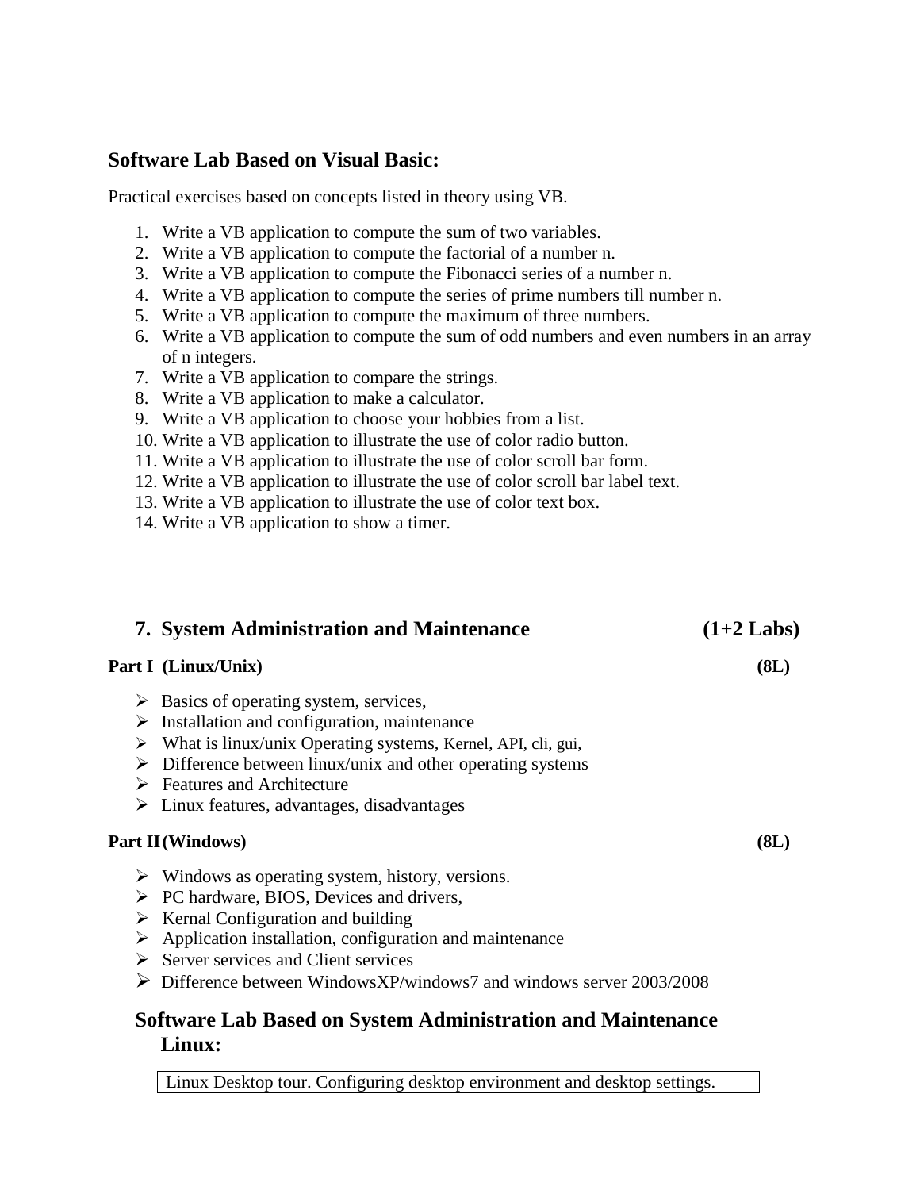### Software Lab Based on Visual Basic:

Practical exercises based on concepts listed in theory using VB.

1. Write a VB application to compute the sum of two variables.
2. Write a VB application to compute the factorial of a number n.
3. Write a VB application to compute the Fibonacci series of a number n.
4. Write a VB application to compute the series of prime numbers till number n.
5. Write a VB application to compute the maximum of three numbers.
6. Write a VB application to compute the sum of odd numbers and even numbers in an array of n integers.
7. Write a VB application to compare the strings.
8. Write a VB application to make a calculator.
9. Write a VB application to choose your hobbies from a list.
10. Write a VB application to illustrate the use of color radio button.
11. Write a VB application to illustrate the use of color scroll bar form.
12. Write a VB application to illustrate the use of color scroll bar label text.
13. Write a VB application to illustrate the use of color text box.
14. Write a VB application to show a timer.

## 7. System Administration and Maintenance (1+2 Labs)

**Part I (Linux/Unix) (8L)**

- Basics of operating system, services,
- Installation and configuration, maintenance
- What is linux/unix Operating systems, Kernel, API, cli, gui,
- Difference between linux/unix and other operating systems
- Features and Architecture
- Linux features, advantages, disadvantages

**Part II (Windows) (8L)**

- Windows as operating system, history, versions.
- PC hardware, BIOS, Devices and drivers,
- Kernal Configuration and building
- Application installation, configuration and maintenance
- Server services and Client services
- Difference between WindowsXP/windows7 and windows server 2003/2008

### Software Lab Based on System Administration and Maintenance Linux:

| Linux Desktop tour. Configuring desktop environment and desktop settings. |
|---|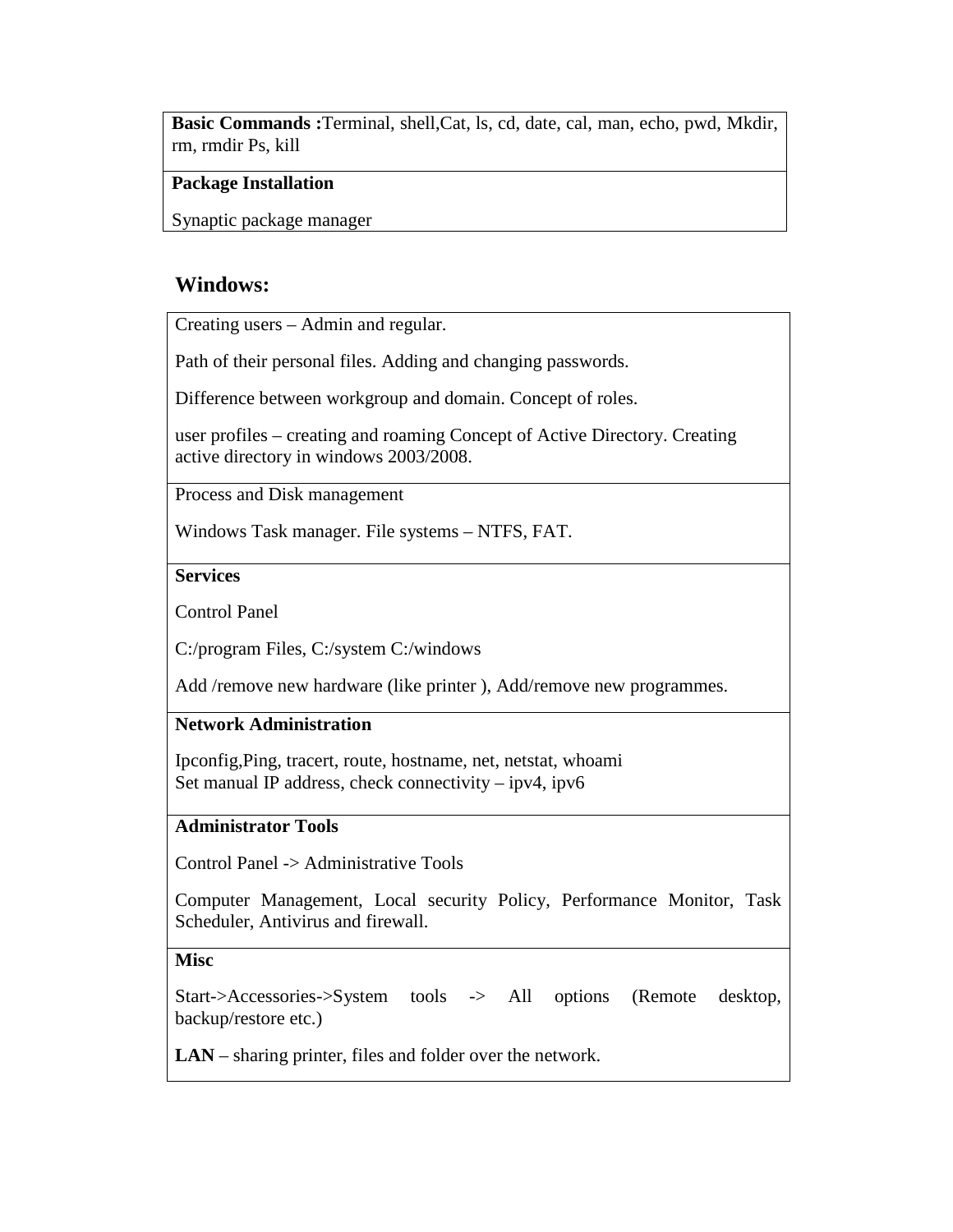| **Basic Commands :**Terminal, shell,Cat, ls, cd, date, cal, man, echo, pwd, Mkdir, rm, rmdir Ps, kill |
|---|
| **Package Installation**<br><br>Synaptic package manager |

## Windows:

| Creating users – Admin and regular.<br><br>Path of their personal files. Adding and changing passwords.<br><br>Difference between workgroup and domain. Concept of roles.<br><br>user profiles – creating and roaming Concept of Active Directory. Creating active directory in windows 2003/2008. |
|---|
| Process and Disk management<br><br>Windows Task manager. File systems – NTFS, FAT. |
| **Services**<br><br>Control Panel<br><br>C:/program Files, C:/system C:/windows<br><br>Add /remove new hardware (like printer ), Add/remove new programmes. |
| **Network Administration**<br><br>Ipconfig,Ping, tracert, route, hostname, net, netstat, whoami<br>Set manual IP address, check connectivity – ipv4, ipv6 |
| **Administrator Tools**<br><br>Control Panel -> Administrative Tools<br><br>Computer Management, Local security Policy, Performance Monitor, Task Scheduler, Antivirus and firewall. |
| **Misc**<br><br>Start->Accessories->System tools -> All options (Remote desktop, backup/restore etc.)<br><br>**LAN** – sharing printer, files and folder over the network. |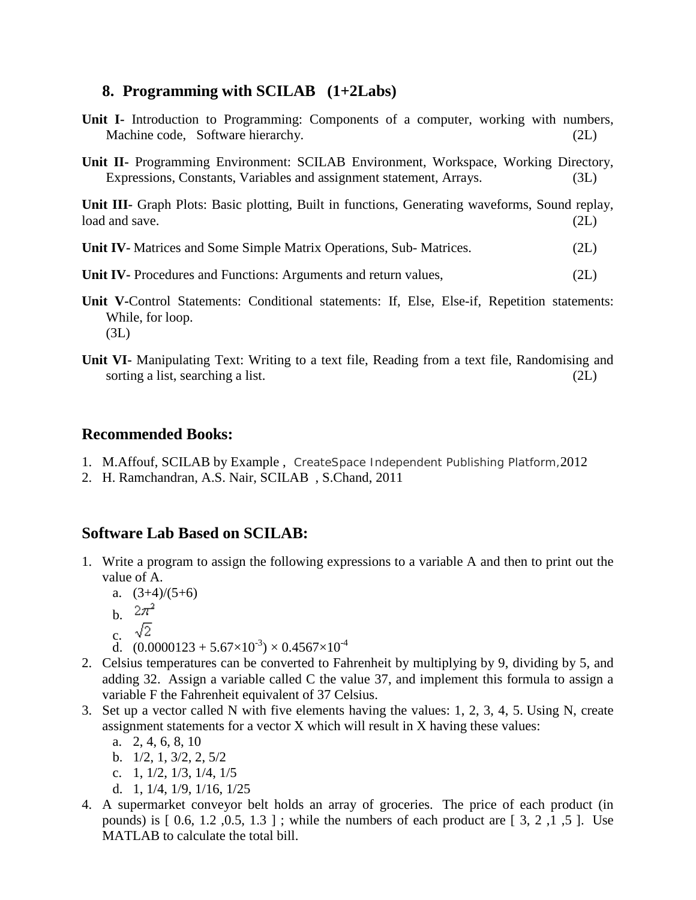## 8. Programming with SCILAB (1+2Labs)

**Unit I-** Introduction to Programming: Components of a computer, working with numbers, Machine code, Software hierarchy. (2L)

**Unit II-** Programming Environment: SCILAB Environment, Workspace, Working Directory, Expressions, Constants, Variables and assignment statement, Arrays. (3L)

**Unit III-** Graph Plots: Basic plotting, Built in functions, Generating waveforms, Sound replay, load and save. (2L)

**Unit IV-** Matrices and Some Simple Matrix Operations, Sub- Matrices. (2L)

**Unit IV-** Procedures and Functions: Arguments and return values, (2L)

**Unit V-**Control Statements: Conditional statements: If, Else, Else-if, Repetition statements: While, for loop. (3L)

**Unit VI-** Manipulating Text: Writing to a text file, Reading from a text file, Randomising and sorting a list, searching a list. (2L)

## Recommended Books:

1. M.Affouf, SCILAB by Example , CreateSpace Independent Publishing Platform,2012
2. H. Ramchandran, A.S. Nair, SCILAB , S.Chand, 2011

## Software Lab Based on SCILAB:

1. Write a program to assign the following expressions to a variable A and then to print out the value of A.
   a. (3+4)/(5+6)
   b. $2\pi^2$
   c. $\sqrt{2}$
   d. $(0.0000123 + 5.67\times10^{-3}) \times 0.4567\times10^{-4}$
2. Celsius temperatures can be converted to Fahrenheit by multiplying by 9, dividing by 5, and adding 32. Assign a variable called C the value 37, and implement this formula to assign a variable F the Fahrenheit equivalent of 37 Celsius.
3. Set up a vector called N with five elements having the values: 1, 2, 3, 4, 5. Using N, create assignment statements for a vector X which will result in X having these values:
   a. 2, 4, 6, 8, 10
   b. 1/2, 1, 3/2, 2, 5/2
   c. 1, 1/2, 1/3, 1/4, 1/5
   d. 1, 1/4, 1/9, 1/16, 1/25
4. A supermarket conveyor belt holds an array of groceries. The price of each product (in pounds) is [ 0.6, 1.2 ,0.5, 1.3 ] ; while the numbers of each product are [ 3, 2 ,1 ,5 ]. Use MATLAB to calculate the total bill.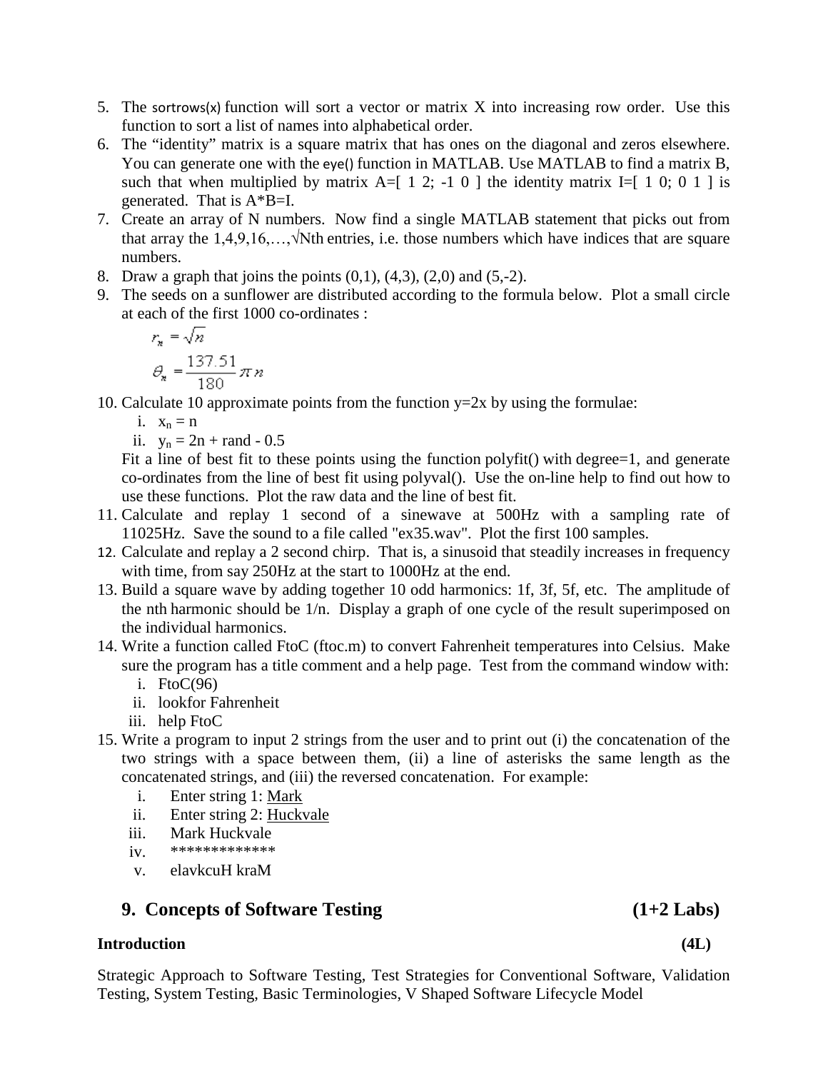5. The sortrows(x) function will sort a vector or matrix X into increasing row order. Use this function to sort a list of names into alphabetical order.
6. The "identity" matrix is a square matrix that has ones on the diagonal and zeros elsewhere. You can generate one with the eye() function in MATLAB. Use MATLAB to find a matrix B, such that when multiplied by matrix A=[ 1 2; -1 0 ] the identity matrix I=[ 1 0; 0 1 ] is generated. That is A*B=I.
7. Create an array of N numbers. Now find a single MATLAB statement that picks out from that array the 1,4,9,16,…,√Nth entries, i.e. those numbers which have indices that are square numbers.
8. Draw a graph that joins the points (0,1), (4,3), (2,0) and (5,-2).
9. The seeds on a sunflower are distributed according to the formula below. Plot a small circle at each of the first 1000 co-ordinates :

   $$r_n = \sqrt{n}$$

   $$\theta_n = \frac{137.51}{180}\pi n$$

10. Calculate 10 approximate points from the function y=2x by using the formulae:
    i. $x_n = n$
    ii. $y_n = 2n + \text{rand} - 0.5$

    Fit a line of best fit to these points using the function polyfit() with degree=1, and generate co-ordinates from the line of best fit using polyval(). Use the on-line help to find out how to use these functions. Plot the raw data and the line of best fit.
11. Calculate and replay 1 second of a sinewave at 500Hz with a sampling rate of 11025Hz. Save the sound to a file called "ex35.wav". Plot the first 100 samples.
12. Calculate and replay a 2 second chirp. That is, a sinusoid that steadily increases in frequency with time, from say 250Hz at the start to 1000Hz at the end.
13. Build a square wave by adding together 10 odd harmonics: 1f, 3f, 5f, etc. The amplitude of the nth harmonic should be 1/n. Display a graph of one cycle of the result superimposed on the individual harmonics.
14. Write a function called FtoC (ftoc.m) to convert Fahrenheit temperatures into Celsius. Make sure the program has a title comment and a help page. Test from the command window with:
    i. FtoC(96)
    ii. lookfor Fahrenheit
    iii. help FtoC
15. Write a program to input 2 strings from the user and to print out (i) the concatenation of the two strings with a space between them, (ii) a line of asterisks the same length as the concatenated strings, and (iii) the reversed concatenation. For example:
    i. Enter string 1: <u>Mark</u>
    ii. Enter string 2: <u>Huckvale</u>
    iii. Mark Huckvale
    iv. *************
    v. elavkcuH kraM

## 9. Concepts of Software Testing (1+2 Labs)

**Introduction (4L)**

Strategic Approach to Software Testing, Test Strategies for Conventional Software, Validation Testing, System Testing, Basic Terminologies, V Shaped Software Lifecycle Model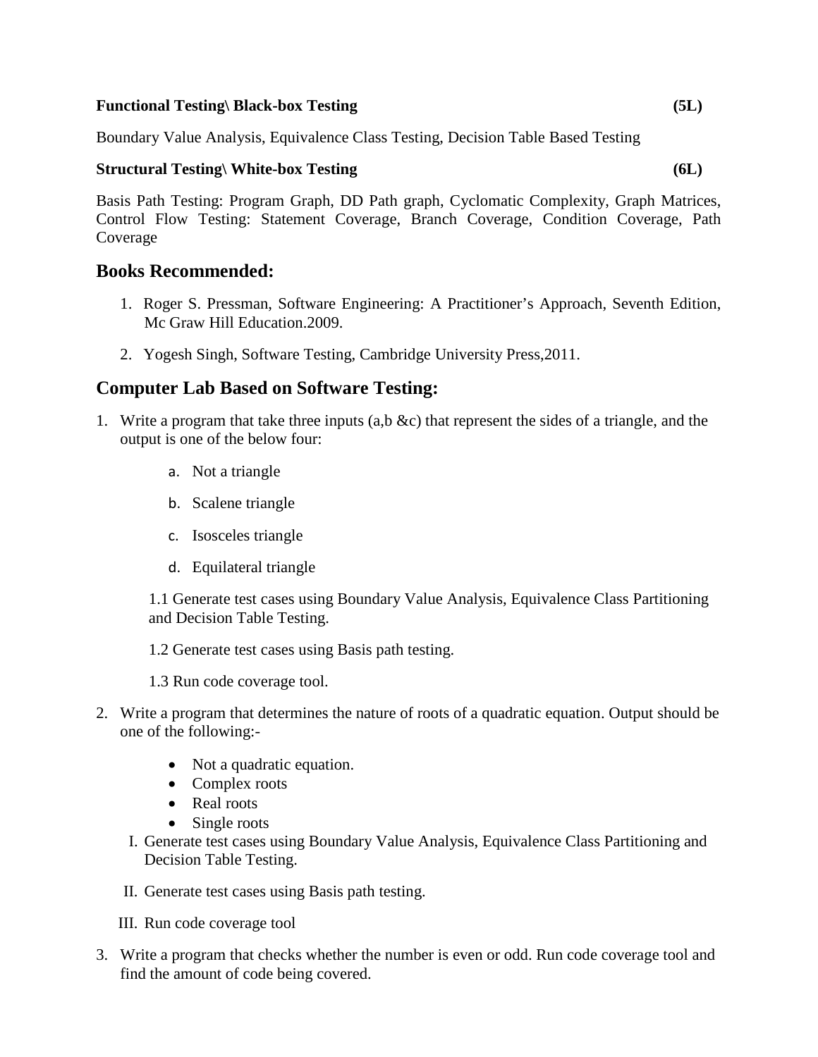**Functional Testing\ Black-box Testing** **(5L)**

Boundary Value Analysis, Equivalence Class Testing, Decision Table Based Testing

**Structural Testing\ White-box Testing** **(6L)**

Basis Path Testing: Program Graph, DD Path graph, Cyclomatic Complexity, Graph Matrices, Control Flow Testing: Statement Coverage, Branch Coverage, Condition Coverage, Path Coverage

## Books Recommended:

1. Roger S. Pressman, Software Engineering: A Practitioner's Approach, Seventh Edition, Mc Graw Hill Education.2009.
2. Yogesh Singh, Software Testing, Cambridge University Press,2011.

## Computer Lab Based on Software Testing:

1. Write a program that take three inputs (a,b &c) that represent the sides of a triangle, and the output is one of the below four:

   a. Not a triangle

   b. Scalene triangle

   c. Isosceles triangle

   d. Equilateral triangle

   1.1 Generate test cases using Boundary Value Analysis, Equivalence Class Partitioning and Decision Table Testing.

   1.2 Generate test cases using Basis path testing.

   1.3 Run code coverage tool.

2. Write a program that determines the nature of roots of a quadratic equation. Output should be one of the following:-

   - Not a quadratic equation.
   - Complex roots
   - Real roots
   - Single roots

   I. Generate test cases using Boundary Value Analysis, Equivalence Class Partitioning and Decision Table Testing.

   II. Generate test cases using Basis path testing.

   III. Run code coverage tool

3. Write a program that checks whether the number is even or odd. Run code coverage tool and find the amount of code being covered.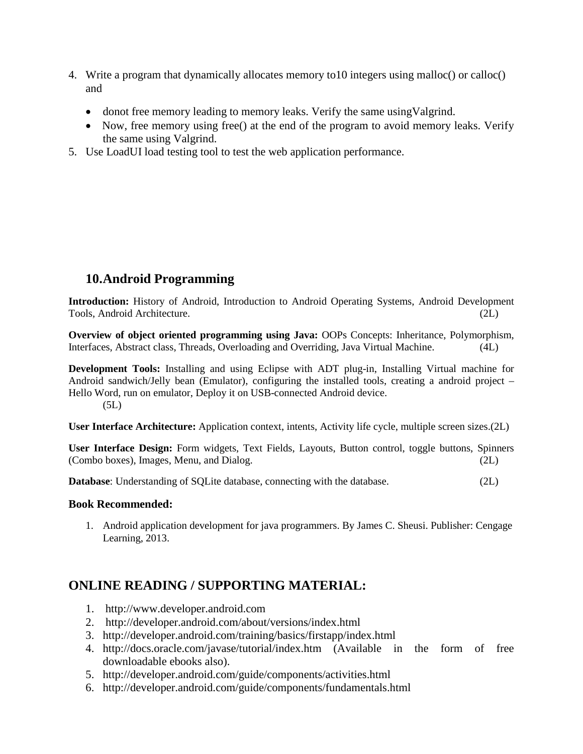4. Write a program that dynamically allocates memory to10 integers using malloc() or calloc() and

   - donot free memory leading to memory leaks. Verify the same usingValgrind.
   - Now, free memory using free() at the end of the program to avoid memory leaks. Verify the same using Valgrind.

5. Use LoadUI load testing tool to test the web application performance.

## 10.Android Programming

**Introduction:** History of Android, Introduction to Android Operating Systems, Android Development Tools, Android Architecture. (2L)

**Overview of object oriented programming using Java:** OOPs Concepts: Inheritance, Polymorphism, Interfaces, Abstract class, Threads, Overloading and Overriding, Java Virtual Machine. (4L)

**Development Tools:** Installing and using Eclipse with ADT plug-in, Installing Virtual machine for Android sandwich/Jelly bean (Emulator), configuring the installed tools, creating a android project – Hello Word, run on emulator, Deploy it on USB-connected Android device. (5L)

**User Interface Architecture:** Application context, intents, Activity life cycle, multiple screen sizes.(2L)

**User Interface Design:** Form widgets, Text Fields, Layouts, Button control, toggle buttons, Spinners (Combo boxes), Images, Menu, and Dialog. (2L)

**Database**: Understanding of SQLite database, connecting with the database. (2L)

**Book Recommended:**

1. Android application development for java programmers. By James C. Sheusi. Publisher: Cengage Learning, 2013.

## ONLINE READING / SUPPORTING MATERIAL:

1. http://www.developer.android.com
2. http://developer.android.com/about/versions/index.html
3. http://developer.android.com/training/basics/firstapp/index.html
4. http://docs.oracle.com/javase/tutorial/index.htm (Available in the form of free downloadable ebooks also).
5. http://developer.android.com/guide/components/activities.html
6. http://developer.android.com/guide/components/fundamentals.html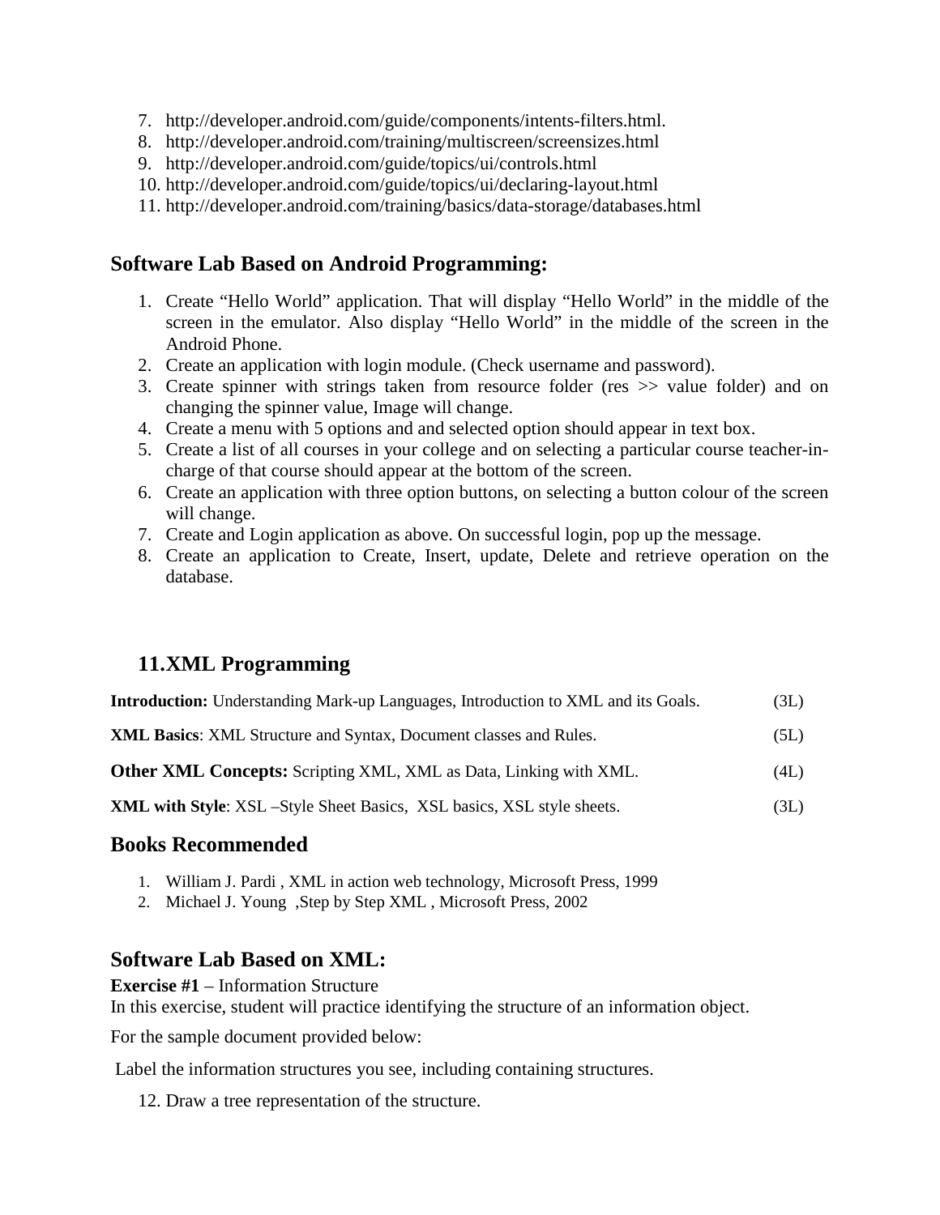7. http://developer.android.com/guide/components/intents-filters.html.
8. http://developer.android.com/training/multiscreen/screensizes.html
9. http://developer.android.com/guide/topics/ui/controls.html
10. http://developer.android.com/guide/topics/ui/declaring-layout.html
11. http://developer.android.com/training/basics/data-storage/databases.html

## Software Lab Based on Android Programming:

1. Create "Hello World" application. That will display "Hello World" in the middle of the screen in the emulator. Also display "Hello World" in the middle of the screen in the Android Phone.
2. Create an application with login module. (Check username and password).
3. Create spinner with strings taken from resource folder (res >> value folder) and on changing the spinner value, Image will change.
4. Create a menu with 5 options and and selected option should appear in text box.
5. Create a list of all courses in your college and on selecting a particular course teacher-in-charge of that course should appear at the bottom of the screen.
6. Create an application with three option buttons, on selecting a button colour of the screen will change.
7. Create and Login application as above. On successful login, pop up the message.
8. Create an application to Create, Insert, update, Delete and retrieve operation on the database.

## 11.XML Programming

**Introduction:** Understanding Mark-up Languages, Introduction to XML and its Goals. (3L)

**XML Basics**: XML Structure and Syntax, Document classes and Rules. (5L)

**Other XML Concepts:** Scripting XML, XML as Data, Linking with XML. (4L)

**XML with Style**: XSL –Style Sheet Basics, XSL basics, XSL style sheets. (3L)

## Books Recommended

1. William J. Pardi , XML in action web technology, Microsoft Press, 1999
2. Michael J. Young ,Step by Step XML , Microsoft Press, 2002

## Software Lab Based on XML:

**Exercise #1** – Information Structure

In this exercise, student will practice identifying the structure of an information object.

For the sample document provided below:

Label the information structures you see, including containing structures.

12. Draw a tree representation of the structure.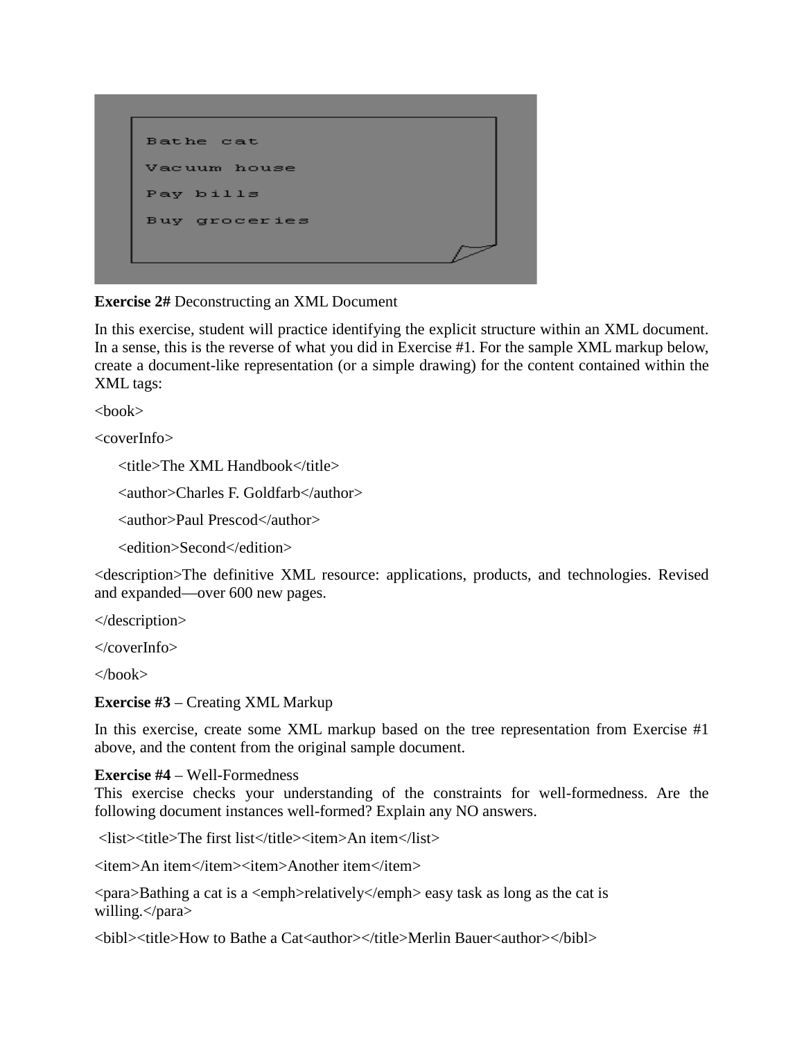**Exercise 2#** Deconstructing an XML Document

In this exercise, student will practice identifying the explicit structure within an XML document. In a sense, this is the reverse of what you did in Exercise #1. For the sample XML markup below, create a document-like representation (or a simple drawing) for the content contained within the XML tags:

```
<book>
<coverInfo>
    <title>The XML Handbook</title>
    <author>Charles F. Goldfarb</author>
    <author>Paul Prescod</author>
    <edition>Second</edition>
<description>The definitive XML resource: applications, products, and technologies. Revised and expanded—over 600 new pages.
</description>
</coverInfo>
</book>
```

**Exercise #3** – Creating XML Markup

In this exercise, create some XML markup based on the tree representation from Exercise #1 above, and the content from the original sample document.

**Exercise #4** – Well-Formedness

This exercise checks your understanding of the constraints for well-formedness. Are the following document instances well-formed? Explain any NO answers.

```
<list><title>The first list</title><item>An item</list>

<item>An item</item><item>Another item</item>

<para>Bathing a cat is a <emph>relatively</emph> easy task as long as the cat is willing.</para>

<bibl><title>How to Bathe a Cat<author></title>Merlin Bauer<author></bibl>
```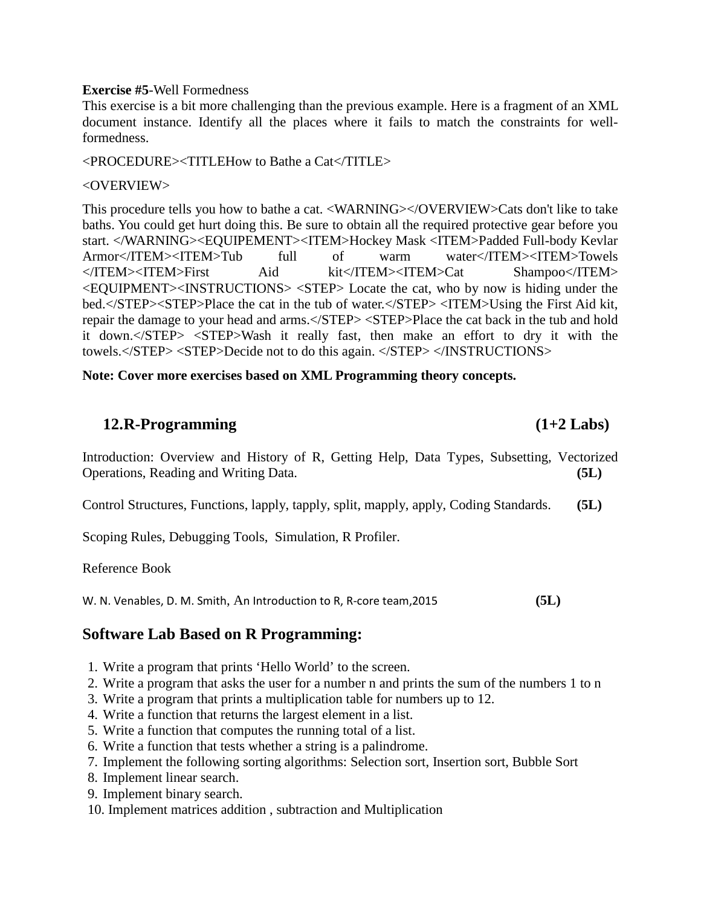**Exercise #5**-Well Formedness

This exercise is a bit more challenging than the previous example. Here is a fragment of an XML document instance. Identify all the places where it fails to match the constraints for well-formedness.

<PROCEDURE><TITLEHow to Bathe a Cat</TITLE>

<OVERVIEW>

This procedure tells you how to bathe a cat. <WARNING></OVERVIEW>Cats don't like to take baths. You could get hurt doing this. Be sure to obtain all the required protective gear before you start. </WARNING><EQUIPEMENT><ITEM>Hockey Mask <ITEM>Padded Full-body Kevlar Armor</ITEM><ITEM>Tub full of warm water</ITEM><ITEM>Towels </ITEM><ITEM>First Aid kit</ITEM><ITEM>Cat Shampoo</ITEM> <EQUIPMENT><INSTRUCTIONS> <STEP> Locate the cat, who by now is hiding under the bed.</STEP><STEP>Place the cat in the tub of water.</STEP> <ITEM>Using the First Aid kit, repair the damage to your head and arms.</STEP> <STEP>Place the cat back in the tub and hold it down.</STEP> <STEP>Wash it really fast, then make an effort to dry it with the towels.</STEP> <STEP>Decide not to do this again. </STEP> </INSTRUCTIONS>

**Note: Cover more exercises based on XML Programming theory concepts.**

## 12.R-Programming (1+2 Labs)

Introduction: Overview and History of R, Getting Help, Data Types, Subsetting, Vectorized Operations, Reading and Writing Data. **(5L)**

Control Structures, Functions, lapply, tapply, split, mapply, apply, Coding Standards. **(5L)**

Scoping Rules, Debugging Tools, Simulation, R Profiler.

Reference Book

W. N. Venables, D. M. Smith, An Introduction to R, R-core team,2015 **(5L)**

## Software Lab Based on R Programming:

1. Write a program that prints 'Hello World' to the screen.
2. Write a program that asks the user for a number n and prints the sum of the numbers 1 to n
3. Write a program that prints a multiplication table for numbers up to 12.
4. Write a function that returns the largest element in a list.
5. Write a function that computes the running total of a list.
6. Write a function that tests whether a string is a palindrome.
7. Implement the following sorting algorithms: Selection sort, Insertion sort, Bubble Sort
8. Implement linear search.
9. Implement binary search.
10. Implement matrices addition , subtraction and Multiplication